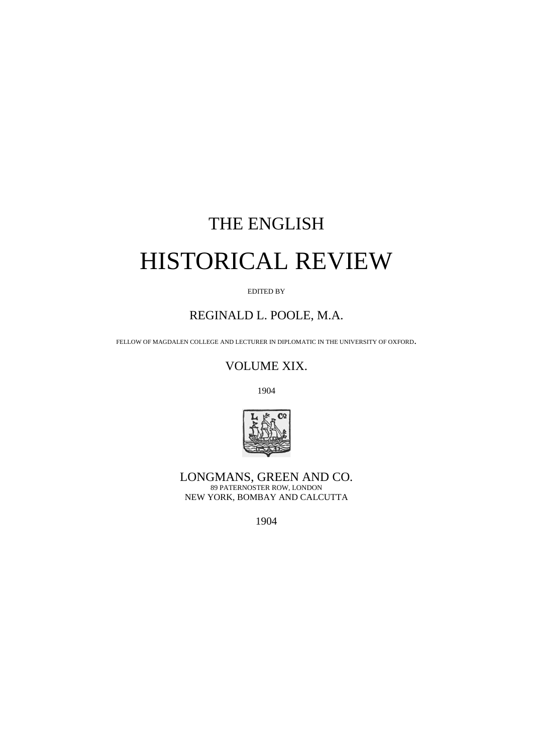# THE ENGLISH

# HISTORICAL REVIEW

EDITED BY

REGINALD L. POOLE, M.A.

FELLOW OF MAGDALEN COLLEGE AND LECTURER IN DIPLOMATIC IN THE UNIVERSITY OF OXFORD.

VOLUME XIX.

1904

LONGMANS, GREEN AND CO.
89 PATERNOSTER ROW, LONDON
NEW YORK, BOMBAY AND CALCUTTA

1904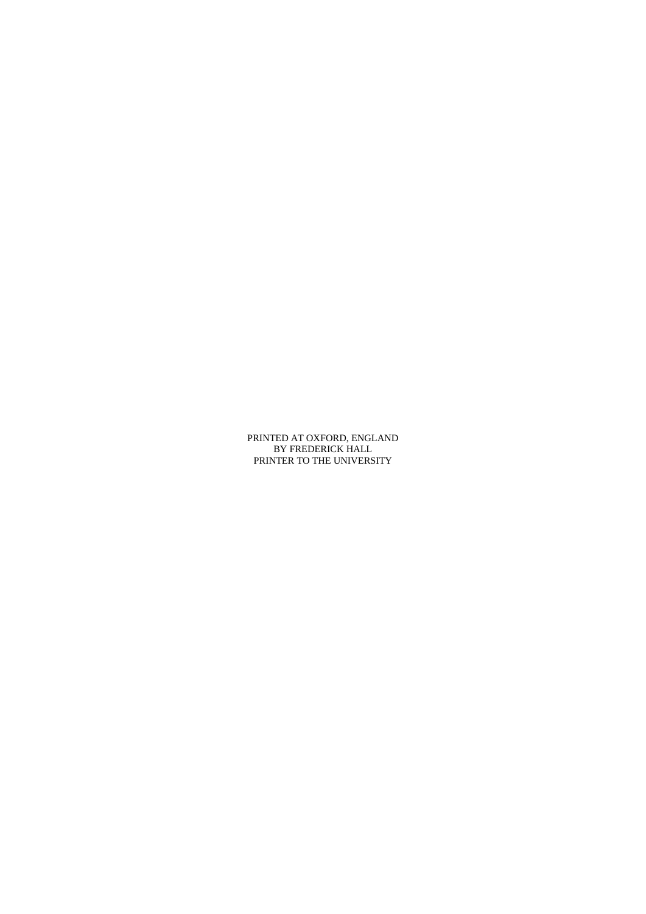PRINTED AT OXFORD, ENGLAND
BY FREDERICK HALL
PRINTER TO THE UNIVERSITY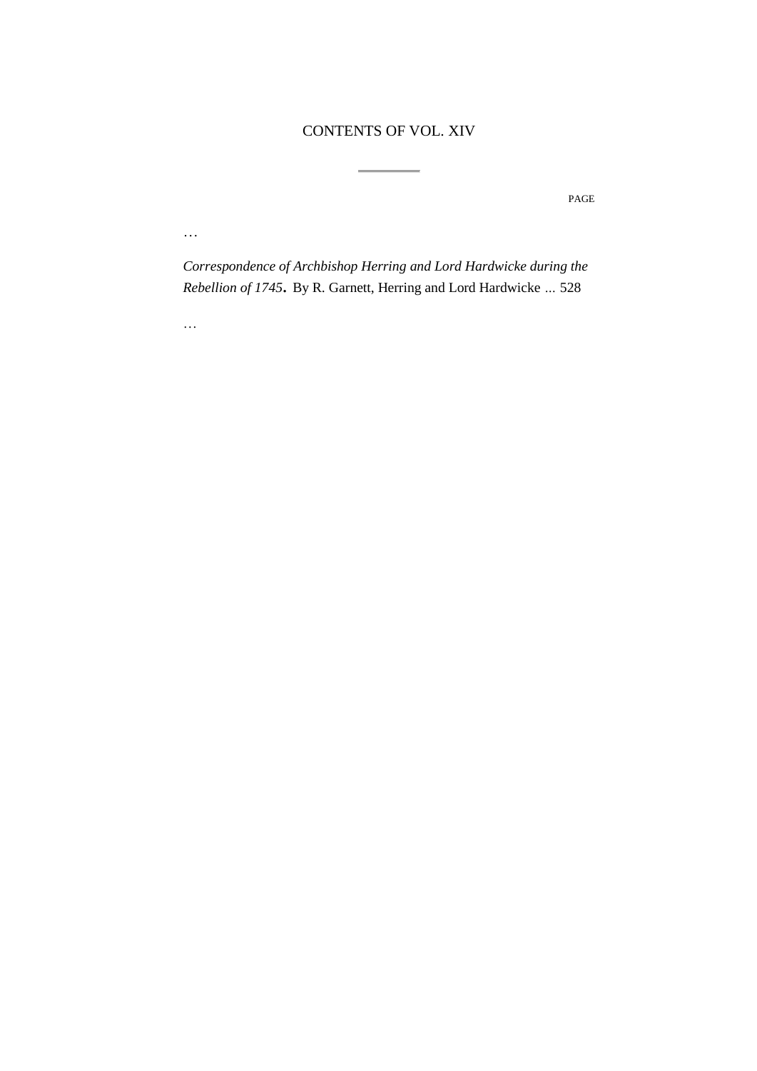# CONTENTS OF VOL. XIV

PAGE

…

*Correspondence of Archbishop Herring and Lord Hardwicke during the Rebellion of 1745*. By R. Garnett, Herring and Lord Hardwicke ... 528

…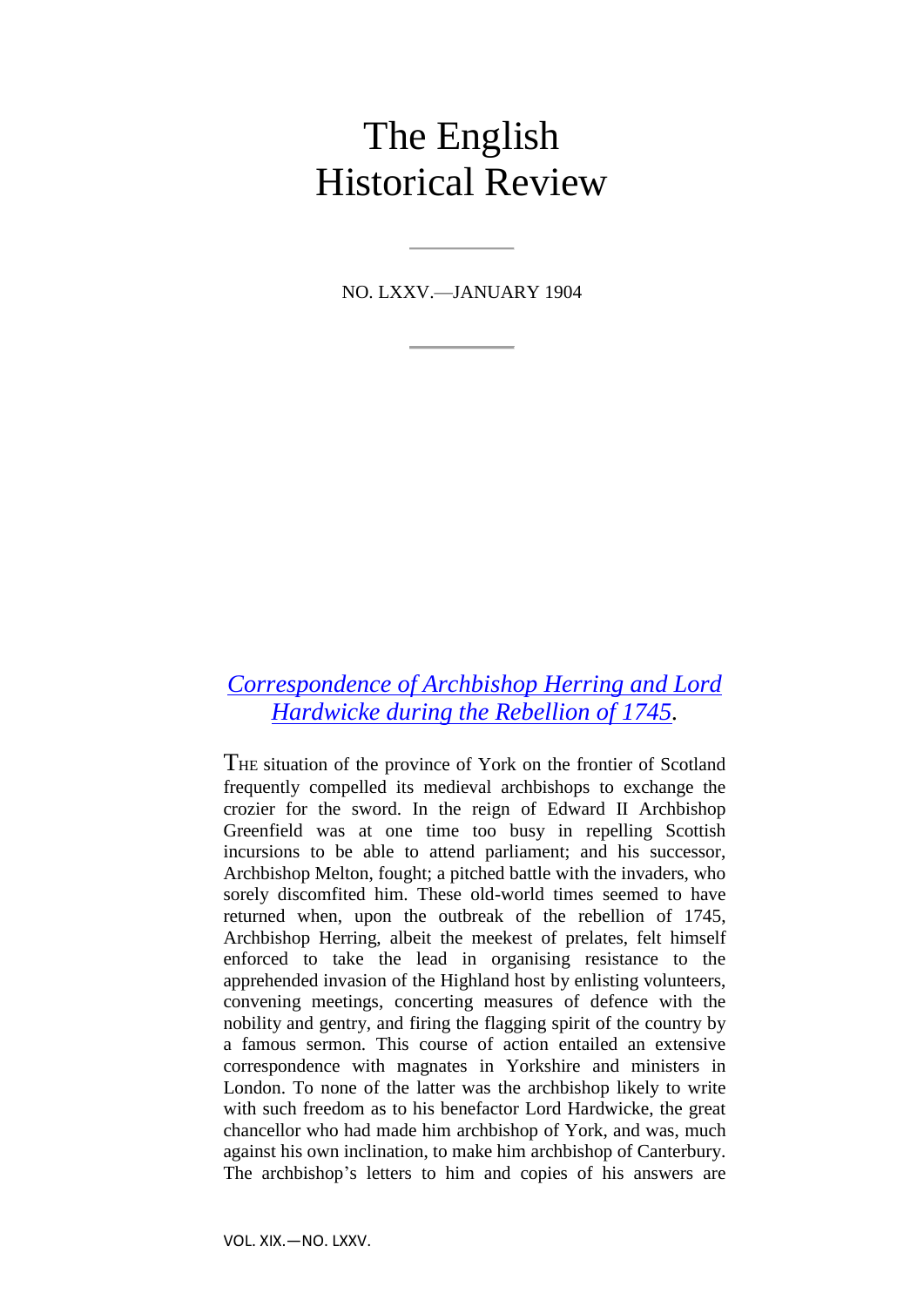# The English Historical Review

NO. LXXV.—JANUARY 1904

## *Correspondence of Archbishop Herring and Lord Hardwicke during the Rebellion of 1745.*

THE situation of the province of York on the frontier of Scotland frequently compelled its medieval archbishops to exchange the crozier for the sword. In the reign of Edward II Archbishop Greenfield was at one time too busy in repelling Scottish incursions to be able to attend parliament; and his successor, Archbishop Melton, fought; a pitched battle with the invaders, who sorely discomfited him. These old-world times seemed to have returned when, upon the outbreak of the rebellion of 1745, Archbishop Herring, albeit the meekest of prelates, felt himself enforced to take the lead in organising resistance to the apprehended invasion of the Highland host by enlisting volunteers, convening meetings, concerting measures of defence with the nobility and gentry, and firing the flagging spirit of the country by a famous sermon. This course of action entailed an extensive correspondence with magnates in Yorkshire and ministers in London. To none of the latter was the archbishop likely to write with such freedom as to his benefactor Lord Hardwicke, the great chancellor who had made him archbishop of York, and was, much against his own inclination, to make him archbishop of Canterbury. The archbishop's letters to him and copies of his answers are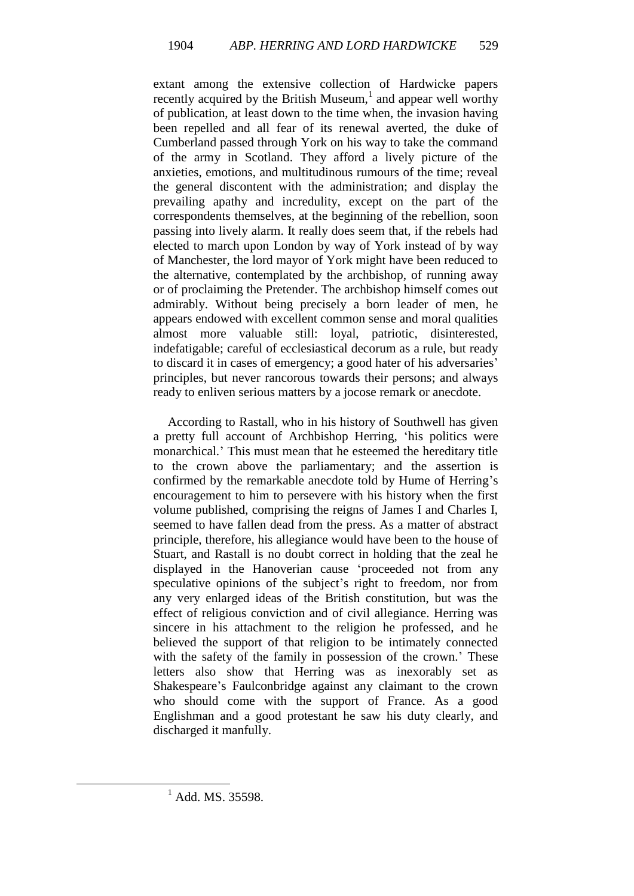extant among the extensive collection of Hardwicke papers recently acquired by the British Museum,[1] and appear well worthy of publication, at least down to the time when, the invasion having been repelled and all fear of its renewal averted, the duke of Cumberland passed through York on his way to take the command of the army in Scotland. They afford a lively picture of the anxieties, emotions, and multitudinous rumours of the time; reveal the general discontent with the administration; and display the prevailing apathy and incredulity, except on the part of the correspondents themselves, at the beginning of the rebellion, soon passing into lively alarm. It really does seem that, if the rebels had elected to march upon London by way of York instead of by way of Manchester, the lord mayor of York might have been reduced to the alternative, contemplated by the archbishop, of running away or of proclaiming the Pretender. The archbishop himself comes out admirably. Without being precisely a born leader of men, he appears endowed with excellent common sense and moral qualities almost more valuable still: loyal, patriotic, disinterested, indefatigable; careful of ecclesiastical decorum as a rule, but ready to discard it in cases of emergency; a good hater of his adversaries' principles, but never rancorous towards their persons; and always ready to enliven serious matters by a jocose remark or anecdote.

According to Rastall, who in his history of Southwell has given a pretty full account of Archbishop Herring, 'his politics were monarchical.' This must mean that he esteemed the hereditary title to the crown above the parliamentary; and the assertion is confirmed by the remarkable anecdote told by Hume of Herring's encouragement to him to persevere with his history when the first volume published, comprising the reigns of James I and Charles I, seemed to have fallen dead from the press. As a matter of abstract principle, therefore, his allegiance would have been to the house of Stuart, and Rastall is no doubt correct in holding that the zeal he displayed in the Hanoverian cause 'proceeded not from any speculative opinions of the subject's right to freedom, nor from any very enlarged ideas of the British constitution, but was the effect of religious conviction and of civil allegiance. Herring was sincere in his attachment to the religion he professed, and he believed the support of that religion to be intimately connected with the safety of the family in possession of the crown.' These letters also show that Herring was as inexorably set as Shakespeare's Faulconbridge against any claimant to the crown who should come with the support of France. As a good Englishman and a good protestant he saw his duty clearly, and discharged it manfully.

[1] Add. MS. 35598.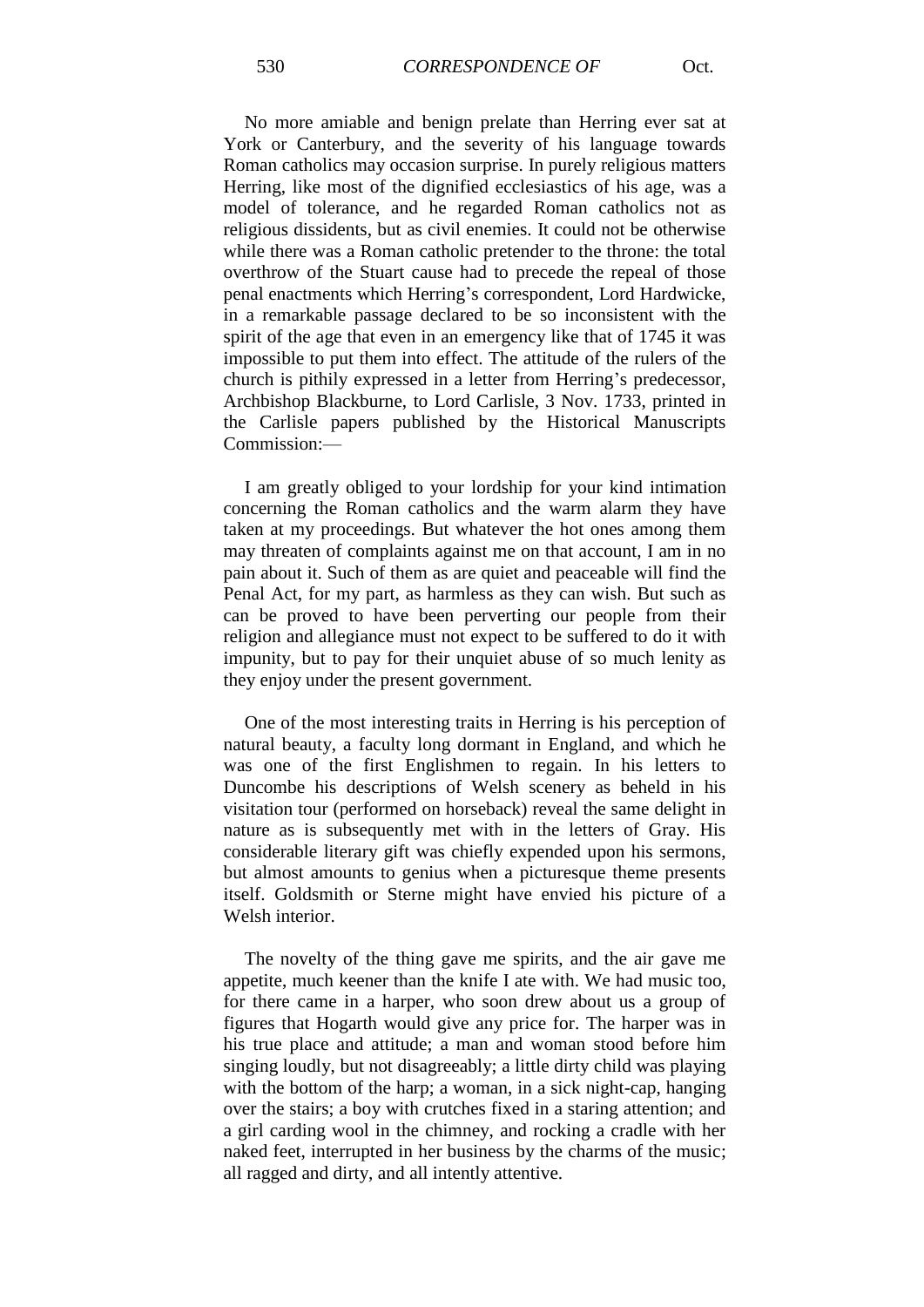No more amiable and benign prelate than Herring ever sat at York or Canterbury, and the severity of his language towards Roman catholics may occasion surprise. In purely religious matters Herring, like most of the dignified ecclesiastics of his age, was a model of tolerance, and he regarded Roman catholics not as religious dissidents, but as civil enemies. It could not be otherwise while there was a Roman catholic pretender to the throne: the total overthrow of the Stuart cause had to precede the repeal of those penal enactments which Herring's correspondent, Lord Hardwicke, in a remarkable passage declared to be so inconsistent with the spirit of the age that even in an emergency like that of 1745 it was impossible to put them into effect. The attitude of the rulers of the church is pithily expressed in a letter from Herring's predecessor, Archbishop Blackburne, to Lord Carlisle, 3 Nov. 1733, printed in the Carlisle papers published by the Historical Manuscripts Commission:—

I am greatly obliged to your lordship for your kind intimation concerning the Roman catholics and the warm alarm they have taken at my proceedings. But whatever the hot ones among them may threaten of complaints against me on that account, I am in no pain about it. Such of them as are quiet and peaceable will find the Penal Act, for my part, as harmless as they can wish. But such as can be proved to have been perverting our people from their religion and allegiance must not expect to be suffered to do it with impunity, but to pay for their unquiet abuse of so much lenity as they enjoy under the present government.

One of the most interesting traits in Herring is his perception of natural beauty, a faculty long dormant in England, and which he was one of the first Englishmen to regain. In his letters to Duncombe his descriptions of Welsh scenery as beheld in his visitation tour (performed on horseback) reveal the same delight in nature as is subsequently met with in the letters of Gray. His considerable literary gift was chiefly expended upon his sermons, but almost amounts to genius when a picturesque theme presents itself. Goldsmith or Sterne might have envied his picture of a Welsh interior.

The novelty of the thing gave me spirits, and the air gave me appetite, much keener than the knife I ate with. We had music too, for there came in a harper, who soon drew about us a group of figures that Hogarth would give any price for. The harper was in his true place and attitude; a man and woman stood before him singing loudly, but not disagreeably; a little dirty child was playing with the bottom of the harp; a woman, in a sick night-cap, hanging over the stairs; a boy with crutches fixed in a staring attention; and a girl carding wool in the chimney, and rocking a cradle with her naked feet, interrupted in her business by the charms of the music; all ragged and dirty, and all intently attentive.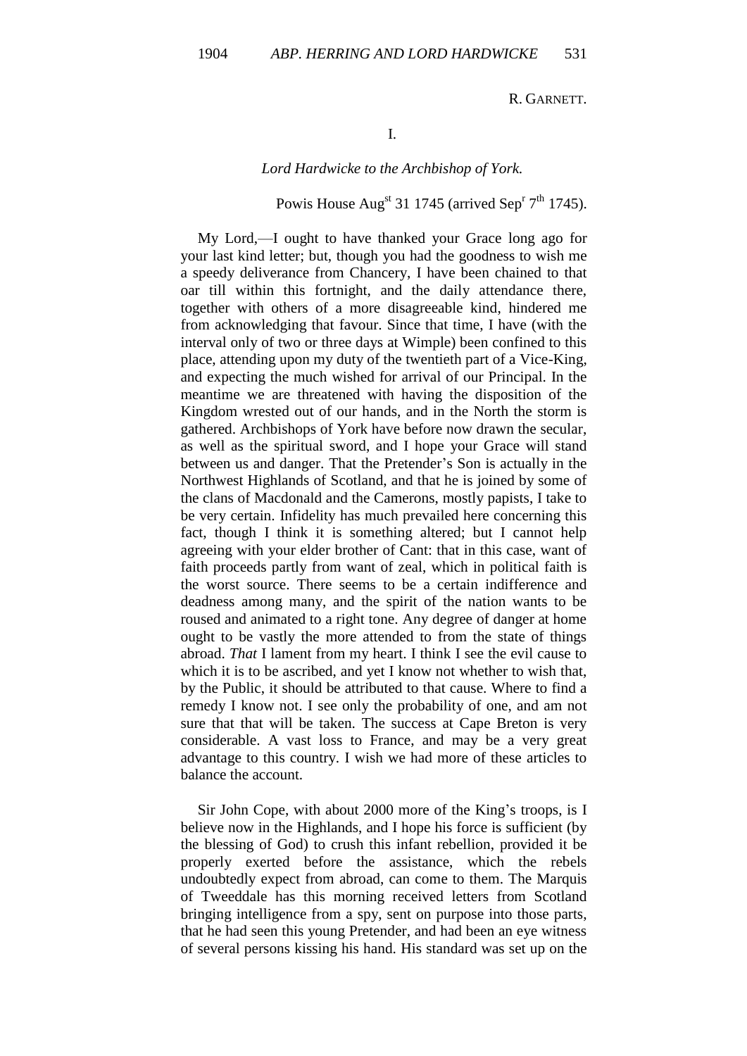R. GARNETT.

I.

*Lord Hardwicke to the Archbishop of York.*

Powis House Aug[st] 31 1745 (arrived Sep[r] 7[th] 1745).

My Lord,—I ought to have thanked your Grace long ago for your last kind letter; but, though you had the goodness to wish me a speedy deliverance from Chancery, I have been chained to that oar till within this fortnight, and the daily attendance there, together with others of a more disagreeable kind, hindered me from acknowledging that favour. Since that time, I have (with the interval only of two or three days at Wimple) been confined to this place, attending upon my duty of the twentieth part of a Vice-King, and expecting the much wished for arrival of our Principal. In the meantime we are threatened with having the disposition of the Kingdom wrested out of our hands, and in the North the storm is gathered. Archbishops of York have before now drawn the secular, as well as the spiritual sword, and I hope your Grace will stand between us and danger. That the Pretender's Son is actually in the Northwest Highlands of Scotland, and that he is joined by some of the clans of Macdonald and the Camerons, mostly papists, I take to be very certain. Infidelity has much prevailed here concerning this fact, though I think it is something altered; but I cannot help agreeing with your elder brother of Cant: that in this case, want of faith proceeds partly from want of zeal, which in political faith is the worst source. There seems to be a certain indifference and deadness among many, and the spirit of the nation wants to be roused and animated to a right tone. Any degree of danger at home ought to be vastly the more attended to from the state of things abroad. *That* I lament from my heart. I think I see the evil cause to which it is to be ascribed, and yet I know not whether to wish that, by the Public, it should be attributed to that cause. Where to find a remedy I know not. I see only the probability of one, and am not sure that that will be taken. The success at Cape Breton is very considerable. A vast loss to France, and may be a very great advantage to this country. I wish we had more of these articles to balance the account.

Sir John Cope, with about 2000 more of the King's troops, is I believe now in the Highlands, and I hope his force is sufficient (by the blessing of God) to crush this infant rebellion, provided it be properly exerted before the assistance, which the rebels undoubtedly expect from abroad, can come to them. The Marquis of Tweeddale has this morning received letters from Scotland bringing intelligence from a spy, sent on purpose into those parts, that he had seen this young Pretender, and had been an eye witness of several persons kissing his hand. His standard was set up on the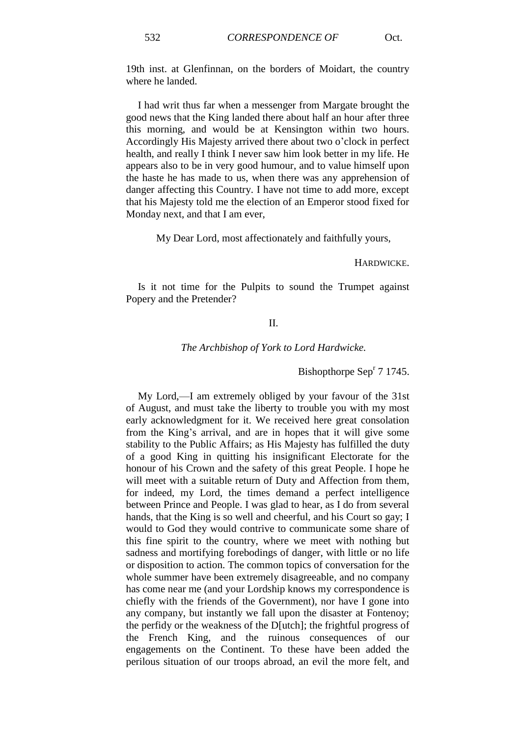19th inst. at Glenfinnan, on the borders of Moidart, the country where he landed.

I had writ thus far when a messenger from Margate brought the good news that the King landed there about half an hour after three this morning, and would be at Kensington within two hours. Accordingly His Majesty arrived there about two o'clock in perfect health, and really I think I never saw him look better in my life. He appears also to be in very good humour, and to value himself upon the haste he has made to us, when there was any apprehension of danger affecting this Country. I have not time to add more, except that his Majesty told me the election of an Emperor stood fixed for Monday next, and that I am ever,

My Dear Lord, most affectionately and faithfully yours,

HARDWICKE.

Is it not time for the Pulpits to sound the Trumpet against Popery and the Pretender?

II.

*The Archbishop of York to Lord Hardwicke.*

Bishopthorpe Sep[r] 7 1745.

My Lord,—I am extremely obliged by your favour of the 31st of August, and must take the liberty to trouble you with my most early acknowledgment for it. We received here great consolation from the King's arrival, and are in hopes that it will give some stability to the Public Affairs; as His Majesty has fulfilled the duty of a good King in quitting his insignificant Electorate for the honour of his Crown and the safety of this great People. I hope he will meet with a suitable return of Duty and Affection from them, for indeed, my Lord, the times demand a perfect intelligence between Prince and People. I was glad to hear, as I do from several hands, that the King is so well and cheerful, and his Court so gay; I would to God they would contrive to communicate some share of this fine spirit to the country, where we meet with nothing but sadness and mortifying forebodings of danger, with little or no life or disposition to action. The common topics of conversation for the whole summer have been extremely disagreeable, and no company has come near me (and your Lordship knows my correspondence is chiefly with the friends of the Government), nor have I gone into any company, but instantly we fall upon the disaster at Fontenoy; the perfidy or the weakness of the D[utch]; the frightful progress of the French King, and the ruinous consequences of our engagements on the Continent. To these have been added the perilous situation of our troops abroad, an evil the more felt, and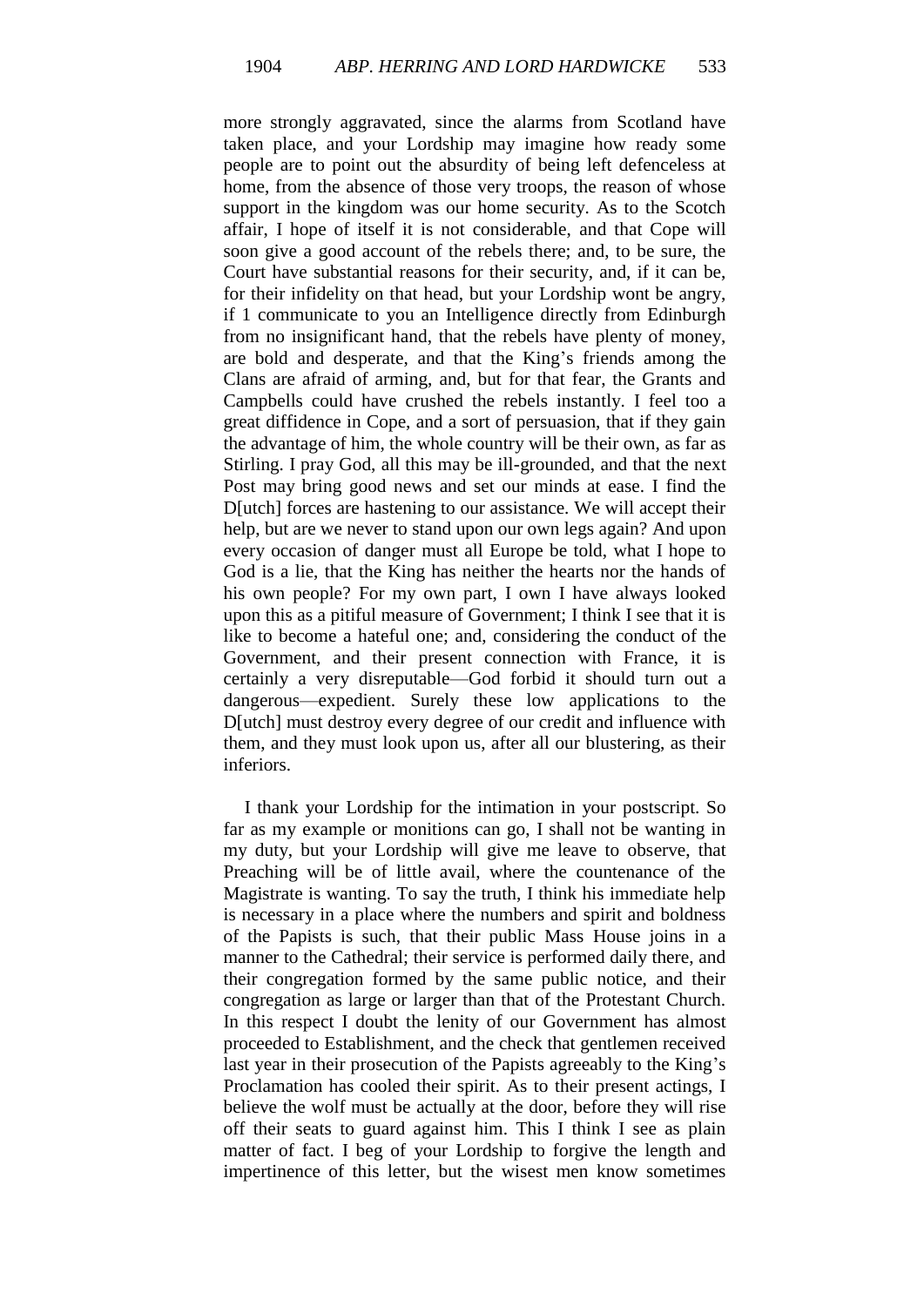more strongly aggravated, since the alarms from Scotland have taken place, and your Lordship may imagine how ready some people are to point out the absurdity of being left defenceless at home, from the absence of those very troops, the reason of whose support in the kingdom was our home security. As to the Scotch affair, I hope of itself it is not considerable, and that Cope will soon give a good account of the rebels there; and, to be sure, the Court have substantial reasons for their security, and, if it can be, for their infidelity on that head, but your Lordship wont be angry, if 1 communicate to you an Intelligence directly from Edinburgh from no insignificant hand, that the rebels have plenty of money, are bold and desperate, and that the King's friends among the Clans are afraid of arming, and, but for that fear, the Grants and Campbells could have crushed the rebels instantly. I feel too a great diffidence in Cope, and a sort of persuasion, that if they gain the advantage of him, the whole country will be their own, as far as Stirling. I pray God, all this may be ill-grounded, and that the next Post may bring good news and set our minds at ease. I find the D[utch] forces are hastening to our assistance. We will accept their help, but are we never to stand upon our own legs again? And upon every occasion of danger must all Europe be told, what I hope to God is a lie, that the King has neither the hearts nor the hands of his own people? For my own part, I own I have always looked upon this as a pitiful measure of Government; I think I see that it is like to become a hateful one; and, considering the conduct of the Government, and their present connection with France, it is certainly a very disreputable—God forbid it should turn out a dangerous—expedient. Surely these low applications to the D[utch] must destroy every degree of our credit and influence with them, and they must look upon us, after all our blustering, as their inferiors.

I thank your Lordship for the intimation in your postscript. So far as my example or monitions can go, I shall not be wanting in my duty, but your Lordship will give me leave to observe, that Preaching will be of little avail, where the countenance of the Magistrate is wanting. To say the truth, I think his immediate help is necessary in a place where the numbers and spirit and boldness of the Papists is such, that their public Mass House joins in a manner to the Cathedral; their service is performed daily there, and their congregation formed by the same public notice, and their congregation as large or larger than that of the Protestant Church. In this respect I doubt the lenity of our Government has almost proceeded to Establishment, and the check that gentlemen received last year in their prosecution of the Papists agreeably to the King's Proclamation has cooled their spirit. As to their present actings, I believe the wolf must be actually at the door, before they will rise off their seats to guard against him. This I think I see as plain matter of fact. I beg of your Lordship to forgive the length and impertinence of this letter, but the wisest men know sometimes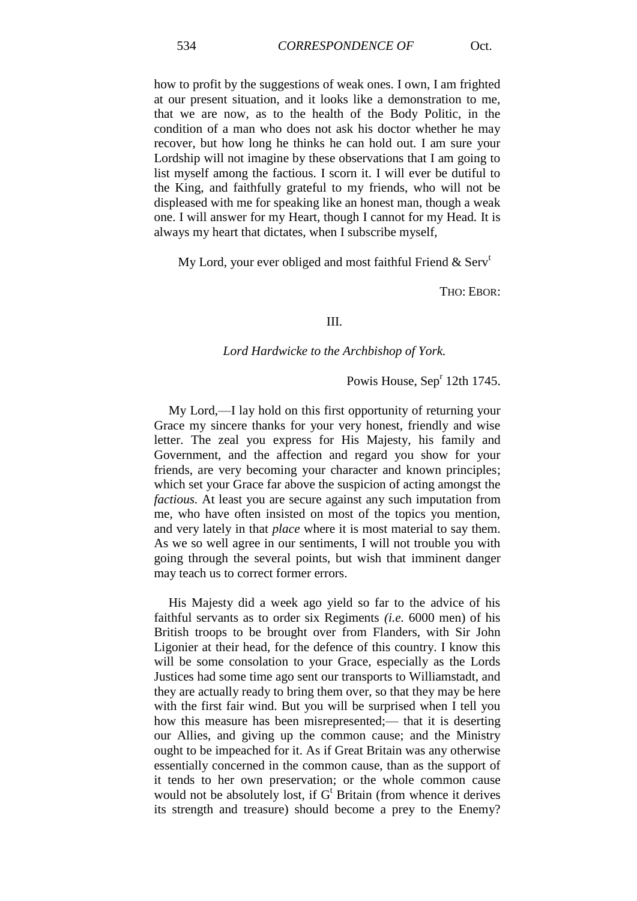how to profit by the suggestions of weak ones. I own, I am frighted at our present situation, and it looks like a demonstration to me, that we are now, as to the health of the Body Politic, in the condition of a man who does not ask his doctor whether he may recover, but how long he thinks he can hold out. I am sure your Lordship will not imagine by these observations that I am going to list myself among the factious. I scorn it. I will ever be dutiful to the King, and faithfully grateful to my friends, who will not be displeased with me for speaking like an honest man, though a weak one. I will answer for my Heart, though I cannot for my Head. It is always my heart that dictates, when I subscribe myself,

My Lord, your ever obliged and most faithful Friend & Serv[t]

THO: EBOR:

III.

*Lord Hardwicke to the Archbishop of York.*

Powis House, Sep[r] 12th 1745.

My Lord,—I lay hold on this first opportunity of returning your Grace my sincere thanks for your very honest, friendly and wise letter. The zeal you express for His Majesty, his family and Government, and the affection and regard you show for your friends, are very becoming your character and known principles; which set your Grace far above the suspicion of acting amongst the *factious*. At least you are secure against any such imputation from me, who have often insisted on most of the topics you mention, and very lately in that *place* where it is most material to say them. As we so well agree in our sentiments, I will not trouble you with going through the several points, but wish that imminent danger may teach us to correct former errors.

His Majesty did a week ago yield so far to the advice of his faithful servants as to order six Regiments *(i.e.* 6000 men) of his British troops to be brought over from Flanders, with Sir John Ligonier at their head, for the defence of this country. I know this will be some consolation to your Grace, especially as the Lords Justices had some time ago sent our transports to Williamstadt, and they are actually ready to bring them over, so that they may be here with the first fair wind. But you will be surprised when I tell you how this measure has been misrepresented;— that it is deserting our Allies, and giving up the common cause; and the Ministry ought to be impeached for it. As if Great Britain was any otherwise essentially concerned in the common cause, than as the support of it tends to her own preservation; or the whole common cause would not be absolutely lost, if G[t] Britain (from whence it derives its strength and treasure) should become a prey to the Enemy?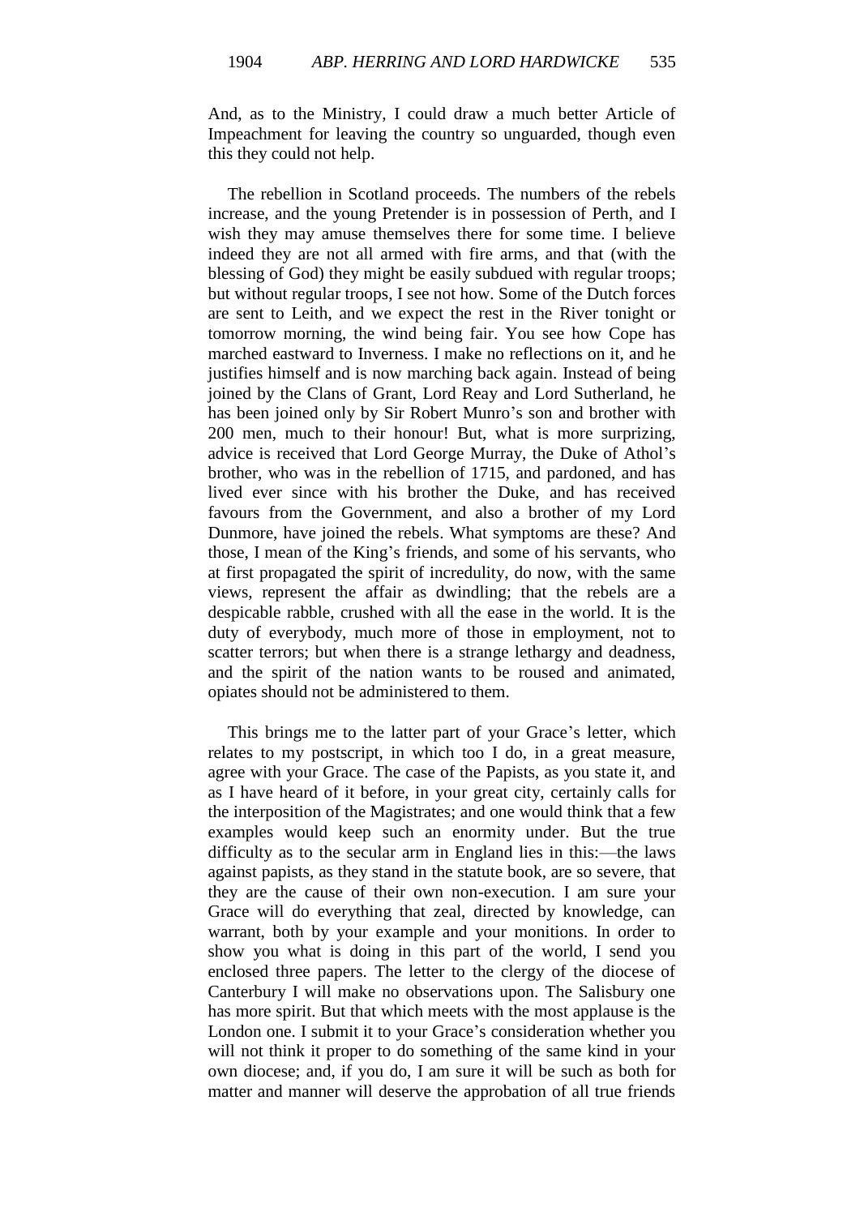And, as to the Ministry, I could draw a much better Article of Impeachment for leaving the country so unguarded, though even this they could not help.

The rebellion in Scotland proceeds. The numbers of the rebels increase, and the young Pretender is in possession of Perth, and I wish they may amuse themselves there for some time. I believe indeed they are not all armed with fire arms, and that (with the blessing of God) they might be easily subdued with regular troops; but without regular troops, I see not how. Some of the Dutch forces are sent to Leith, and we expect the rest in the River tonight or tomorrow morning, the wind being fair. You see how Cope has marched eastward to Inverness. I make no reflections on it, and he justifies himself and is now marching back again. Instead of being joined by the Clans of Grant, Lord Reay and Lord Sutherland, he has been joined only by Sir Robert Munro's son and brother with 200 men, much to their honour! But, what is more surprizing, advice is received that Lord George Murray, the Duke of Athol's brother, who was in the rebellion of 1715, and pardoned, and has lived ever since with his brother the Duke, and has received favours from the Government, and also a brother of my Lord Dunmore, have joined the rebels. What symptoms are these? And those, I mean of the King's friends, and some of his servants, who at first propagated the spirit of incredulity, do now, with the same views, represent the affair as dwindling; that the rebels are a despicable rabble, crushed with all the ease in the world. It is the duty of everybody, much more of those in employment, not to scatter terrors; but when there is a strange lethargy and deadness, and the spirit of the nation wants to be roused and animated, opiates should not be administered to them.

This brings me to the latter part of your Grace's letter, which relates to my postscript, in which too I do, in a great measure, agree with your Grace. The case of the Papists, as you state it, and as I have heard of it before, in your great city, certainly calls for the interposition of the Magistrates; and one would think that a few examples would keep such an enormity under. But the true difficulty as to the secular arm in England lies in this:—the laws against papists, as they stand in the statute book, are so severe, that they are the cause of their own non-execution. I am sure your Grace will do everything that zeal, directed by knowledge, can warrant, both by your example and your monitions. In order to show you what is doing in this part of the world, I send you enclosed three papers. The letter to the clergy of the diocese of Canterbury I will make no observations upon. The Salisbury one has more spirit. But that which meets with the most applause is the London one. I submit it to your Grace's consideration whether you will not think it proper to do something of the same kind in your own diocese; and, if you do, I am sure it will be such as both for matter and manner will deserve the approbation of all true friends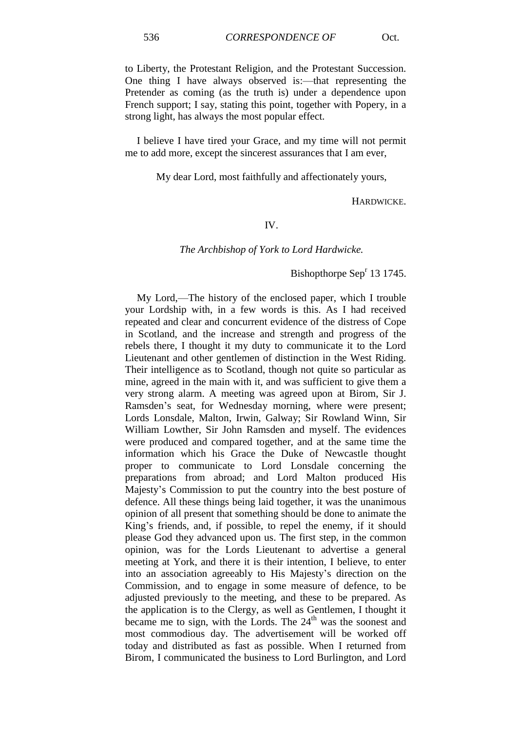to Liberty, the Protestant Religion, and the Protestant Succession. One thing I have always observed is:—that representing the Pretender as coming (as the truth is) under a dependence upon French support; I say, stating this point, together with Popery, in a strong light, has always the most popular effect.

I believe I have tired your Grace, and my time will not permit me to add more, except the sincerest assurances that I am ever,

My dear Lord, most faithfully and affectionately yours,

HARDWICKE.

## IV.

### *The Archbishop of York to Lord Hardwicke.*

Bishopthorpe Sep[r] 13 1745.

My Lord,—The history of the enclosed paper, which I trouble your Lordship with, in a few words is this. As I had received repeated and clear and concurrent evidence of the distress of Cope in Scotland, and the increase and strength and progress of the rebels there, I thought it my duty to communicate it to the Lord Lieutenant and other gentlemen of distinction in the West Riding. Their intelligence as to Scotland, though not quite so particular as mine, agreed in the main with it, and was sufficient to give them a very strong alarm. A meeting was agreed upon at Birom, Sir J. Ramsden's seat, for Wednesday morning, where were present; Lords Lonsdale, Malton, Irwin, Galway; Sir Rowland Winn, Sir William Lowther, Sir John Ramsden and myself. The evidences were produced and compared together, and at the same time the information which his Grace the Duke of Newcastle thought proper to communicate to Lord Lonsdale concerning the preparations from abroad; and Lord Malton produced His Majesty's Commission to put the country into the best posture of defence. All these things being laid together, it was the unanimous opinion of all present that something should be done to animate the King's friends, and, if possible, to repel the enemy, if it should please God they advanced upon us. The first step, in the common opinion, was for the Lords Lieutenant to advertise a general meeting at York, and there it is their intention, I believe, to enter into an association agreeably to His Majesty's direction on the Commission, and to engage in some measure of defence, to be adjusted previously to the meeting, and these to be prepared. As the application is to the Clergy, as well as Gentlemen, I thought it became me to sign, with the Lords. The 24[th] was the soonest and most commodious day. The advertisement will be worked off today and distributed as fast as possible. When I returned from Birom, I communicated the business to Lord Burlington, and Lord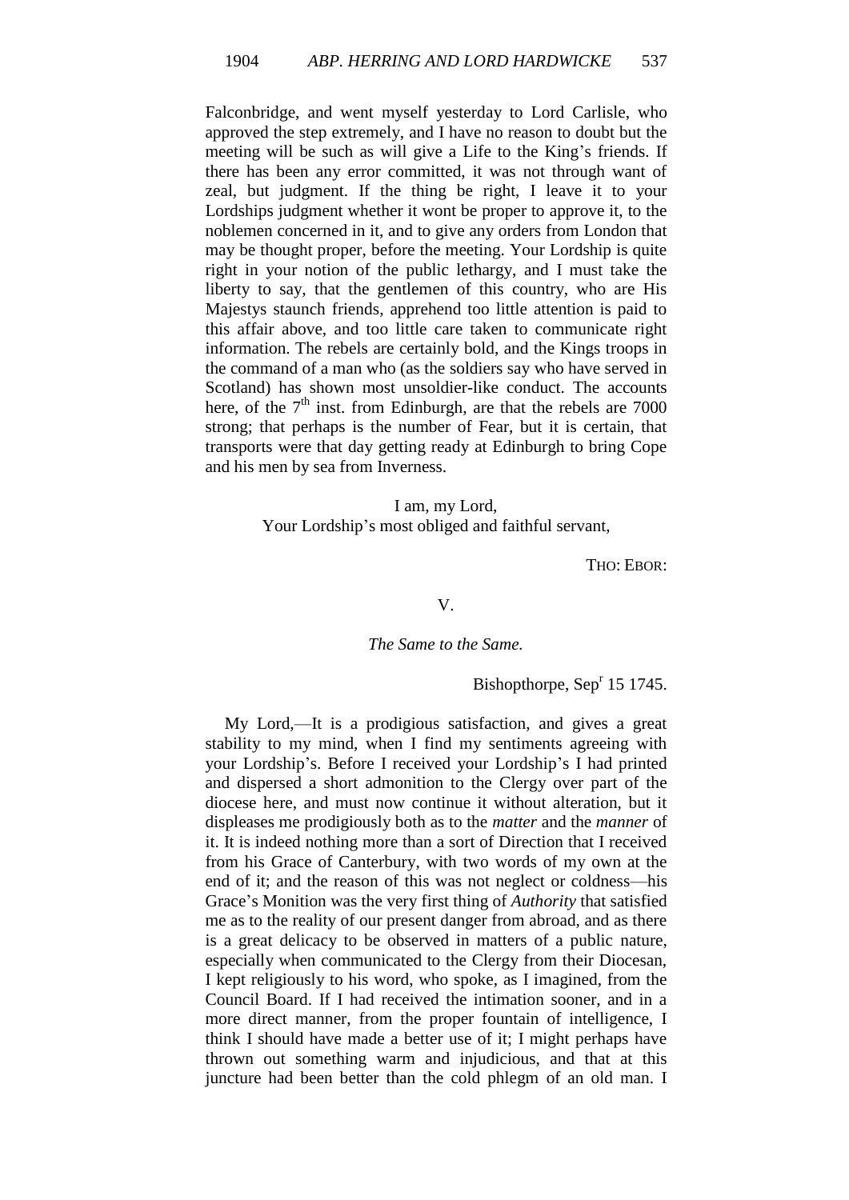Falconbridge, and went myself yesterday to Lord Carlisle, who approved the step extremely, and I have no reason to doubt but the meeting will be such as will give a Life to the King's friends. If there has been any error committed, it was not through want of zeal, but judgment. If the thing be right, I leave it to your Lordships judgment whether it wont be proper to approve it, to the noblemen concerned in it, and to give any orders from London that may be thought proper, before the meeting. Your Lordship is quite right in your notion of the public lethargy, and I must take the liberty to say, that the gentlemen of this country, who are His Majestys staunch friends, apprehend too little attention is paid to this affair above, and too little care taken to communicate right information. The rebels are certainly bold, and the Kings troops in the command of a man who (as the soldiers say who have served in Scotland) has shown most unsoldier-like conduct. The accounts here, of the 7th inst. from Edinburgh, are that the rebels are 7000 strong; that perhaps is the number of Fear, but it is certain, that transports were that day getting ready at Edinburgh to bring Cope and his men by sea from Inverness.

I am, my Lord,
Your Lordship's most obliged and faithful servant,

THO: EBOR:

V.

*The Same to the Same.*

Bishopthorpe, Sepr 15 1745.

My Lord,—It is a prodigious satisfaction, and gives a great stability to my mind, when I find my sentiments agreeing with your Lordship's. Before I received your Lordship's I had printed and dispersed a short admonition to the Clergy over part of the diocese here, and must now continue it without alteration, but it displeases me prodigiously both as to the *matter* and the *manner* of it. It is indeed nothing more than a sort of Direction that I received from his Grace of Canterbury, with two words of my own at the end of it; and the reason of this was not neglect or coldness—his Grace's Monition was the very first thing of *Authority* that satisfied me as to the reality of our present danger from abroad, and as there is a great delicacy to be observed in matters of a public nature, especially when communicated to the Clergy from their Diocesan, I kept religiously to his word, who spoke, as I imagined, from the Council Board. If I had received the intimation sooner, and in a more direct manner, from the proper fountain of intelligence, I think I should have made a better use of it; I might perhaps have thrown out something warm and injudicious, and that at this juncture had been better than the cold phlegm of an old man. I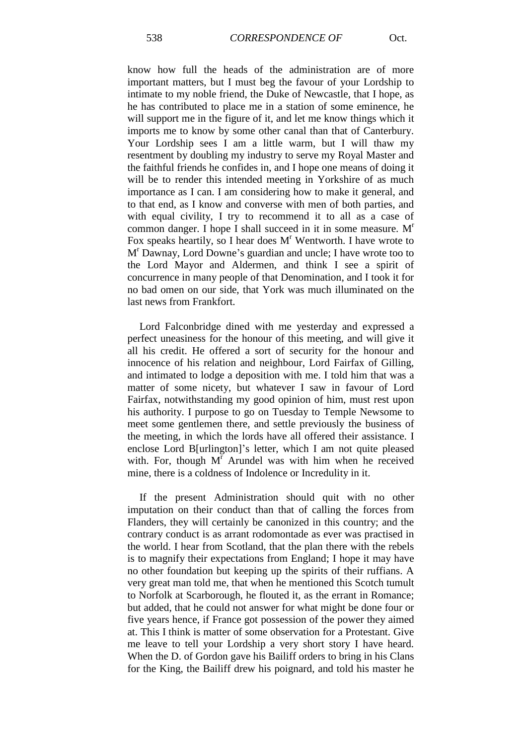know how full the heads of the administration are of more important matters, but I must beg the favour of your Lordship to intimate to my noble friend, the Duke of Newcastle, that I hope, as he has contributed to place me in a station of some eminence, he will support me in the figure of it, and let me know things which it imports me to know by some other canal than that of Canterbury. Your Lordship sees I am a little warm, but I will thaw my resentment by doubling my industry to serve my Royal Master and the faithful friends he confides in, and I hope one means of doing it will be to render this intended meeting in Yorkshire of as much importance as I can. I am considering how to make it general, and to that end, as I know and converse with men of both parties, and with equal civility, I try to recommend it to all as a case of common danger. I hope I shall succeed in it in some measure. Mr Fox speaks heartily, so I hear does Mr Wentworth. I have wrote to Mr Dawnay, Lord Downe's guardian and uncle; I have wrote too to the Lord Mayor and Aldermen, and think I see a spirit of concurrence in many people of that Denomination, and I took it for no bad omen on our side, that York was much illuminated on the last news from Frankfort.

Lord Falconbridge dined with me yesterday and expressed a perfect uneasiness for the honour of this meeting, and will give it all his credit. He offered a sort of security for the honour and innocence of his relation and neighbour, Lord Fairfax of Gilling, and intimated to lodge a deposition with me. I told him that was a matter of some nicety, but whatever I saw in favour of Lord Fairfax, notwithstanding my good opinion of him, must rest upon his authority. I purpose to go on Tuesday to Temple Newsome to meet some gentlemen there, and settle previously the business of the meeting, in which the lords have all offered their assistance. I enclose Lord B[urlington]'s letter, which I am not quite pleased with. For, though Mr Arundel was with him when he received mine, there is a coldness of Indolence or Incredulity in it.

If the present Administration should quit with no other imputation on their conduct than that of calling the forces from Flanders, they will certainly be canonized in this country; and the contrary conduct is as arrant rodomontade as ever was practised in the world. I hear from Scotland, that the plan there with the rebels is to magnify their expectations from England; I hope it may have no other foundation but keeping up the spirits of their ruffians. A very great man told me, that when he mentioned this Scotch tumult to Norfolk at Scarborough, he flouted it, as the errant in Romance; but added, that he could not answer for what might be done four or five years hence, if France got possession of the power they aimed at. This I think is matter of some observation for a Protestant. Give me leave to tell your Lordship a very short story I have heard. When the D. of Gordon gave his Bailiff orders to bring in his Clans for the King, the Bailiff drew his poignard, and told his master he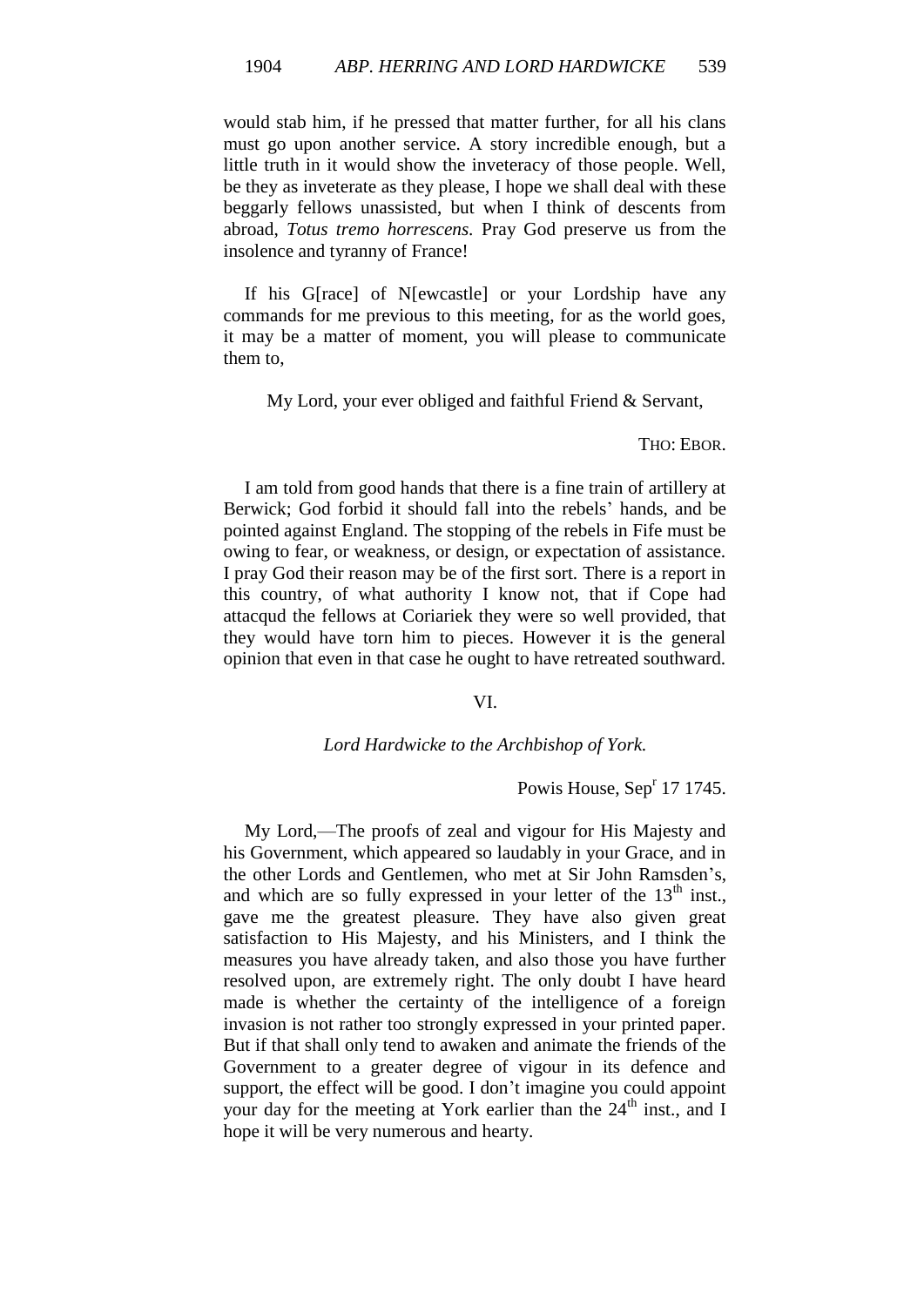would stab him, if he pressed that matter further, for all his clans must go upon another service. A story incredible enough, but a little truth in it would show the inveteracy of those people. Well, be they as inveterate as they please, I hope we shall deal with these beggarly fellows unassisted, but when I think of descents from abroad, *Totus tremo horrescens.* Pray God preserve us from the insolence and tyranny of France!

If his G[race] of N[ewcastle] or your Lordship have any commands for me previous to this meeting, for as the world goes, it may be a matter of moment, you will please to communicate them to,

My Lord, your ever obliged and faithful Friend & Servant,

THO: EBOR.

I am told from good hands that there is a fine train of artillery at Berwick; God forbid it should fall into the rebels' hands, and be pointed against England. The stopping of the rebels in Fife must be owing to fear, or weakness, or design, or expectation of assistance. I pray God their reason may be of the first sort. There is a report in this country, of what authority I know not, that if Cope had attacqud the fellows at Coriariek they were so well provided, that they would have torn him to pieces. However it is the general opinion that even in that case he ought to have retreated southward.

## VI.

### *Lord Hardwicke to the Archbishop of York.*

Powis House, Sep[r] 17 1745.

My Lord,—The proofs of zeal and vigour for His Majesty and his Government, which appeared so laudably in your Grace, and in the other Lords and Gentlemen, who met at Sir John Ramsden's, and which are so fully expressed in your letter of the 13[th] inst., gave me the greatest pleasure. They have also given great satisfaction to His Majesty, and his Ministers, and I think the measures you have already taken, and also those you have further resolved upon, are extremely right. The only doubt I have heard made is whether the certainty of the intelligence of a foreign invasion is not rather too strongly expressed in your printed paper. But if that shall only tend to awaken and animate the friends of the Government to a greater degree of vigour in its defence and support, the effect will be good. I don't imagine you could appoint your day for the meeting at York earlier than the 24[th] inst., and I hope it will be very numerous and hearty.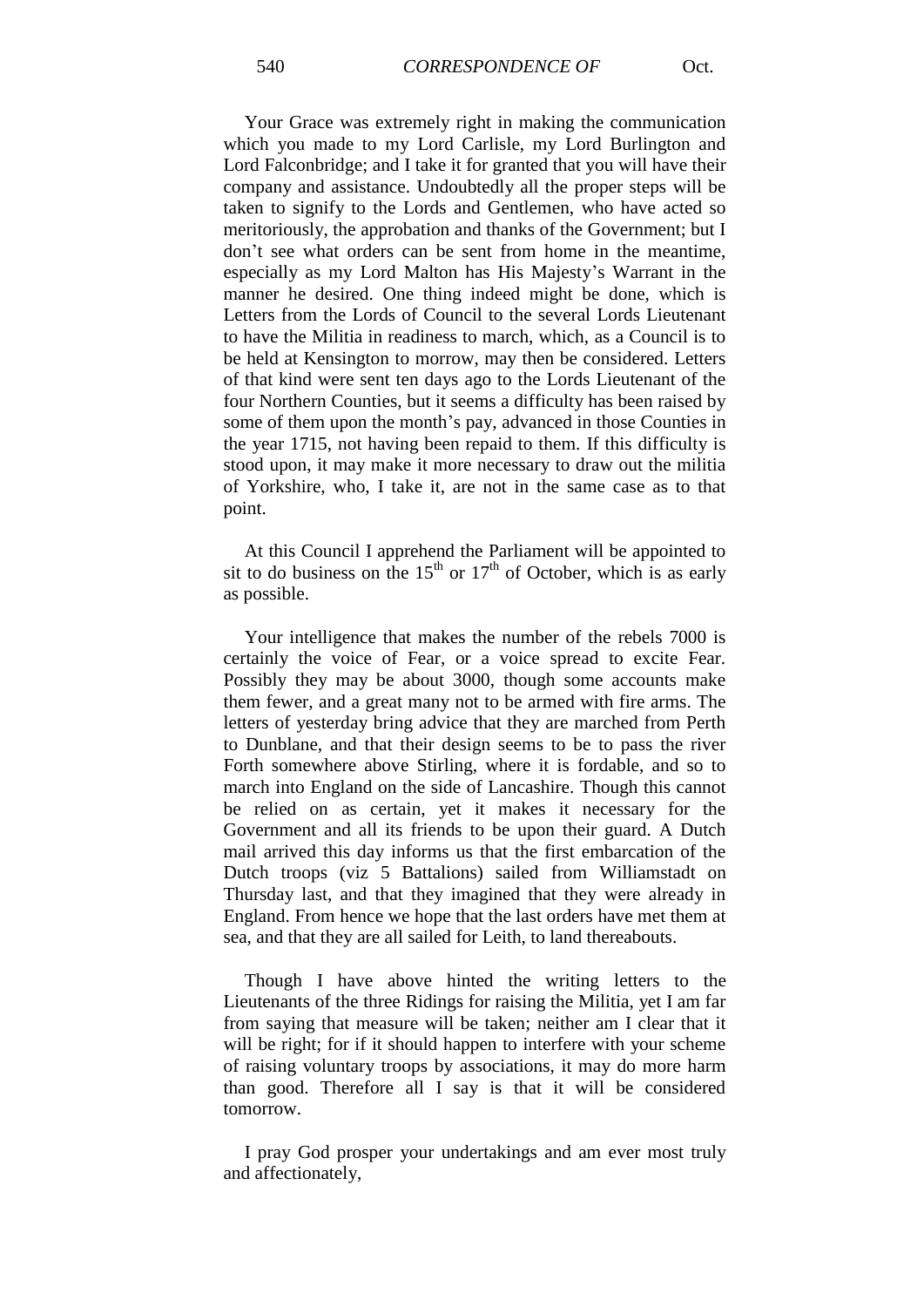Your Grace was extremely right in making the communication which you made to my Lord Carlisle, my Lord Burlington and Lord Falconbridge; and I take it for granted that you will have their company and assistance. Undoubtedly all the proper steps will be taken to signify to the Lords and Gentlemen, who have acted so meritoriously, the approbation and thanks of the Government; but I don't see what orders can be sent from home in the meantime, especially as my Lord Malton has His Majesty's Warrant in the manner he desired. One thing indeed might be done, which is Letters from the Lords of Council to the several Lords Lieutenant to have the Militia in readiness to march, which, as a Council is to be held at Kensington to morrow, may then be considered. Letters of that kind were sent ten days ago to the Lords Lieutenant of the four Northern Counties, but it seems a difficulty has been raised by some of them upon the month's pay, advanced in those Counties in the year 1715, not having been repaid to them. If this difficulty is stood upon, it may make it more necessary to draw out the militia of Yorkshire, who, I take it, are not in the same case as to that point.

At this Council I apprehend the Parliament will be appointed to sit to do business on the 15th or 17th of October, which is as early as possible.

Your intelligence that makes the number of the rebels 7000 is certainly the voice of Fear, or a voice spread to excite Fear. Possibly they may be about 3000, though some accounts make them fewer, and a great many not to be armed with fire arms. The letters of yesterday bring advice that they are marched from Perth to Dunblane, and that their design seems to be to pass the river Forth somewhere above Stirling, where it is fordable, and so to march into England on the side of Lancashire. Though this cannot be relied on as certain, yet it makes it necessary for the Government and all its friends to be upon their guard. A Dutch mail arrived this day informs us that the first embarcation of the Dutch troops (viz 5 Battalions) sailed from Williamstadt on Thursday last, and that they imagined that they were already in England. From hence we hope that the last orders have met them at sea, and that they are all sailed for Leith, to land thereabouts.

Though I have above hinted the writing letters to the Lieutenants of the three Ridings for raising the Militia, yet I am far from saying that measure will be taken; neither am I clear that it will be right; for if it should happen to interfere with your scheme of raising voluntary troops by associations, it may do more harm than good. Therefore all I say is that it will be considered tomorrow.

I pray God prosper your undertakings and am ever most truly and affectionately,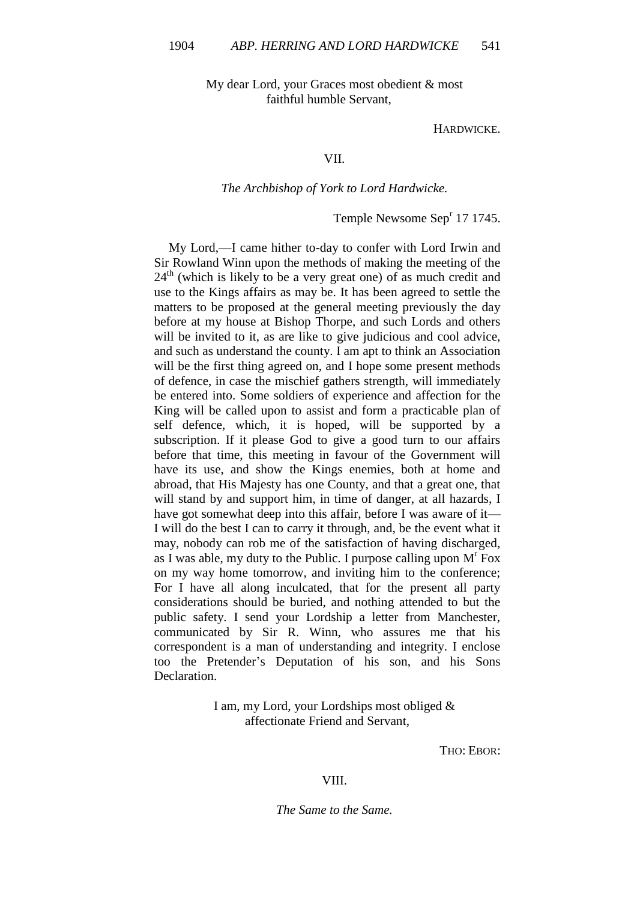My dear Lord, your Graces most obedient & most faithful humble Servant,

HARDWICKE.

VII.

*The Archbishop of York to Lord Hardwicke.*

Temple Newsome Sep[r] 17 1745.

My Lord,—I came hither to-day to confer with Lord Irwin and Sir Rowland Winn upon the methods of making the meeting of the 24[th] (which is likely to be a very great one) of as much credit and use to the Kings affairs as may be. It has been agreed to settle the matters to be proposed at the general meeting previously the day before at my house at Bishop Thorpe, and such Lords and others will be invited to it, as are like to give judicious and cool advice, and such as understand the county. I am apt to think an Association will be the first thing agreed on, and I hope some present methods of defence, in case the mischief gathers strength, will immediately be entered into. Some soldiers of experience and affection for the King will be called upon to assist and form a practicable plan of self defence, which, it is hoped, will be supported by a subscription. If it please God to give a good turn to our affairs before that time, this meeting in favour of the Government will have its use, and show the Kings enemies, both at home and abroad, that His Majesty has one County, and that a great one, that will stand by and support him, in time of danger, at all hazards, I have got somewhat deep into this affair, before I was aware of it—I will do the best I can to carry it through, and, be the event what it may, nobody can rob me of the satisfaction of having discharged, as I was able, my duty to the Public. I purpose calling upon M[r] Fox on my way home tomorrow, and inviting him to the conference; For I have all along inculcated, that for the present all party considerations should be buried, and nothing attended to but the public safety. I send your Lordship a letter from Manchester, communicated by Sir R. Winn, who assures me that his correspondent is a man of understanding and integrity. I enclose too the Pretender's Deputation of his son, and his Sons Declaration.

I am, my Lord, your Lordships most obliged & affectionate Friend and Servant,

THO: EBOR:

VIII.

*The Same to the Same.*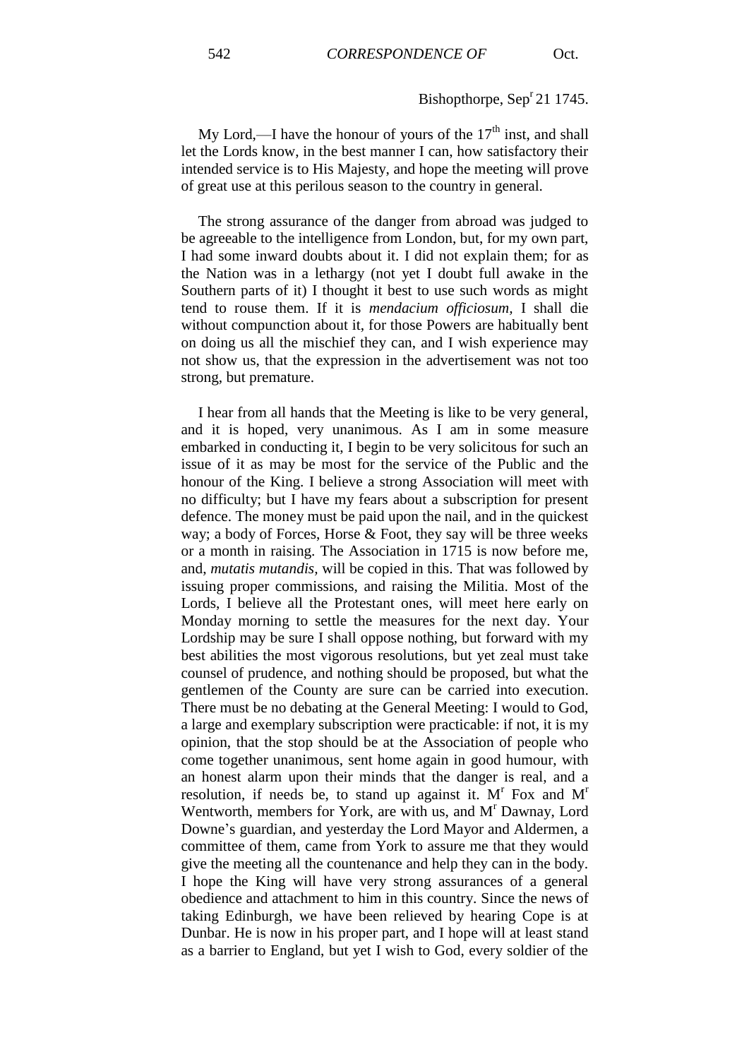Bishopthorpe, Sep[r] 21 1745.

My Lord,—I have the honour of yours of the 17[th] inst, and shall let the Lords know, in the best manner I can, how satisfactory their intended service is to His Majesty, and hope the meeting will prove of great use at this perilous season to the country in general.

The strong assurance of the danger from abroad was judged to be agreeable to the intelligence from London, but, for my own part, I had some inward doubts about it. I did not explain them; for as the Nation was in a lethargy (not yet I doubt full awake in the Southern parts of it) I thought it best to use such words as might tend to rouse them. If it is *mendacium officiosum*, I shall die without compunction about it, for those Powers are habitually bent on doing us all the mischief they can, and I wish experience may not show us, that the expression in the advertisement was not too strong, but premature.

I hear from all hands that the Meeting is like to be very general, and it is hoped, very unanimous. As I am in some measure embarked in conducting it, I begin to be very solicitous for such an issue of it as may be most for the service of the Public and the honour of the King. I believe a strong Association will meet with no difficulty; but I have my fears about a subscription for present defence. The money must be paid upon the nail, and in the quickest way; a body of Forces, Horse & Foot, they say will be three weeks or a month in raising. The Association in 1715 is now before me, and, *mutatis mutandis*, will be copied in this. That was followed by issuing proper commissions, and raising the Militia. Most of the Lords, I believe all the Protestant ones, will meet here early on Monday morning to settle the measures for the next day. Your Lordship may be sure I shall oppose nothing, but forward with my best abilities the most vigorous resolutions, but yet zeal must take counsel of prudence, and nothing should be proposed, but what the gentlemen of the County are sure can be carried into execution. There must be no debating at the General Meeting: I would to God, a large and exemplary subscription were practicable: if not, it is my opinion, that the stop should be at the Association of people who come together unanimous, sent home again in good humour, with an honest alarm upon their minds that the danger is real, and a resolution, if needs be, to stand up against it. M[r] Fox and M[r] Wentworth, members for York, are with us, and M[r] Dawnay, Lord Downe's guardian, and yesterday the Lord Mayor and Aldermen, a committee of them, came from York to assure me that they would give the meeting all the countenance and help they can in the body. I hope the King will have very strong assurances of a general obedience and attachment to him in this country. Since the news of taking Edinburgh, we have been relieved by hearing Cope is at Dunbar. He is now in his proper part, and I hope will at least stand as a barrier to England, but yet I wish to God, every soldier of the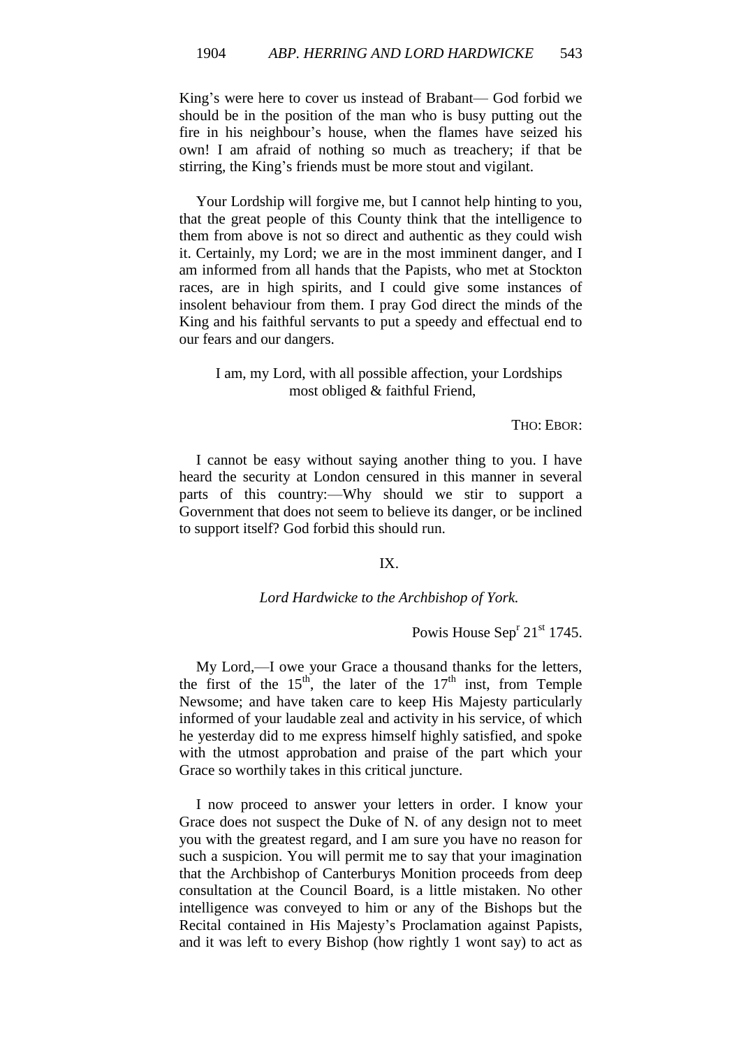King's were here to cover us instead of Brabant— God forbid we should be in the position of the man who is busy putting out the fire in his neighbour's house, when the flames have seized his own! I am afraid of nothing so much as treachery; if that be stirring, the King's friends must be more stout and vigilant.

Your Lordship will forgive me, but I cannot help hinting to you, that the great people of this County think that the intelligence to them from above is not so direct and authentic as they could wish it. Certainly, my Lord; we are in the most imminent danger, and I am informed from all hands that the Papists, who met at Stockton races, are in high spirits, and I could give some instances of insolent behaviour from them. I pray God direct the minds of the King and his faithful servants to put a speedy and effectual end to our fears and our dangers.

I am, my Lord, with all possible affection, your Lordships most obliged & faithful Friend,

THO: EBOR:

I cannot be easy without saying another thing to you. I have heard the security at London censured in this manner in several parts of this country:—Why should we stir to support a Government that does not seem to believe its danger, or be inclined to support itself? God forbid this should run.

IX.

*Lord Hardwicke to the Archbishop of York.*

Powis House Sep[r] 21[st] 1745.

My Lord,—I owe your Grace a thousand thanks for the letters, the first of the 15[th], the later of the 17[th] inst, from Temple Newsome; and have taken care to keep His Majesty particularly informed of your laudable zeal and activity in his service, of which he yesterday did to me express himself highly satisfied, and spoke with the utmost approbation and praise of the part which your Grace so worthily takes in this critical juncture.

I now proceed to answer your letters in order. I know your Grace does not suspect the Duke of N. of any design not to meet you with the greatest regard, and I am sure you have no reason for such a suspicion. You will permit me to say that your imagination that the Archbishop of Canterburys Monition proceeds from deep consultation at the Council Board, is a little mistaken. No other intelligence was conveyed to him or any of the Bishops but the Recital contained in His Majesty's Proclamation against Papists, and it was left to every Bishop (how rightly 1 wont say) to act as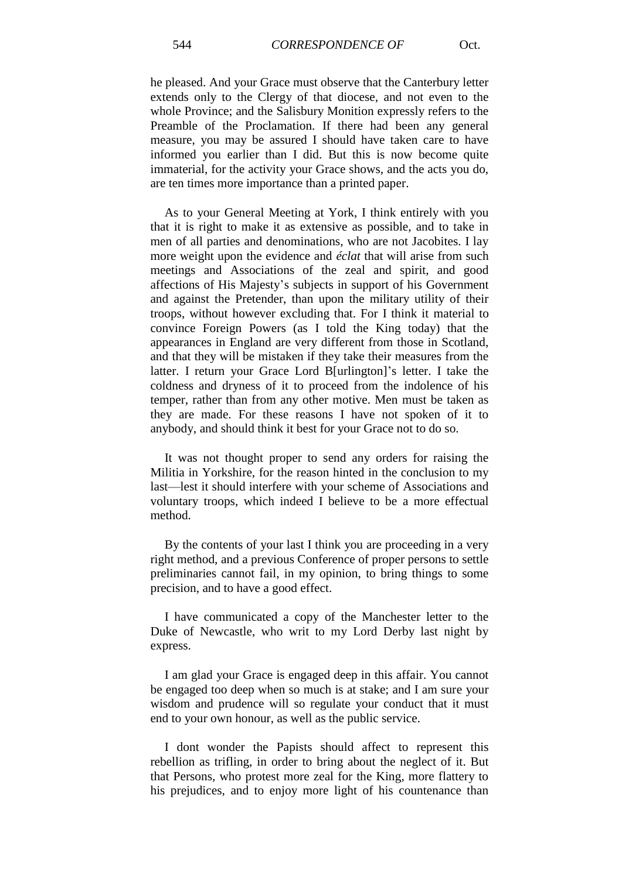he pleased. And your Grace must observe that the Canterbury letter extends only to the Clergy of that diocese, and not even to the whole Province; and the Salisbury Monition expressly refers to the Preamble of the Proclamation. If there had been any general measure, you may be assured I should have taken care to have informed you earlier than I did. But this is now become quite immaterial, for the activity your Grace shows, and the acts you do, are ten times more importance than a printed paper.

As to your General Meeting at York, I think entirely with you that it is right to make it as extensive as possible, and to take in men of all parties and denominations, who are not Jacobites. I lay more weight upon the evidence and *éclat* that will arise from such meetings and Associations of the zeal and spirit, and good affections of His Majesty's subjects in support of his Government and against the Pretender, than upon the military utility of their troops, without however excluding that. For I think it material to convince Foreign Powers (as I told the King today) that the appearances in England are very different from those in Scotland, and that they will be mistaken if they take their measures from the latter. I return your Grace Lord B[urlington]'s letter. I take the coldness and dryness of it to proceed from the indolence of his temper, rather than from any other motive. Men must be taken as they are made. For these reasons I have not spoken of it to anybody, and should think it best for your Grace not to do so.

It was not thought proper to send any orders for raising the Militia in Yorkshire, for the reason hinted in the conclusion to my last—lest it should interfere with your scheme of Associations and voluntary troops, which indeed I believe to be a more effectual method.

By the contents of your last I think you are proceeding in a very right method, and a previous Conference of proper persons to settle preliminaries cannot fail, in my opinion, to bring things to some precision, and to have a good effect.

I have communicated a copy of the Manchester letter to the Duke of Newcastle, who writ to my Lord Derby last night by express.

I am glad your Grace is engaged deep in this affair. You cannot be engaged too deep when so much is at stake; and I am sure your wisdom and prudence will so regulate your conduct that it must end to your own honour, as well as the public service.

I dont wonder the Papists should affect to represent this rebellion as trifling, in order to bring about the neglect of it. But that Persons, who protest more zeal for the King, more flattery to his prejudices, and to enjoy more light of his countenance than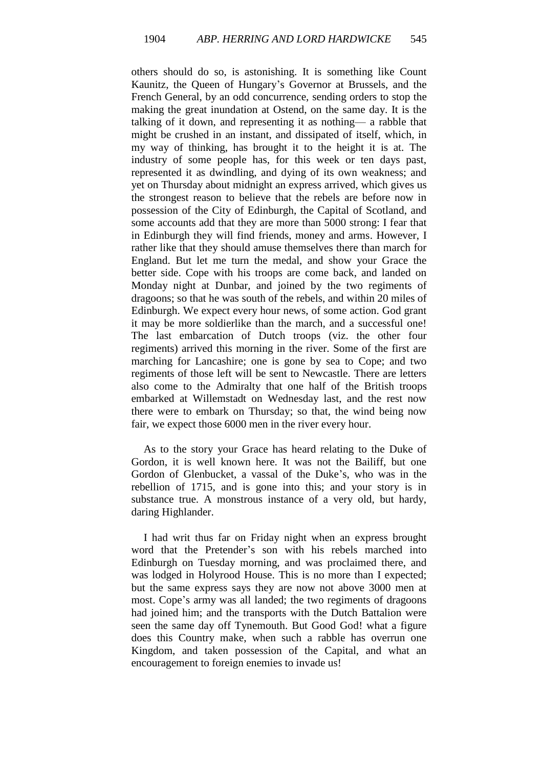others should do so, is astonishing. It is something like Count Kaunitz, the Queen of Hungary's Governor at Brussels, and the French General, by an odd concurrence, sending orders to stop the making the great inundation at Ostend, on the same day. It is the talking of it down, and representing it as nothing— a rabble that might be crushed in an instant, and dissipated of itself, which, in my way of thinking, has brought it to the height it is at. The industry of some people has, for this week or ten days past, represented it as dwindling, and dying of its own weakness; and yet on Thursday about midnight an express arrived, which gives us the strongest reason to believe that the rebels are before now in possession of the City of Edinburgh, the Capital of Scotland, and some accounts add that they are more than 5000 strong: I fear that in Edinburgh they will find friends, money and arms. However, I rather like that they should amuse themselves there than march for England. But let me turn the medal, and show your Grace the better side. Cope with his troops are come back, and landed on Monday night at Dunbar, and joined by the two regiments of dragoons; so that he was south of the rebels, and within 20 miles of Edinburgh. We expect every hour news, of some action. God grant it may be more soldierlike than the march, and a successful one! The last embarcation of Dutch troops (viz. the other four regiments) arrived this morning in the river. Some of the first are marching for Lancashire; one is gone by sea to Cope; and two regiments of those left will be sent to Newcastle. There are letters also come to the Admiralty that one half of the British troops embarked at Willemstadt on Wednesday last, and the rest now there were to embark on Thursday; so that, the wind being now fair, we expect those 6000 men in the river every hour.

As to the story your Grace has heard relating to the Duke of Gordon, it is well known here. It was not the Bailiff, but one Gordon of Glenbucket, a vassal of the Duke's, who was in the rebellion of 1715, and is gone into this; and your story is in substance true. A monstrous instance of a very old, but hardy, daring Highlander.

I had writ thus far on Friday night when an express brought word that the Pretender's son with his rebels marched into Edinburgh on Tuesday morning, and was proclaimed there, and was lodged in Holyrood House. This is no more than I expected; but the same express says they are now not above 3000 men at most. Cope's army was all landed; the two regiments of dragoons had joined him; and the transports with the Dutch Battalion were seen the same day off Tynemouth. But Good God! what a figure does this Country make, when such a rabble has overrun one Kingdom, and taken possession of the Capital, and what an encouragement to foreign enemies to invade us!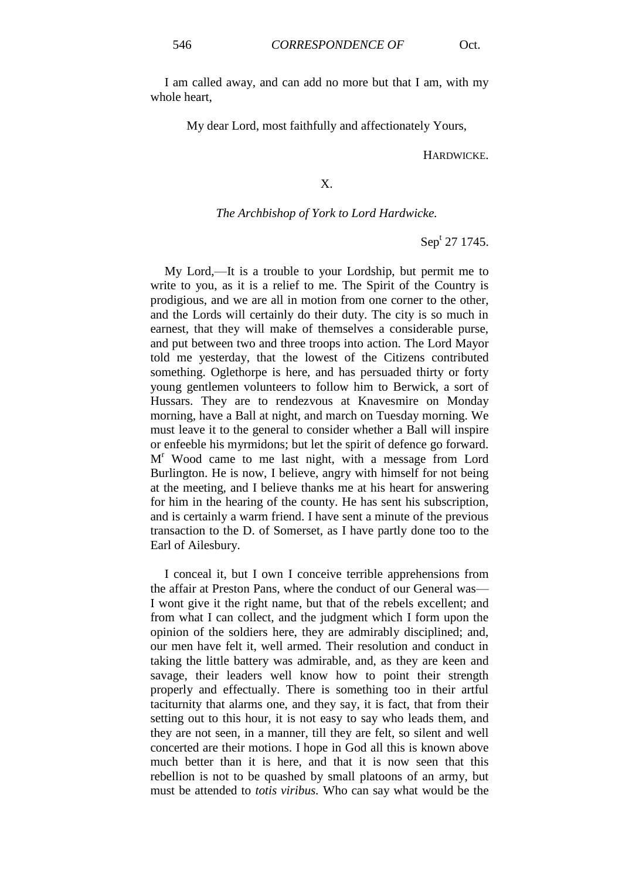I am called away, and can add no more but that I am, with my whole heart,

My dear Lord, most faithfully and affectionately Yours,

HARDWICKE.

X.

*The Archbishop of York to Lord Hardwicke.*

Sep[t] 27 1745.

My Lord,—It is a trouble to your Lordship, but permit me to write to you, as it is a relief to me. The Spirit of the Country is prodigious, and we are all in motion from one corner to the other, and the Lords will certainly do their duty. The city is so much in earnest, that they will make of themselves a considerable purse, and put between two and three troops into action. The Lord Mayor told me yesterday, that the lowest of the Citizens contributed something. Oglethorpe is here, and has persuaded thirty or forty young gentlemen volunteers to follow him to Berwick, a sort of Hussars. They are to rendezvous at Knavesmire on Monday morning, have a Ball at night, and march on Tuesday morning. We must leave it to the general to consider whether a Ball will inspire or enfeeble his myrmidons; but let the spirit of defence go forward. M[r] Wood came to me last night, with a message from Lord Burlington. He is now, I believe, angry with himself for not being at the meeting, and I believe thanks me at his heart for answering for him in the hearing of the county. He has sent his subscription, and is certainly a warm friend. I have sent a minute of the previous transaction to the D. of Somerset, as I have partly done too to the Earl of Ailesbury.

I conceal it, but I own I conceive terrible apprehensions from the affair at Preston Pans, where the conduct of our General was—I wont give it the right name, but that of the rebels excellent; and from what I can collect, and the judgment which I form upon the opinion of the soldiers here, they are admirably disciplined; and, our men have felt it, well armed. Their resolution and conduct in taking the little battery was admirable, and, as they are keen and savage, their leaders well know how to point their strength properly and effectually. There is something too in their artful taciturnity that alarms one, and they say, it is fact, that from their setting out to this hour, it is not easy to say who leads them, and they are not seen, in a manner, till they are felt, so silent and well concerted are their motions. I hope in God all this is known above much better than it is here, and that it is now seen that this rebellion is not to be quashed by small platoons of an army, but must be attended to *totis viribus.* Who can say what would be the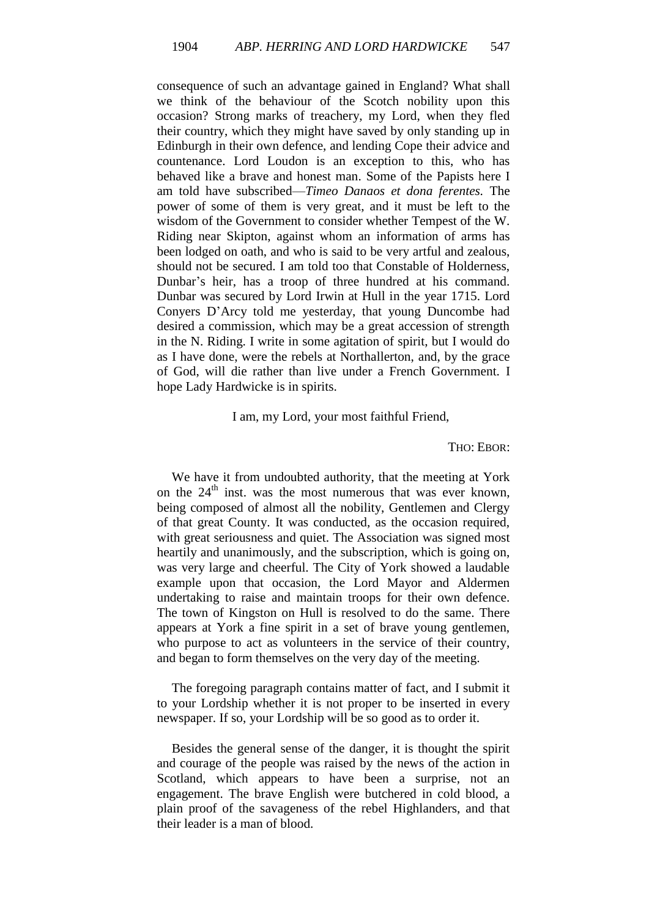consequence of such an advantage gained in England? What shall we think of the behaviour of the Scotch nobility upon this occasion? Strong marks of treachery, my Lord, when they fled their country, which they might have saved by only standing up in Edinburgh in their own defence, and lending Cope their advice and countenance. Lord Loudon is an exception to this, who has behaved like a brave and honest man. Some of the Papists here I am told have subscribed—*Timeo Danaos et dona ferentes.* The power of some of them is very great, and it must be left to the wisdom of the Government to consider whether Tempest of the W. Riding near Skipton, against whom an information of arms has been lodged on oath, and who is said to be very artful and zealous, should not be secured. I am told too that Constable of Holderness, Dunbar's heir, has a troop of three hundred at his command. Dunbar was secured by Lord Irwin at Hull in the year 1715. Lord Conyers D'Arcy told me yesterday, that young Duncombe had desired a commission, which may be a great accession of strength in the N. Riding. I write in some agitation of spirit, but I would do as I have done, were the rebels at Northallerton, and, by the grace of God, will die rather than live under a French Government. I hope Lady Hardwicke is in spirits.

I am, my Lord, your most faithful Friend,

THO: EBOR:

We have it from undoubted authority, that the meeting at York on the 24th inst. was the most numerous that was ever known, being composed of almost all the nobility, Gentlemen and Clergy of that great County. It was conducted, as the occasion required, with great seriousness and quiet. The Association was signed most heartily and unanimously, and the subscription, which is going on, was very large and cheerful. The City of York showed a laudable example upon that occasion, the Lord Mayor and Aldermen undertaking to raise and maintain troops for their own defence. The town of Kingston on Hull is resolved to do the same. There appears at York a fine spirit in a set of brave young gentlemen, who purpose to act as volunteers in the service of their country, and began to form themselves on the very day of the meeting.

The foregoing paragraph contains matter of fact, and I submit it to your Lordship whether it is not proper to be inserted in every newspaper. If so, your Lordship will be so good as to order it.

Besides the general sense of the danger, it is thought the spirit and courage of the people was raised by the news of the action in Scotland, which appears to have been a surprise, not an engagement. The brave English were butchered in cold blood, a plain proof of the savageness of the rebel Highlanders, and that their leader is a man of blood.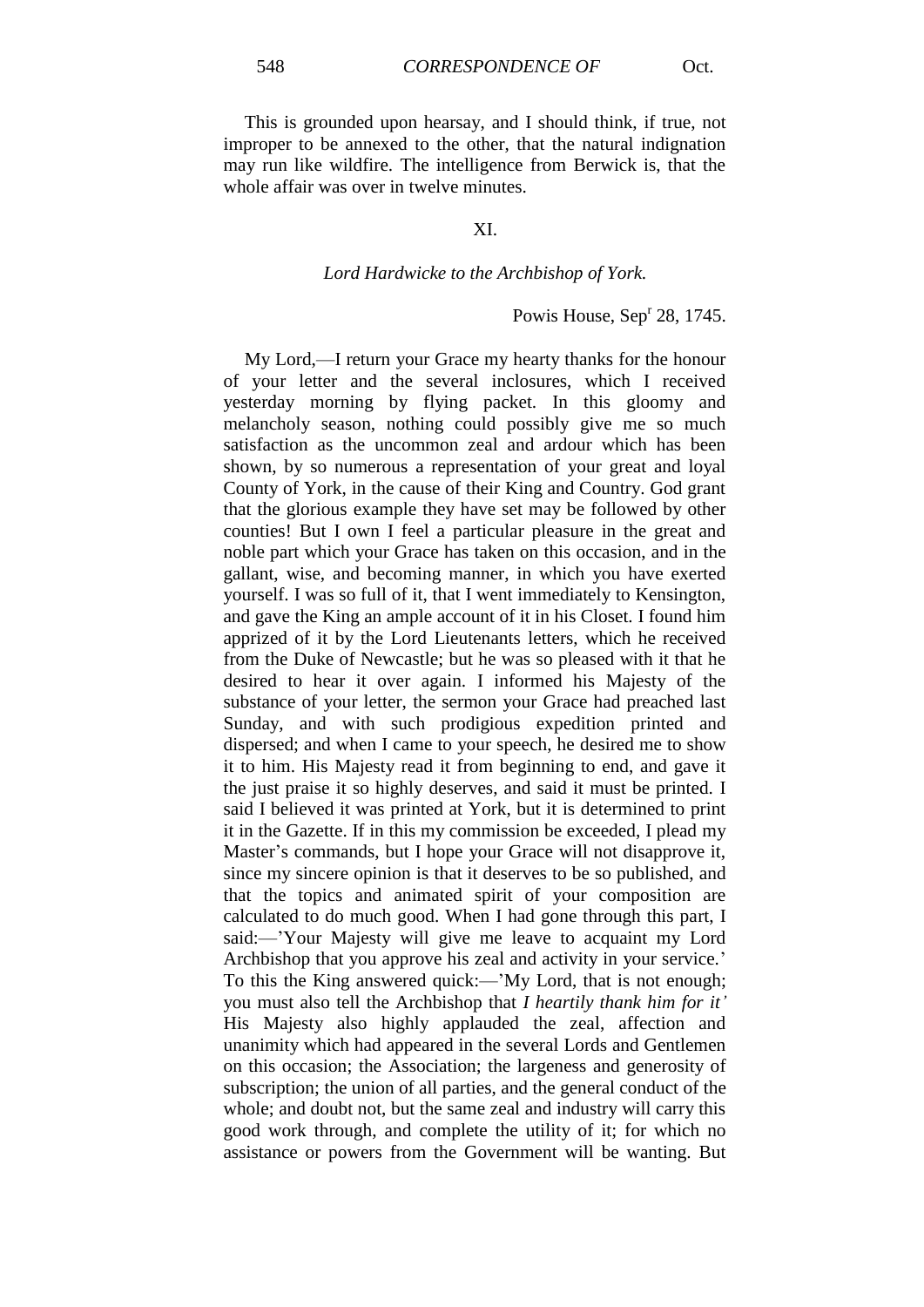This is grounded upon hearsay, and I should think, if true, not improper to be annexed to the other, that the natural indignation may run like wildfire. The intelligence from Berwick is, that the whole affair was over in twelve minutes.

XI.

*Lord Hardwicke to the Archbishop of York.*

Powis House, Sep[r] 28, 1745.

My Lord,—I return your Grace my hearty thanks for the honour of your letter and the several inclosures, which I received yesterday morning by flying packet. In this gloomy and melancholy season, nothing could possibly give me so much satisfaction as the uncommon zeal and ardour which has been shown, by so numerous a representation of your great and loyal County of York, in the cause of their King and Country. God grant that the glorious example they have set may be followed by other counties! But I own I feel a particular pleasure in the great and noble part which your Grace has taken on this occasion, and in the gallant, wise, and becoming manner, in which you have exerted yourself. I was so full of it, that I went immediately to Kensington, and gave the King an ample account of it in his Closet. I found him apprized of it by the Lord Lieutenants letters, which he received from the Duke of Newcastle; but he was so pleased with it that he desired to hear it over again. I informed his Majesty of the substance of your letter, the sermon your Grace had preached last Sunday, and with such prodigious expedition printed and dispersed; and when I came to your speech, he desired me to show it to him. His Majesty read it from beginning to end, and gave it the just praise it so highly deserves, and said it must be printed. I said I believed it was printed at York, but it is determined to print it in the Gazette. If in this my commission be exceeded, I plead my Master's commands, but I hope your Grace will not disapprove it, since my sincere opinion is that it deserves to be so published, and that the topics and animated spirit of your composition are calculated to do much good. When I had gone through this part, I said:—'Your Majesty will give me leave to acquaint my Lord Archbishop that you approve his zeal and activity in your service.' To this the King answered quick:—'My Lord, that is not enough; you must also tell the Archbishop that *I heartily thank him for it'* His Majesty also highly applauded the zeal, affection and unanimity which had appeared in the several Lords and Gentlemen on this occasion; the Association; the largeness and generosity of subscription; the union of all parties, and the general conduct of the whole; and doubt not, but the same zeal and industry will carry this good work through, and complete the utility of it; for which no assistance or powers from the Government will be wanting. But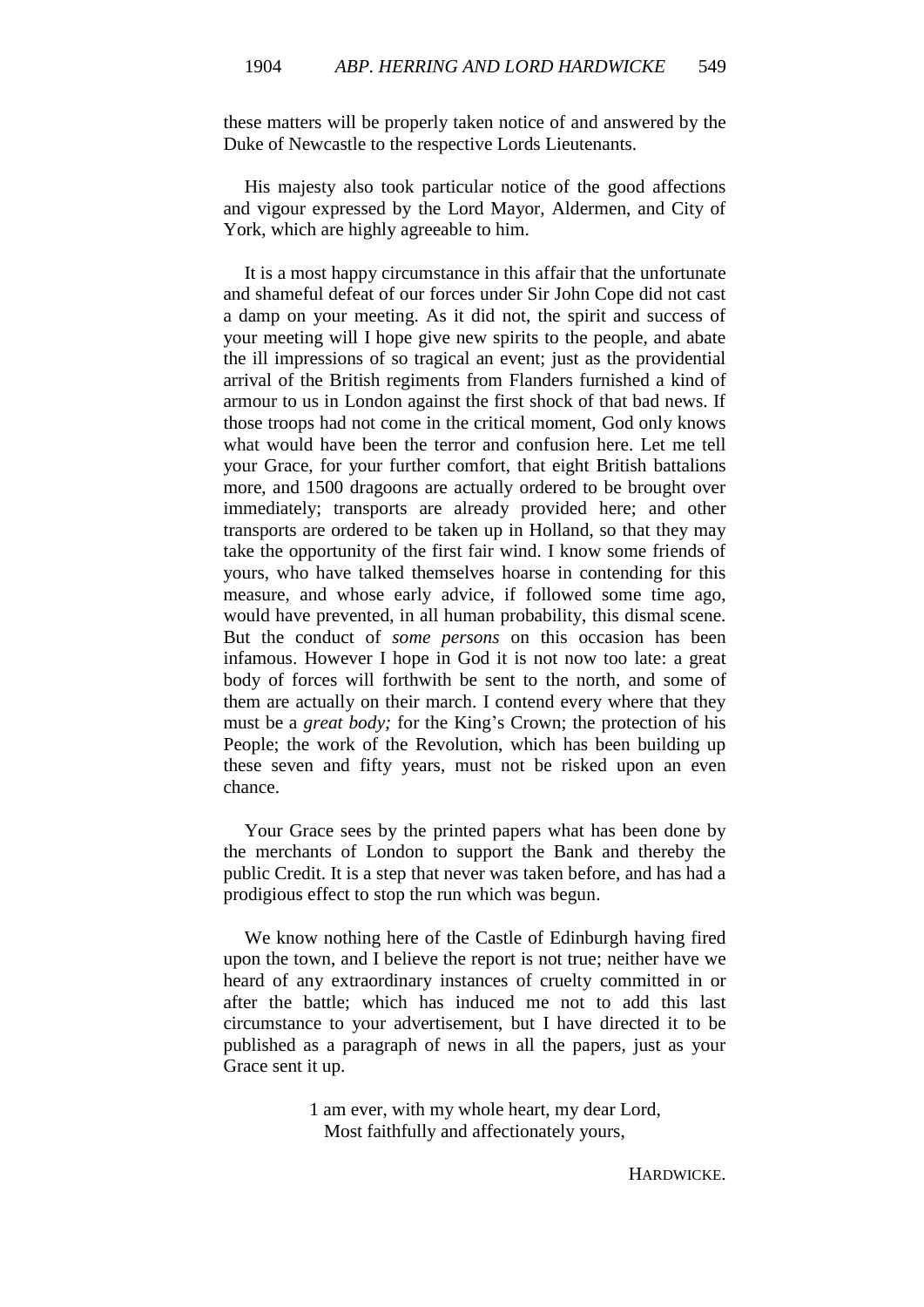these matters will be properly taken notice of and answered by the Duke of Newcastle to the respective Lords Lieutenants.

His majesty also took particular notice of the good affections and vigour expressed by the Lord Mayor, Aldermen, and City of York, which are highly agreeable to him.

It is a most happy circumstance in this affair that the unfortunate and shameful defeat of our forces under Sir John Cope did not cast a damp on your meeting. As it did not, the spirit and success of your meeting will I hope give new spirits to the people, and abate the ill impressions of so tragical an event; just as the providential arrival of the British regiments from Flanders furnished a kind of armour to us in London against the first shock of that bad news. If those troops had not come in the critical moment, God only knows what would have been the terror and confusion here. Let me tell your Grace, for your further comfort, that eight British battalions more, and 1500 dragoons are actually ordered to be brought over immediately; transports are already provided here; and other transports are ordered to be taken up in Holland, so that they may take the opportunity of the first fair wind. I know some friends of yours, who have talked themselves hoarse in contending for this measure, and whose early advice, if followed some time ago, would have prevented, in all human probability, this dismal scene. But the conduct of *some persons* on this occasion has been infamous. However I hope in God it is not now too late: a great body of forces will forthwith be sent to the north, and some of them are actually on their march. I contend every where that they must be a *great body;* for the King's Crown; the protection of his People; the work of the Revolution, which has been building up these seven and fifty years, must not be risked upon an even chance.

Your Grace sees by the printed papers what has been done by the merchants of London to support the Bank and thereby the public Credit. It is a step that never was taken before, and has had a prodigious effect to stop the run which was begun.

We know nothing here of the Castle of Edinburgh having fired upon the town, and I believe the report is not true; neither have we heard of any extraordinary instances of cruelty committed in or after the battle; which has induced me not to add this last circumstance to your advertisement, but I have directed it to be published as a paragraph of news in all the papers, just as your Grace sent it up.

1 am ever, with my whole heart, my dear Lord,
Most faithfully and affectionately yours,

HARDWICKE.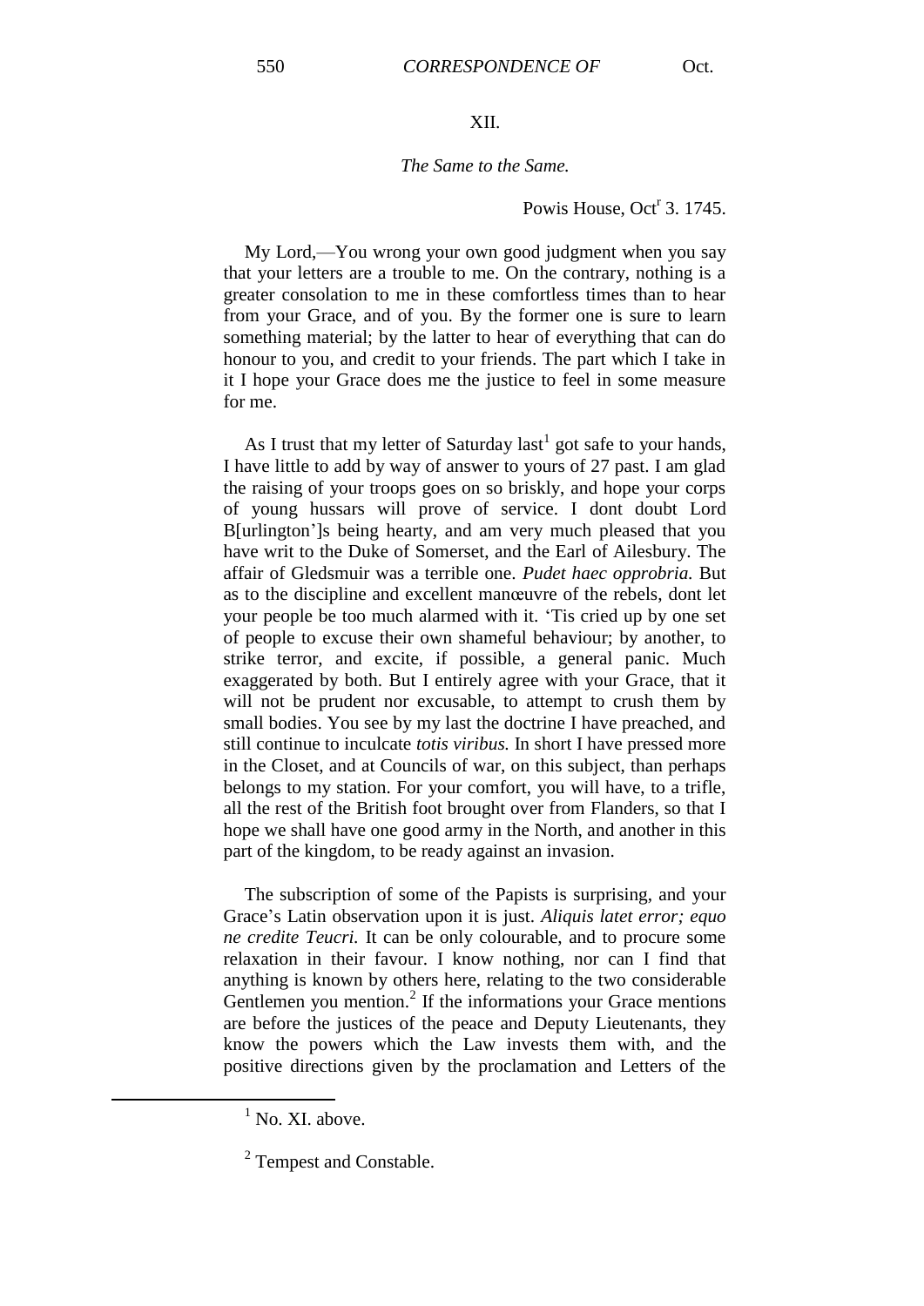## XII.

*The Same to the Same.*

Powis House, Oct[r] 3. 1745.

My Lord,—You wrong your own good judgment when you say that your letters are a trouble to me. On the contrary, nothing is a greater consolation to me in these comfortless times than to hear from your Grace, and of you. By the former one is sure to learn something material; by the latter to hear of everything that can do honour to you, and credit to your friends. The part which I take in it I hope your Grace does me the justice to feel in some measure for me.

As I trust that my letter of Saturday last[1] got safe to your hands, I have little to add by way of answer to yours of 27 past. I am glad the raising of your troops goes on so briskly, and hope your corps of young hussars will prove of service. I dont doubt Lord B[urlington']s being hearty, and am very much pleased that you have writ to the Duke of Somerset, and the Earl of Ailesbury. The affair of Gledsmuir was a terrible one. *Pudet haec opprobria.* But as to the discipline and excellent manœuvre of the rebels, dont let your people be too much alarmed with it. 'Tis cried up by one set of people to excuse their own shameful behaviour; by another, to strike terror, and excite, if possible, a general panic. Much exaggerated by both. But I entirely agree with your Grace, that it will not be prudent nor excusable, to attempt to crush them by small bodies. You see by my last the doctrine I have preached, and still continue to inculcate *totis viribus.* In short I have pressed more in the Closet, and at Councils of war, on this subject, than perhaps belongs to my station. For your comfort, you will have, to a trifle, all the rest of the British foot brought over from Flanders, so that I hope we shall have one good army in the North, and another in this part of the kingdom, to be ready against an invasion.

The subscription of some of the Papists is surprising, and your Grace's Latin observation upon it is just. *Aliquis latet error; equo ne credite Teucri.* It can be only colourable, and to procure some relaxation in their favour. I know nothing, nor can I find that anything is known by others here, relating to the two considerable Gentlemen you mention.[2] If the informations your Grace mentions are before the justices of the peace and Deputy Lieutenants, they know the powers which the Law invests them with, and the positive directions given by the proclamation and Letters of the

---

[1] No. XI. above.

[2] Tempest and Constable.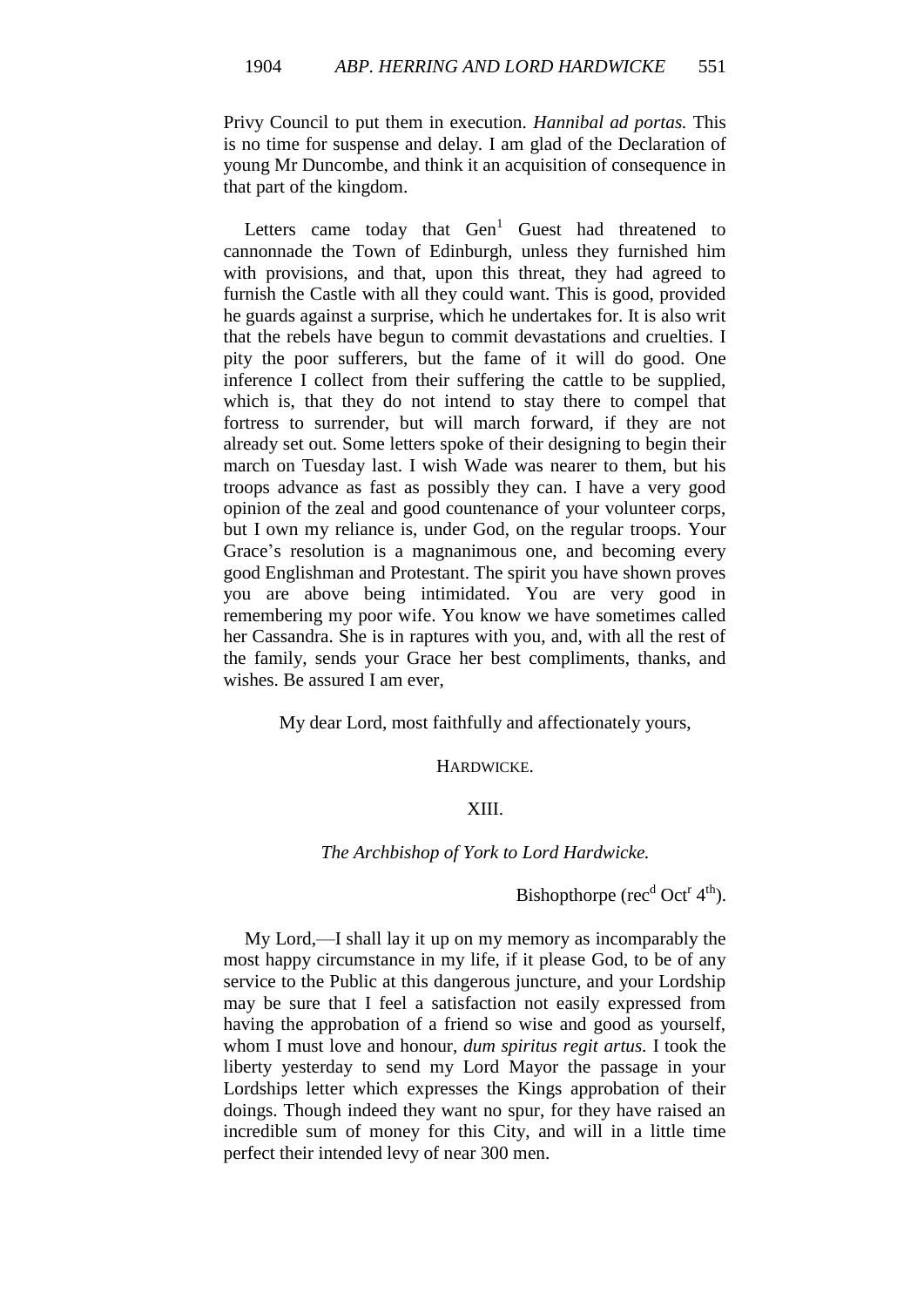Privy Council to put them in execution. *Hannibal ad portas.* This is no time for suspense and delay. I am glad of the Declaration of young Mr Duncombe, and think it an acquisition of consequence in that part of the kingdom.

Letters came today that Gen[1] Guest had threatened to cannonnade the Town of Edinburgh, unless they furnished him with provisions, and that, upon this threat, they had agreed to furnish the Castle with all they could want. This is good, provided he guards against a surprise, which he undertakes for. It is also writ that the rebels have begun to commit devastations and cruelties. I pity the poor sufferers, but the fame of it will do good. One inference I collect from their suffering the cattle to be supplied, which is, that they do not intend to stay there to compel that fortress to surrender, but will march forward, if they are not already set out. Some letters spoke of their designing to begin their march on Tuesday last. I wish Wade was nearer to them, but his troops advance as fast as possibly they can. I have a very good opinion of the zeal and good countenance of your volunteer corps, but I own my reliance is, under God, on the regular troops. Your Grace's resolution is a magnanimous one, and becoming every good Englishman and Protestant. The spirit you have shown proves you are above being intimidated. You are very good in remembering my poor wife. You know we have sometimes called her Cassandra. She is in raptures with you, and, with all the rest of the family, sends your Grace her best compliments, thanks, and wishes. Be assured I am ever,

My dear Lord, most faithfully and affectionately yours,

HARDWICKE.

XIII.

*The Archbishop of York to Lord Hardwicke.*

Bishopthorpe (rec[d] Oct[r] 4[th]).

My Lord,—I shall lay it up on my memory as incomparably the most happy circumstance in my life, if it please God, to be of any service to the Public at this dangerous juncture, and your Lordship may be sure that I feel a satisfaction not easily expressed from having the approbation of a friend so wise and good as yourself, whom I must love and honour, *dum spiritus regit artus.* I took the liberty yesterday to send my Lord Mayor the passage in your Lordships letter which expresses the Kings approbation of their doings. Though indeed they want no spur, for they have raised an incredible sum of money for this City, and will in a little time perfect their intended levy of near 300 men.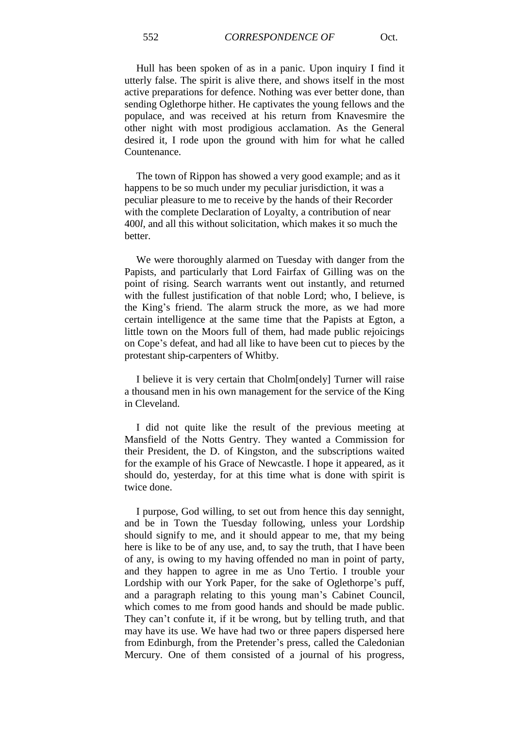Hull has been spoken of as in a panic. Upon inquiry I find it utterly false. The spirit is alive there, and shows itself in the most active preparations for defence. Nothing was ever better done, than sending Oglethorpe hither. He captivates the young fellows and the populace, and was received at his return from Knavesmire the other night with most prodigious acclamation. As the General desired it, I rode upon the ground with him for what he called Countenance.

The town of Rippon has showed a very good example; and as it happens to be so much under my peculiar jurisdiction, it was a peculiar pleasure to me to receive by the hands of their Recorder with the complete Declaration of Loyalty, a contribution of near 400*l*, and all this without solicitation, which makes it so much the better.

We were thoroughly alarmed on Tuesday with danger from the Papists, and particularly that Lord Fairfax of Gilling was on the point of rising. Search warrants went out instantly, and returned with the fullest justification of that noble Lord; who, I believe, is the King's friend. The alarm struck the more, as we had more certain intelligence at the same time that the Papists at Egton, a little town on the Moors full of them, had made public rejoicings on Cope's defeat, and had all like to have been cut to pieces by the protestant ship-carpenters of Whitby.

I believe it is very certain that Cholm[ondely] Turner will raise a thousand men in his own management for the service of the King in Cleveland.

I did not quite like the result of the previous meeting at Mansfield of the Notts Gentry. They wanted a Commission for their President, the D. of Kingston, and the subscriptions waited for the example of his Grace of Newcastle. I hope it appeared, as it should do, yesterday, for at this time what is done with spirit is twice done.

I purpose, God willing, to set out from hence this day sennight, and be in Town the Tuesday following, unless your Lordship should signify to me, and it should appear to me, that my being here is like to be of any use, and, to say the truth, that I have been of any, is owing to my having offended no man in point of party, and they happen to agree in me as Uno Tertio. I trouble your Lordship with our York Paper, for the sake of Oglethorpe's puff, and a paragraph relating to this young man's Cabinet Council, which comes to me from good hands and should be made public. They can't confute it, if it be wrong, but by telling truth, and that may have its use. We have had two or three papers dispersed here from Edinburgh, from the Pretender's press, called the Caledonian Mercury. One of them consisted of a journal of his progress,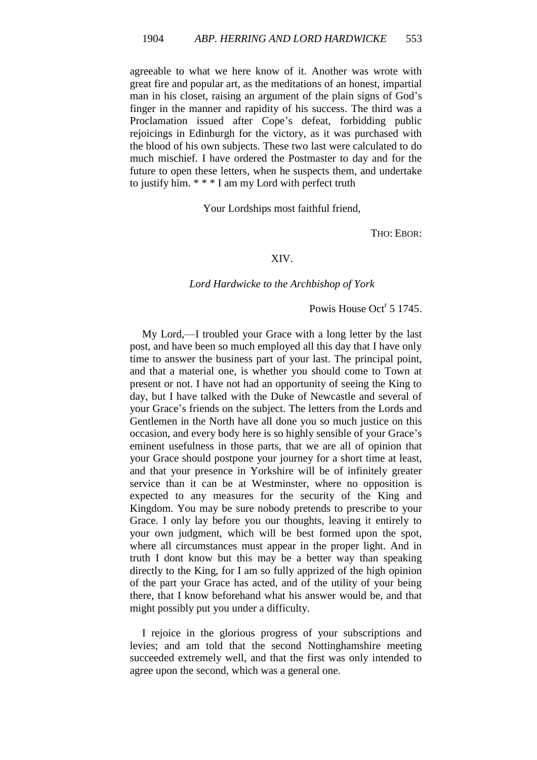agreeable to what we here know of it. Another was wrote with great fire and popular art, as the meditations of an honest, impartial man in his closet, raising an argument of the plain signs of God's finger in the manner and rapidity of his success. The third was a Proclamation issued after Cope's defeat, forbidding public rejoicings in Edinburgh for the victory, as it was purchased with the blood of his own subjects. These two last were calculated to do much mischief. I have ordered the Postmaster to day and for the future to open these letters, when he suspects them, and undertake to justify him. * * * I am my Lord with perfect truth

Your Lordships most faithful friend,

THO: EBOR:

## XIV.

### *Lord Hardwicke to the Archbishop of York*

Powis House Oct[r] 5 1745.

My Lord,—I troubled your Grace with a long letter by the last post, and have been so much employed all this day that I have only time to answer the business part of your last. The principal point, and that a material one, is whether you should come to Town at present or not. I have not had an opportunity of seeing the King to day, but I have talked with the Duke of Newcastle and several of your Grace's friends on the subject. The letters from the Lords and Gentlemen in the North have all done you so much justice on this occasion, and every body here is so highly sensible of your Grace's eminent usefulness in those parts, that we are all of opinion that your Grace should postpone your journey for a short time at least, and that your presence in Yorkshire will be of infinitely greater service than it can be at Westminster, where no opposition is expected to any measures for the security of the King and Kingdom. You may be sure nobody pretends to prescribe to your Grace. I only lay before you our thoughts, leaving it entirely to your own judgment, which will be best formed upon the spot, where all circumstances must appear in the proper light. And in truth I dont know but this may be a better way than speaking directly to the King, for I am so fully apprized of the high opinion of the part your Grace has acted, and of the utility of your being there, that I know beforehand what his answer would be, and that might possibly put you under a difficulty.

I rejoice in the glorious progress of your subscriptions and levies; and am told that the second Nottinghamshire meeting succeeded extremely well, and that the first was only intended to agree upon the second, which was a general one.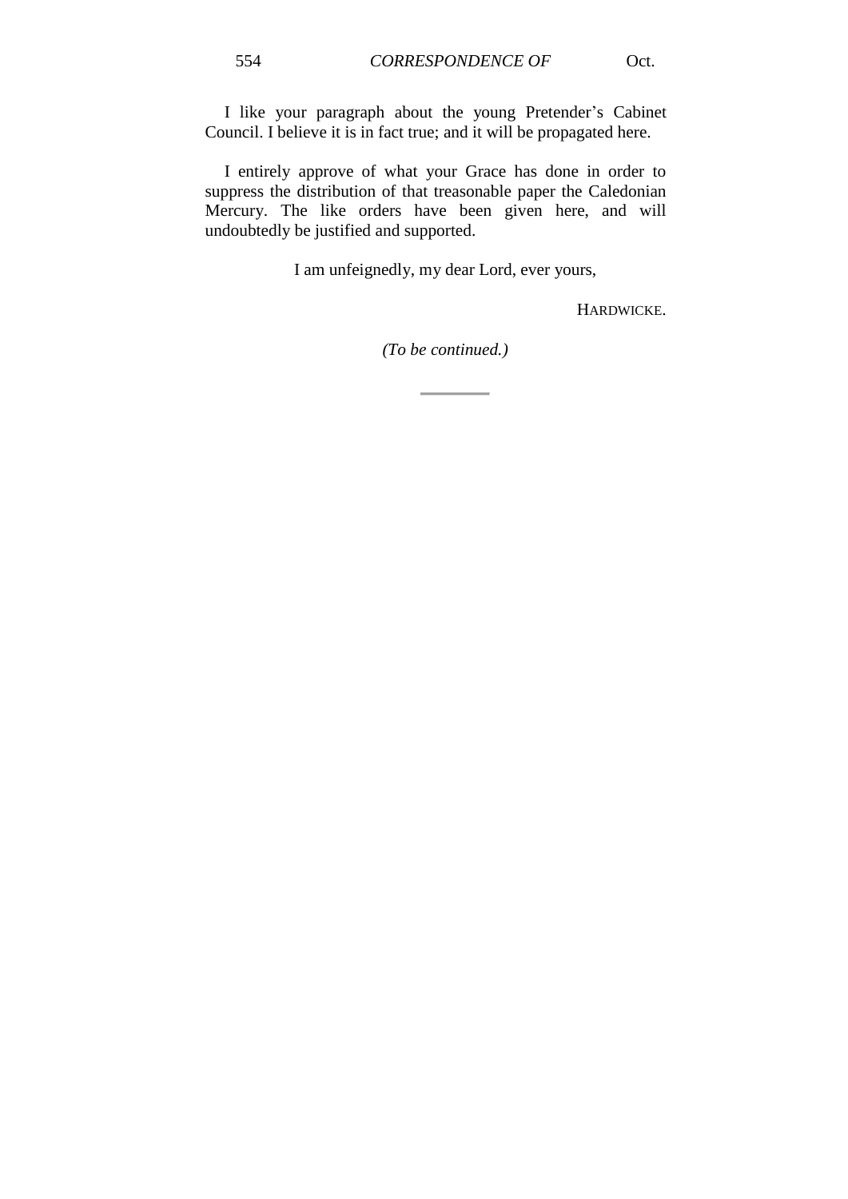I like your paragraph about the young Pretender's Cabinet Council. I believe it is in fact true; and it will be propagated here.

I entirely approve of what your Grace has done in order to suppress the distribution of that treasonable paper the Caledonian Mercury. The like orders have been given here, and will undoubtedly be justified and supported.

I am unfeignedly, my dear Lord, ever yours,

HARDWICKE.

*(To be continued.)*

---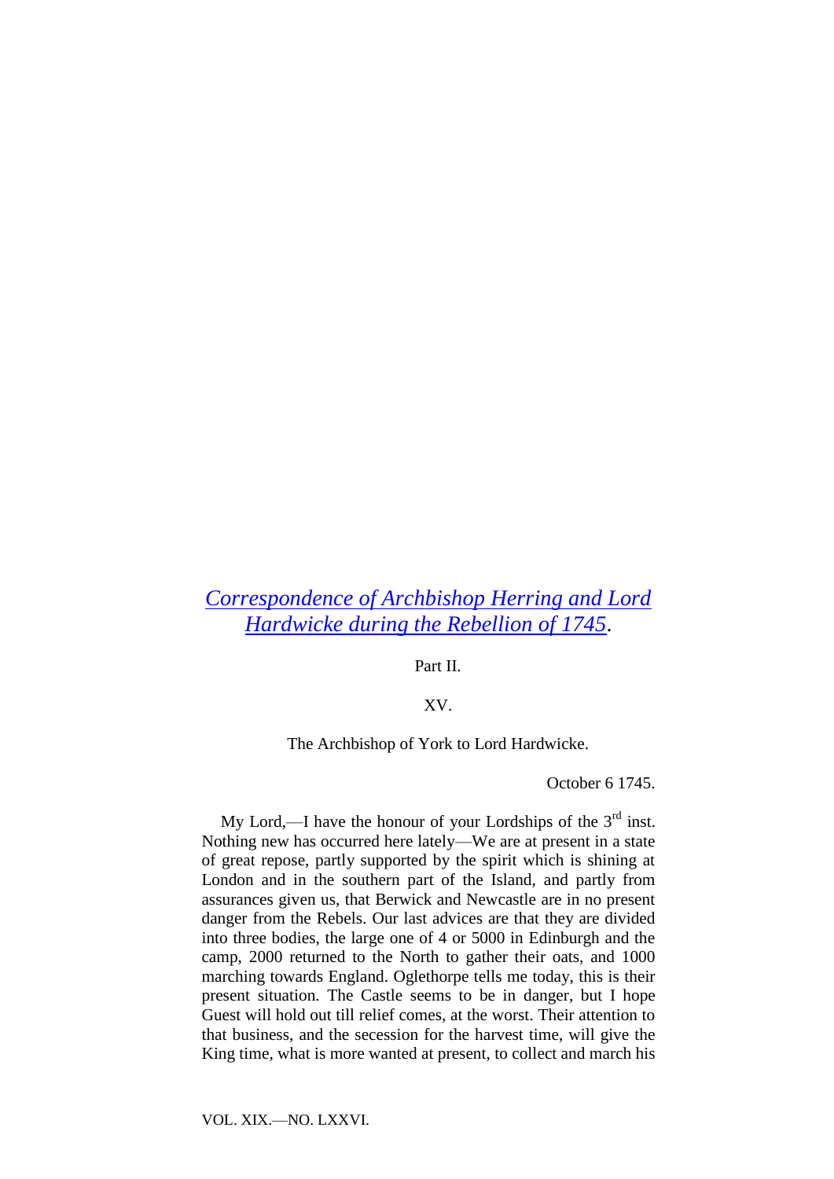## Correspondence of Archbishop Herring and Lord Hardwicke during the Rebellion of 1745.

Part II.

XV.

The Archbishop of York to Lord Hardwicke.

October 6 1745.

My Lord,—I have the honour of your Lordships of the 3rd inst. Nothing new has occurred here lately—We are at present in a state of great repose, partly supported by the spirit which is shining at London and in the southern part of the Island, and partly from assurances given us, that Berwick and Newcastle are in no present danger from the Rebels. Our last advices are that they are divided into three bodies, the large one of 4 or 5000 in Edinburgh and the camp, 2000 returned to the North to gather their oats, and 1000 marching towards England. Oglethorpe tells me today, this is their present situation. The Castle seems to be in danger, but I hope Guest will hold out till relief comes, at the worst. Their attention to that business, and the secession for the harvest time, will give the King time, what is more wanted at present, to collect and march his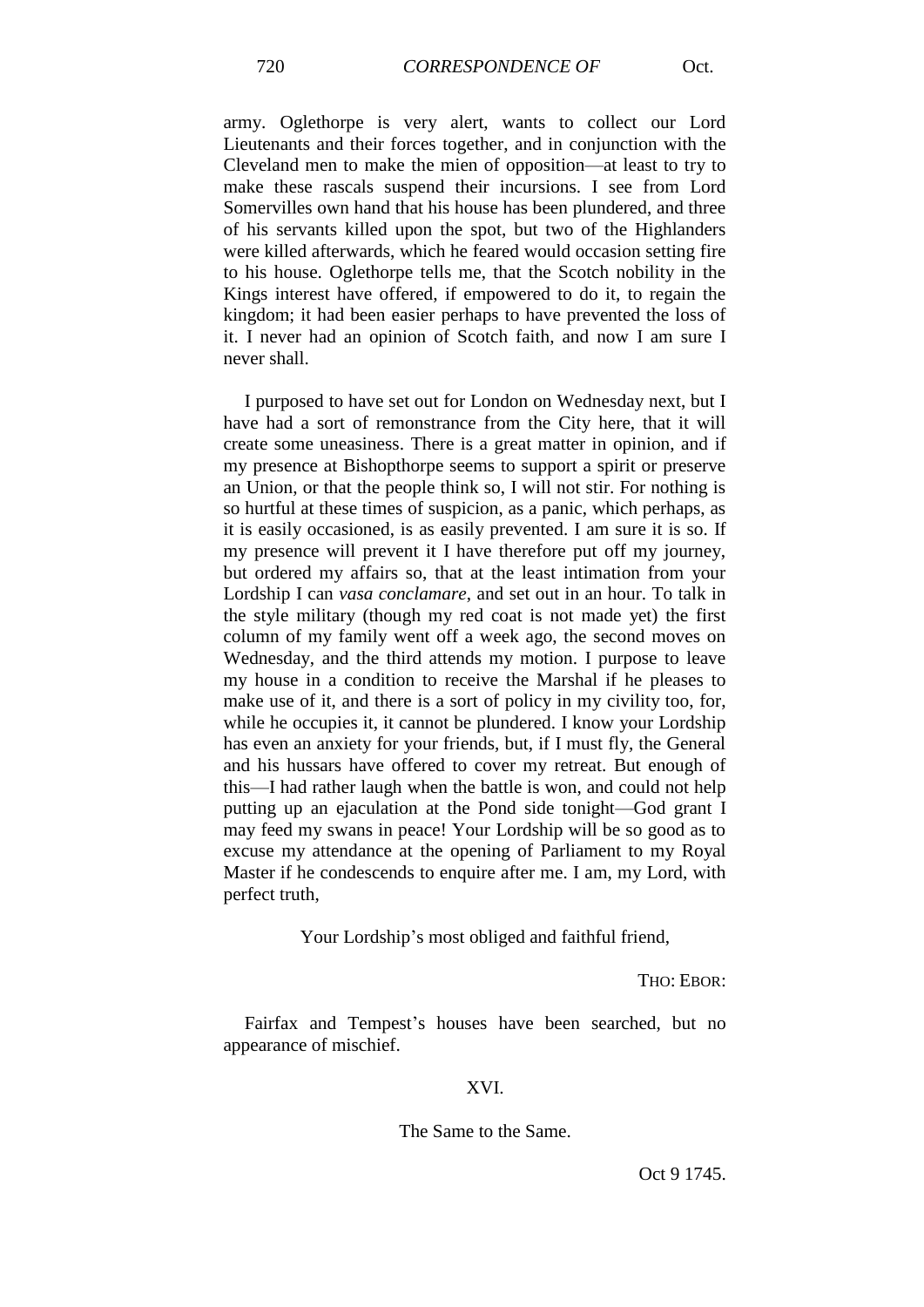army. Oglethorpe is very alert, wants to collect our Lord Lieutenants and their forces together, and in conjunction with the Cleveland men to make the mien of opposition—at least to try to make these rascals suspend their incursions. I see from Lord Somervilles own hand that his house has been plundered, and three of his servants killed upon the spot, but two of the Highlanders were killed afterwards, which he feared would occasion setting fire to his house. Oglethorpe tells me, that the Scotch nobility in the Kings interest have offered, if empowered to do it, to regain the kingdom; it had been easier perhaps to have prevented the loss of it. I never had an opinion of Scotch faith, and now I am sure I never shall.

I purposed to have set out for London on Wednesday next, but I have had a sort of remonstrance from the City here, that it will create some uneasiness. There is a great matter in opinion, and if my presence at Bishopthorpe seems to support a spirit or preserve an Union, or that the people think so, I will not stir. For nothing is so hurtful at these times of suspicion, as a panic, which perhaps, as it is easily occasioned, is as easily prevented. I am sure it is so. If my presence will prevent it I have therefore put off my journey, but ordered my affairs so, that at the least intimation from your Lordship I can *vasa conclamare*, and set out in an hour. To talk in the style military (though my red coat is not made yet) the first column of my family went off a week ago, the second moves on Wednesday, and the third attends my motion. I purpose to leave my house in a condition to receive the Marshal if he pleases to make use of it, and there is a sort of policy in my civility too, for, while he occupies it, it cannot be plundered. I know your Lordship has even an anxiety for your friends, but, if I must fly, the General and his hussars have offered to cover my retreat. But enough of this—I had rather laugh when the battle is won, and could not help putting up an ejaculation at the Pond side tonight—God grant I may feed my swans in peace! Your Lordship will be so good as to excuse my attendance at the opening of Parliament to my Royal Master if he condescends to enquire after me. I am, my Lord, with perfect truth,

Your Lordship's most obliged and faithful friend,

THO: EBOR:

Fairfax and Tempest's houses have been searched, but no appearance of mischief.

## XVI.

The Same to the Same.

Oct 9 1745.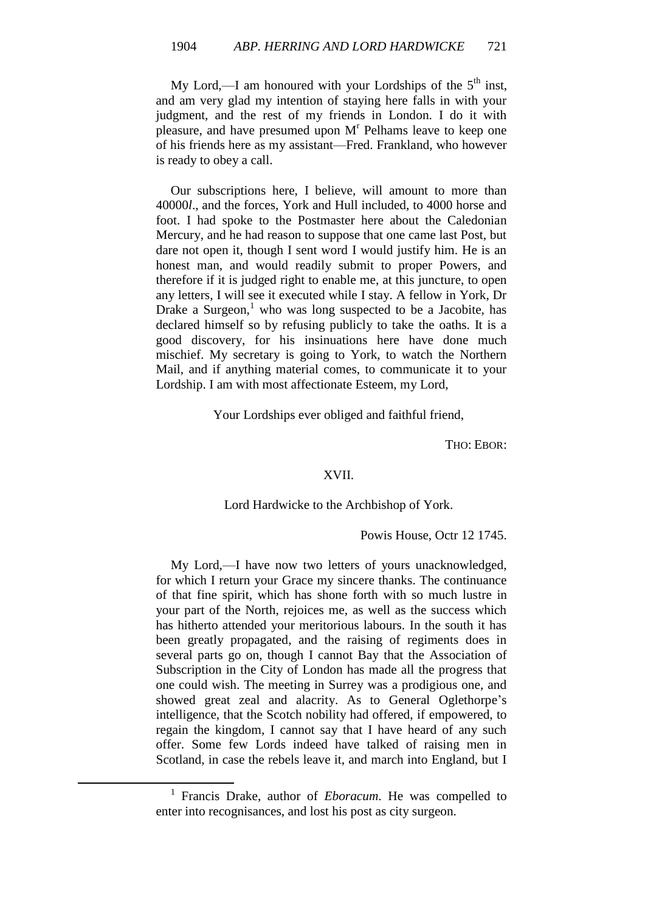My Lord,—I am honoured with your Lordships of the 5th inst, and am very glad my intention of staying here falls in with your judgment, and the rest of my friends in London. I do it with pleasure, and have presumed upon Mr Pelhams leave to keep one of his friends here as my assistant—Fred. Frankland, who however is ready to obey a call.

Our subscriptions here, I believe, will amount to more than 40000*l*., and the forces, York and Hull included, to 4000 horse and foot. I had spoke to the Postmaster here about the Caledonian Mercury, and he had reason to suppose that one came last Post, but dare not open it, though I sent word I would justify him. He is an honest man, and would readily submit to proper Powers, and therefore if it is judged right to enable me, at this juncture, to open any letters, I will see it executed while I stay. A fellow in York, Dr Drake a Surgeon,[1] who was long suspected to be a Jacobite, has declared himself so by refusing publicly to take the oaths. It is a good discovery, for his insinuations here have done much mischief. My secretary is going to York, to watch the Northern Mail, and if anything material comes, to communicate it to your Lordship. I am with most affectionate Esteem, my Lord,

Your Lordships ever obliged and faithful friend,

THO: EBOR:

XVII.

Lord Hardwicke to the Archbishop of York.

Powis House, Octr 12 1745.

My Lord,—I have now two letters of yours unacknowledged, for which I return your Grace my sincere thanks. The continuance of that fine spirit, which has shone forth with so much lustre in your part of the North, rejoices me, as well as the success which has hitherto attended your meritorious labours. In the south it has been greatly propagated, and the raising of regiments does in several parts go on, though I cannot Bay that the Association of Subscription in the City of London has made all the progress that one could wish. The meeting in Surrey was a prodigious one, and showed great zeal and alacrity. As to General Oglethorpe's intelligence, that the Scotch nobility had offered, if empowered, to regain the kingdom, I cannot say that I have heard of any such offer. Some few Lords indeed have talked of raising men in Scotland, in case the rebels leave it, and march into England, but I

[1] Francis Drake, author of *Eboracum*. He was compelled to enter into recognisances, and lost his post as city surgeon.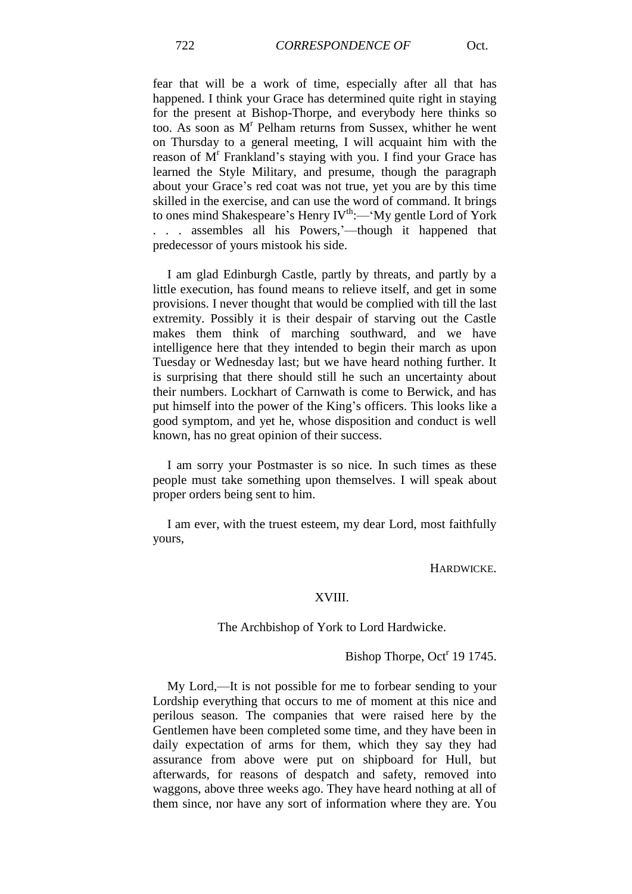fear that will be a work of time, especially after all that has happened. I think your Grace has determined quite right in staying for the present at Bishop-Thorpe, and everybody here thinks so too. As soon as M$^{r}$ Pelham returns from Sussex, whither he went on Thursday to a general meeting, I will acquaint him with the reason of M$^{r}$ Frankland's staying with you. I find your Grace has learned the Style Military, and presume, though the paragraph about your Grace's red coat was not true, yet you are by this time skilled in the exercise, and can use the word of command. It brings to ones mind Shakespeare's Henry IV$^{th}$:—'My gentle Lord of York . . . assembles all his Powers,'—though it happened that predecessor of yours mistook his side.

I am glad Edinburgh Castle, partly by threats, and partly by a little execution, has found means to relieve itself, and get in some provisions. I never thought that would be complied with till the last extremity. Possibly it is their despair of starving out the Castle makes them think of marching southward, and we have intelligence here that they intended to begin their march as upon Tuesday or Wednesday last; but we have heard nothing further. It is surprising that there should still he such an uncertainty about their numbers. Lockhart of Carnwath is come to Berwick, and has put himself into the power of the King's officers. This looks like a good symptom, and yet he, whose disposition and conduct is well known, has no great opinion of their success.

I am sorry your Postmaster is so nice. In such times as these people must take something upon themselves. I will speak about proper orders being sent to him.

I am ever, with the truest esteem, my dear Lord, most faithfully yours,

HARDWICKE.

## XVIII.

### The Archbishop of York to Lord Hardwicke.

Bishop Thorpe, Oct$^{r}$ 19 1745.

My Lord,—It is not possible for me to forbear sending to your Lordship everything that occurs to me of moment at this nice and perilous season. The companies that were raised here by the Gentlemen have been completed some time, and they have been in daily expectation of arms for them, which they say they had assurance from above were put on shipboard for Hull, but afterwards, for reasons of despatch and safety, removed into waggons, above three weeks ago. They have heard nothing at all of them since, nor have any sort of information where they are. You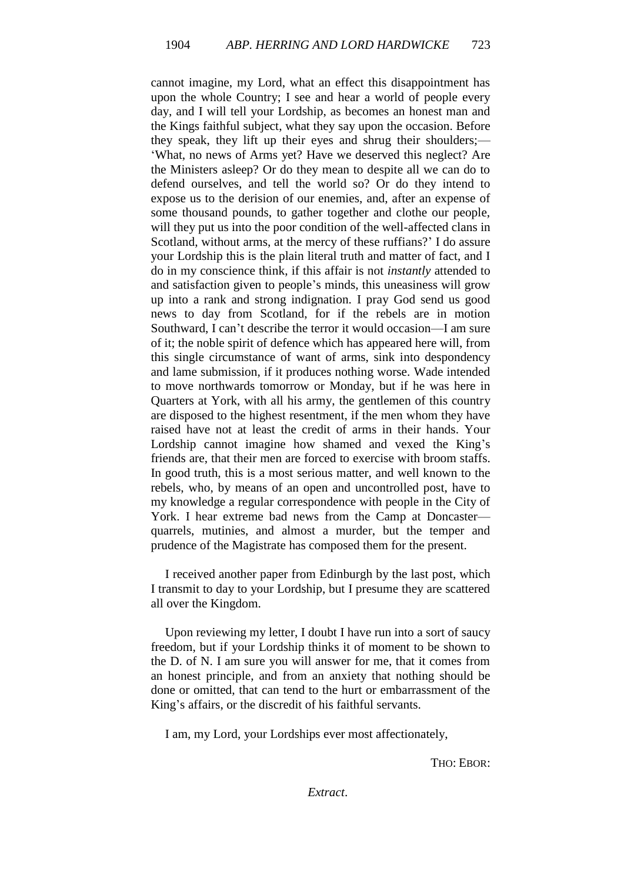cannot imagine, my Lord, what an effect this disappointment has upon the whole Country; I see and hear a world of people every day, and I will tell your Lordship, as becomes an honest man and the Kings faithful subject, what they say upon the occasion. Before they speak, they lift up their eyes and shrug their shoulders;—'What, no news of Arms yet? Have we deserved this neglect? Are the Ministers asleep? Or do they mean to despite all we can do to defend ourselves, and tell the world so? Or do they intend to expose us to the derision of our enemies, and, after an expense of some thousand pounds, to gather together and clothe our people, will they put us into the poor condition of the well-affected clans in Scotland, without arms, at the mercy of these ruffians?' I do assure your Lordship this is the plain literal truth and matter of fact, and I do in my conscience think, if this affair is not *instantly* attended to and satisfaction given to people's minds, this uneasiness will grow up into a rank and strong indignation. I pray God send us good news to day from Scotland, for if the rebels are in motion Southward, I can't describe the terror it would occasion—I am sure of it; the noble spirit of defence which has appeared here will, from this single circumstance of want of arms, sink into despondency and lame submission, if it produces nothing worse. Wade intended to move northwards tomorrow or Monday, but if he was here in Quarters at York, with all his army, the gentlemen of this country are disposed to the highest resentment, if the men whom they have raised have not at least the credit of arms in their hands. Your Lordship cannot imagine how shamed and vexed the King's friends are, that their men are forced to exercise with broom staffs. In good truth, this is a most serious matter, and well known to the rebels, who, by means of an open and uncontrolled post, have to my knowledge a regular correspondence with people in the City of York. I hear extreme bad news from the Camp at Doncaster—quarrels, mutinies, and almost a murder, but the temper and prudence of the Magistrate has composed them for the present.

I received another paper from Edinburgh by the last post, which I transmit to day to your Lordship, but I presume they are scattered all over the Kingdom.

Upon reviewing my letter, I doubt I have run into a sort of saucy freedom, but if your Lordship thinks it of moment to be shown to the D. of N. I am sure you will answer for me, that it comes from an honest principle, and from an anxiety that nothing should be done or omitted, that can tend to the hurt or embarrassment of the King's affairs, or the discredit of his faithful servants.

I am, my Lord, your Lordships ever most affectionately,

THO: EBOR:

*Extract*.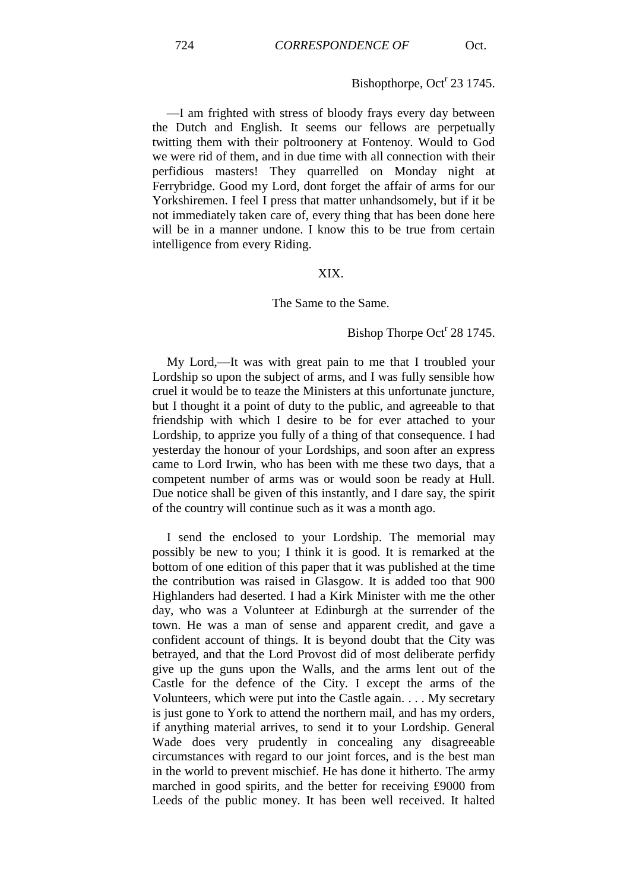Bishopthorpe, Oct[r] 23 1745.

—I am frighted with stress of bloody frays every day between the Dutch and English. It seems our fellows are perpetually twitting them with their poltroonery at Fontenoy. Would to God we were rid of them, and in due time with all connection with their perfidious masters! They quarrelled on Monday night at Ferrybridge. Good my Lord, dont forget the affair of arms for our Yorkshiremen. I feel I press that matter unhandsomely, but if it be not immediately taken care of, every thing that has been done here will be in a manner undone. I know this to be true from certain intelligence from every Riding.

## XIX.

The Same to the Same.

Bishop Thorpe Oct[r] 28 1745.

My Lord,—It was with great pain to me that I troubled your Lordship so upon the subject of arms, and I was fully sensible how cruel it would be to teaze the Ministers at this unfortunate juncture, but I thought it a point of duty to the public, and agreeable to that friendship with which I desire to be for ever attached to your Lordship, to apprize you fully of a thing of that consequence. I had yesterday the honour of your Lordships, and soon after an express came to Lord Irwin, who has been with me these two days, that a competent number of arms was or would soon be ready at Hull. Due notice shall be given of this instantly, and I dare say, the spirit of the country will continue such as it was a month ago.

I send the enclosed to your Lordship. The memorial may possibly be new to you; I think it is good. It is remarked at the bottom of one edition of this paper that it was published at the time the contribution was raised in Glasgow. It is added too that 900 Highlanders had deserted. I had a Kirk Minister with me the other day, who was a Volunteer at Edinburgh at the surrender of the town. He was a man of sense and apparent credit, and gave a confident account of things. It is beyond doubt that the City was betrayed, and that the Lord Provost did of most deliberate perfidy give up the guns upon the Walls, and the arms lent out of the Castle for the defence of the City. I except the arms of the Volunteers, which were put into the Castle again. . . . My secretary is just gone to York to attend the northern mail, and has my orders, if anything material arrives, to send it to your Lordship. General Wade does very prudently in concealing any disagreeable circumstances with regard to our joint forces, and is the best man in the world to prevent mischief. He has done it hitherto. The army marched in good spirits, and the better for receiving £9000 from Leeds of the public money. It has been well received. It halted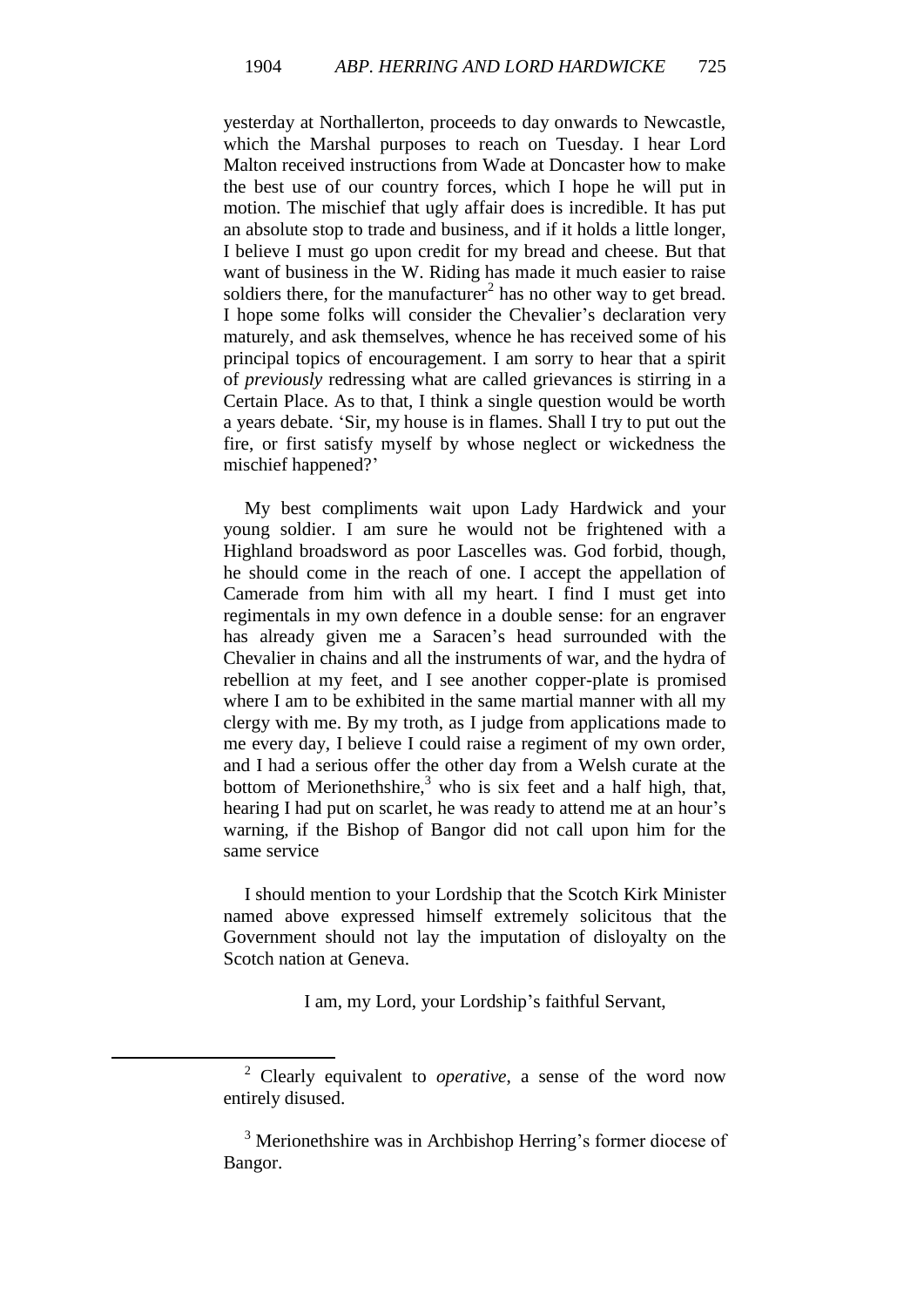yesterday at Northallerton, proceeds to day onwards to Newcastle, which the Marshal purposes to reach on Tuesday. I hear Lord Malton received instructions from Wade at Doncaster how to make the best use of our country forces, which I hope he will put in motion. The mischief that ugly affair does is incredible. It has put an absolute stop to trade and business, and if it holds a little longer, I believe I must go upon credit for my bread and cheese. But that want of business in the W. Riding has made it much easier to raise soldiers there, for the manufacturer[2] has no other way to get bread. I hope some folks will consider the Chevalier's declaration very maturely, and ask themselves, whence he has received some of his principal topics of encouragement. I am sorry to hear that a spirit of *previously* redressing what are called grievances is stirring in a Certain Place. As to that, I think a single question would be worth a years debate. 'Sir, my house is in flames. Shall I try to put out the fire, or first satisfy myself by whose neglect or wickedness the mischief happened?'

My best compliments wait upon Lady Hardwick and your young soldier. I am sure he would not be frightened with a Highland broadsword as poor Lascelles was. God forbid, though, he should come in the reach of one. I accept the appellation of Camerade from him with all my heart. I find I must get into regimentals in my own defence in a double sense: for an engraver has already given me a Saracen's head surrounded with the Chevalier in chains and all the instruments of war, and the hydra of rebellion at my feet, and I see another copper-plate is promised where I am to be exhibited in the same martial manner with all my clergy with me. By my troth, as I judge from applications made to me every day, I believe I could raise a regiment of my own order, and I had a serious offer the other day from a Welsh curate at the bottom of Merionethshire,[3] who is six feet and a half high, that, hearing I had put on scarlet, he was ready to attend me at an hour's warning, if the Bishop of Bangor did not call upon him for the same service

I should mention to your Lordship that the Scotch Kirk Minister named above expressed himself extremely solicitous that the Government should not lay the imputation of disloyalty on the Scotch nation at Geneva.

I am, my Lord, your Lordship's faithful Servant,

---

[2] Clearly equivalent to *operative*, a sense of the word now entirely disused.

[3] Merionethshire was in Archbishop Herring's former diocese of Bangor.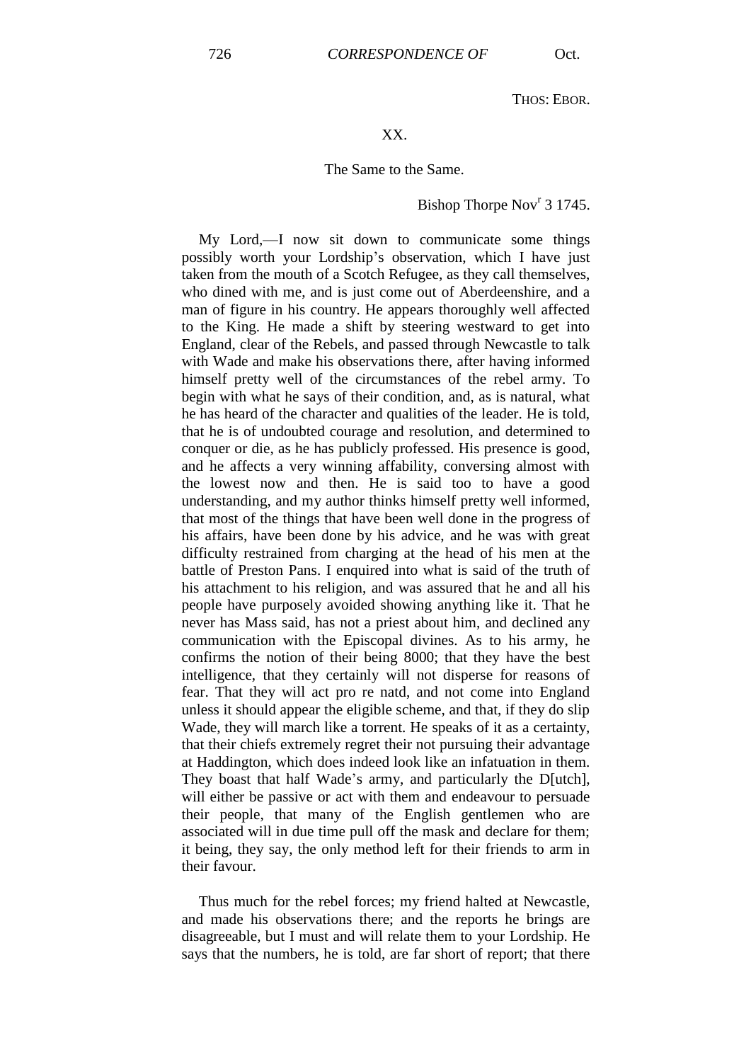THOS: EBOR.

XX.

The Same to the Same.

Bishop Thorpe Nov[r] 3 1745.

My Lord,—I now sit down to communicate some things possibly worth your Lordship's observation, which I have just taken from the mouth of a Scotch Refugee, as they call themselves, who dined with me, and is just come out of Aberdeenshire, and a man of figure in his country. He appears thoroughly well affected to the King. He made a shift by steering westward to get into England, clear of the Rebels, and passed through Newcastle to talk with Wade and make his observations there, after having informed himself pretty well of the circumstances of the rebel army. To begin with what he says of their condition, and, as is natural, what he has heard of the character and qualities of the leader. He is told, that he is of undoubted courage and resolution, and determined to conquer or die, as he has publicly professed. His presence is good, and he affects a very winning affability, conversing almost with the lowest now and then. He is said too to have a good understanding, and my author thinks himself pretty well informed, that most of the things that have been well done in the progress of his affairs, have been done by his advice, and he was with great difficulty restrained from charging at the head of his men at the battle of Preston Pans. I enquired into what is said of the truth of his attachment to his religion, and was assured that he and all his people have purposely avoided showing anything like it. That he never has Mass said, has not a priest about him, and declined any communication with the Episcopal divines. As to his army, he confirms the notion of their being 8000; that they have the best intelligence, that they certainly will not disperse for reasons of fear. That they will act pro re natd, and not come into England unless it should appear the eligible scheme, and that, if they do slip Wade, they will march like a torrent. He speaks of it as a certainty, that their chiefs extremely regret their not pursuing their advantage at Haddington, which does indeed look like an infatuation in them. They boast that half Wade's army, and particularly the D[utch], will either be passive or act with them and endeavour to persuade their people, that many of the English gentlemen who are associated will in due time pull off the mask and declare for them; it being, they say, the only method left for their friends to arm in their favour.

Thus much for the rebel forces; my friend halted at Newcastle, and made his observations there; and the reports he brings are disagreeable, but I must and will relate them to your Lordship. He says that the numbers, he is told, are far short of report; that there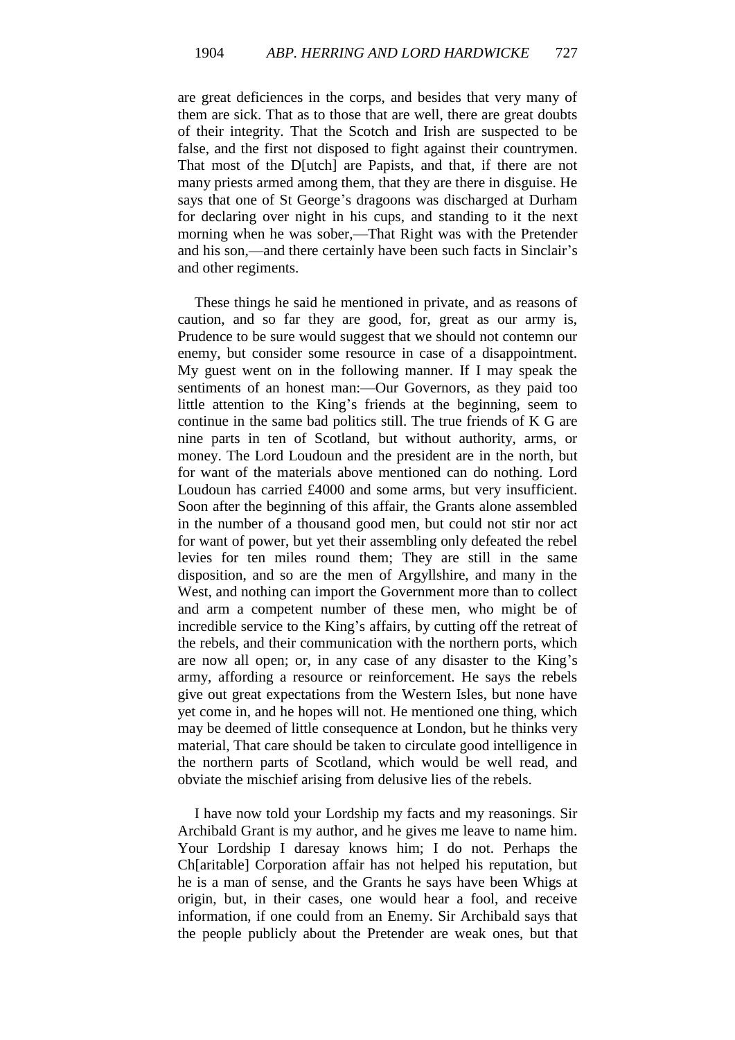are great deficiences in the corps, and besides that very many of them are sick. That as to those that are well, there are great doubts of their integrity. That the Scotch and Irish are suspected to be false, and the first not disposed to fight against their countrymen. That most of the D[utch] are Papists, and that, if there are not many priests armed among them, that they are there in disguise. He says that one of St George's dragoons was discharged at Durham for declaring over night in his cups, and standing to it the next morning when he was sober,—That Right was with the Pretender and his son,—and there certainly have been such facts in Sinclair's and other regiments.

These things he said he mentioned in private, and as reasons of caution, and so far they are good, for, great as our army is, Prudence to be sure would suggest that we should not contemn our enemy, but consider some resource in case of a disappointment. My guest went on in the following manner. If I may speak the sentiments of an honest man:—Our Governors, as they paid too little attention to the King's friends at the beginning, seem to continue in the same bad politics still. The true friends of K G are nine parts in ten of Scotland, but without authority, arms, or money. The Lord Loudoun and the president are in the north, but for want of the materials above mentioned can do nothing. Lord Loudoun has carried £4000 and some arms, but very insufficient. Soon after the beginning of this affair, the Grants alone assembled in the number of a thousand good men, but could not stir nor act for want of power, but yet their assembling only defeated the rebel levies for ten miles round them; They are still in the same disposition, and so are the men of Argyllshire, and many in the West, and nothing can import the Government more than to collect and arm a competent number of these men, who might be of incredible service to the King's affairs, by cutting off the retreat of the rebels, and their communication with the northern ports, which are now all open; or, in any case of any disaster to the King's army, affording a resource or reinforcement. He says the rebels give out great expectations from the Western Isles, but none have yet come in, and he hopes will not. He mentioned one thing, which may be deemed of little consequence at London, but he thinks very material, That care should be taken to circulate good intelligence in the northern parts of Scotland, which would be well read, and obviate the mischief arising from delusive lies of the rebels.

I have now told your Lordship my facts and my reasonings. Sir Archibald Grant is my author, and he gives me leave to name him. Your Lordship I daresay knows him; I do not. Perhaps the Ch[aritable] Corporation affair has not helped his reputation, but he is a man of sense, and the Grants he says have been Whigs at origin, but, in their cases, one would hear a fool, and receive information, if one could from an Enemy. Sir Archibald says that the people publicly about the Pretender are weak ones, but that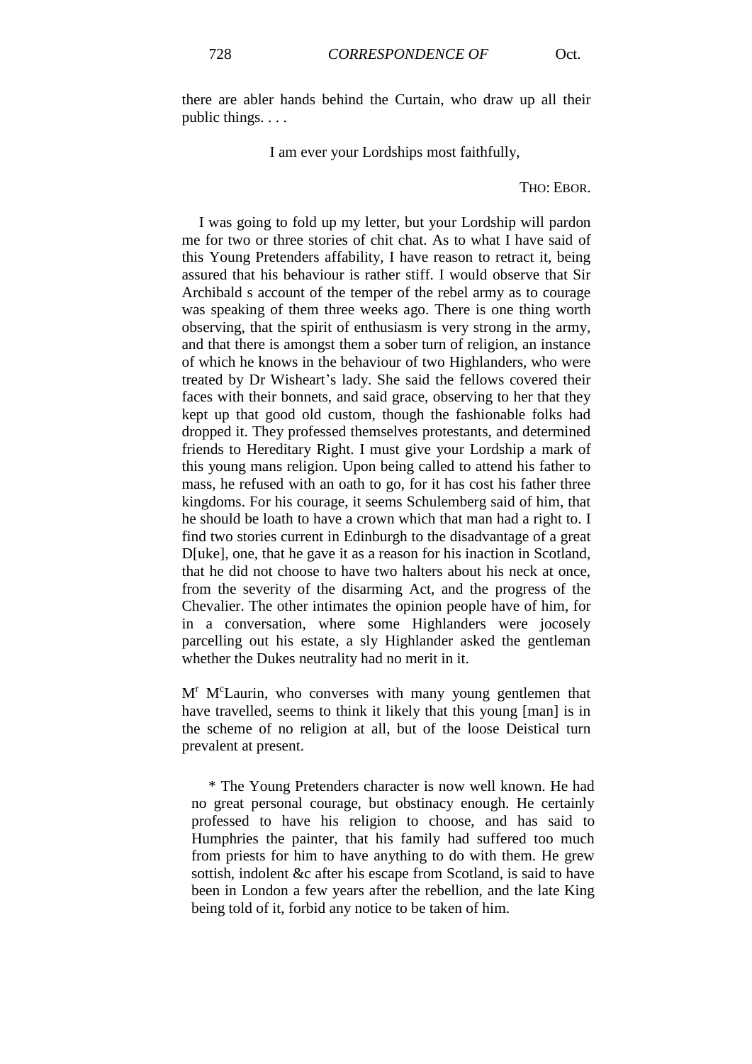there are abler hands behind the Curtain, who draw up all their public things. . . .

I am ever your Lordships most faithfully,

THO: EBOR.

I was going to fold up my letter, but your Lordship will pardon me for two or three stories of chit chat. As to what I have said of this Young Pretenders affability, I have reason to retract it, being assured that his behaviour is rather stiff. I would observe that Sir Archibald s account of the temper of the rebel army as to courage was speaking of them three weeks ago. There is one thing worth observing, that the spirit of enthusiasm is very strong in the army, and that there is amongst them a sober turn of religion, an instance of which he knows in the behaviour of two Highlanders, who were treated by Dr Wisheart's lady. She said the fellows covered their faces with their bonnets, and said grace, observing to her that they kept up that good old custom, though the fashionable folks had dropped it. They professed themselves protestants, and determined friends to Hereditary Right. I must give your Lordship a mark of this young mans religion. Upon being called to attend his father to mass, he refused with an oath to go, for it has cost his father three kingdoms. For his courage, it seems Schulemberg said of him, that he should be loath to have a crown which that man had a right to. I find two stories current in Edinburgh to the disadvantage of a great D[uke], one, that he gave it as a reason for his inaction in Scotland, that he did not choose to have two halters about his neck at once, from the severity of the disarming Act, and the progress of the Chevalier. The other intimates the opinion people have of him, for in a conversation, where some Highlanders were jocosely parcelling out his estate, a sly Highlander asked the gentleman whether the Dukes neutrality had no merit in it.

M[r] M[c]Laurin, who converses with many young gentlemen that have travelled, seems to think it likely that this young [man] is in the scheme of no religion at all, but of the loose Deistical turn prevalent at present.

\* The Young Pretenders character is now well known. He had no great personal courage, but obstinacy enough. He certainly professed to have his religion to choose, and has said to Humphries the painter, that his family had suffered too much from priests for him to have anything to do with them. He grew sottish, indolent &c after his escape from Scotland, is said to have been in London a few years after the rebellion, and the late King being told of it, forbid any notice to be taken of him.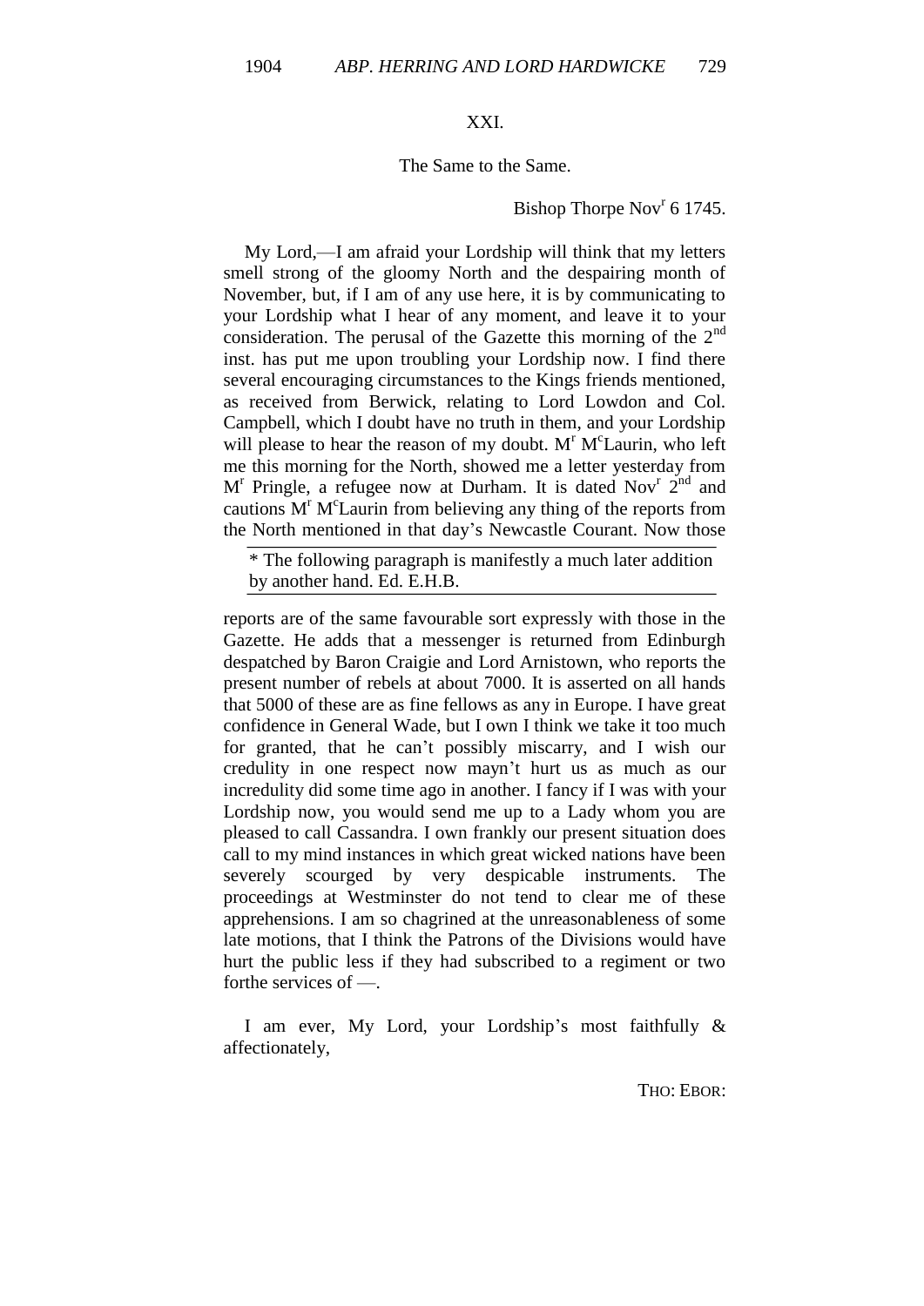## XXI.

The Same to the Same.

Bishop Thorpe Nov[r] 6 1745.

My Lord,—I am afraid your Lordship will think that my letters smell strong of the gloomy North and the despairing month of November, but, if I am of any use here, it is by communicating to your Lordship what I hear of any moment, and leave it to your consideration. The perusal of the Gazette this morning of the 2[nd] inst. has put me upon troubling your Lordship now. I find there several encouraging circumstances to the Kings friends mentioned, as received from Berwick, relating to Lord Lowdon and Col. Campbell, which I doubt have no truth in them, and your Lordship will please to hear the reason of my doubt. M[r] M[c]Laurin, who left me this morning for the North, showed me a letter yesterday from M[r] Pringle, a refugee now at Durham. It is dated Nov[r] 2[nd] and cautions M[r] M[c]Laurin from believing any thing of the reports from the North mentioned in that day's Newcastle Courant. Now those reports are of the same favourable sort expressly with those in the Gazette. He adds that a messenger is returned from Edinburgh despatched by Baron Craigie and Lord Arnistown, who reports the present number of rebels at about 7000. It is asserted on all hands that 5000 of these are as fine fellows as any in Europe. I have great confidence in General Wade, but I own I think we take it too much for granted, that he can't possibly miscarry, and I wish our credulity in one respect now mayn't hurt us as much as our incredulity did some time ago in another. I fancy if I was with your Lordship now, you would send me up to a Lady whom you are pleased to call Cassandra. I own frankly our present situation does call to my mind instances in which great wicked nations have been severely scourged by very despicable instruments. The proceedings at Westminster do not tend to clear me of these apprehensions. I am so chagrined at the unreasonableness of some late motions, that I think the Patrons of the Divisions would have hurt the public less if they had subscribed to a regiment or two forthe services of —.

I am ever, My Lord, your Lordship's most faithfully & affectionately,

THO: EBOR:

---

* The following paragraph is manifestly a much later addition by another hand. Ed. E.H.B.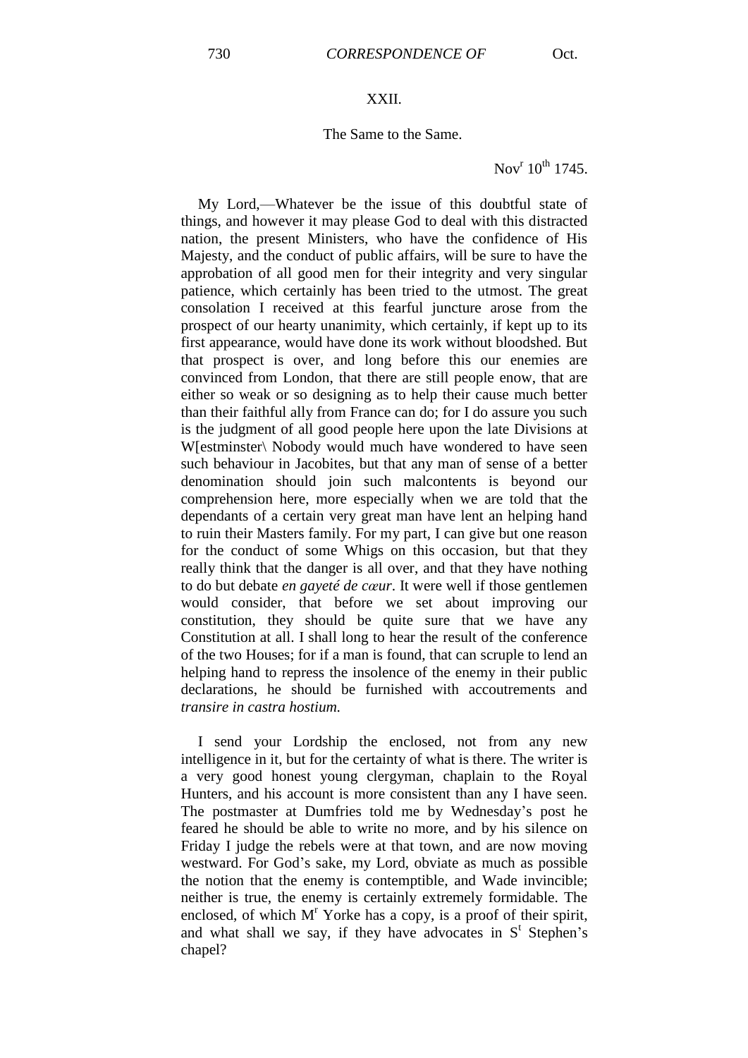XXII.

The Same to the Same.

Nov[r] 10[th] 1745.

My Lord,—Whatever be the issue of this doubtful state of things, and however it may please God to deal with this distracted nation, the present Ministers, who have the confidence of His Majesty, and the conduct of public affairs, will be sure to have the approbation of all good men for their integrity and very singular patience, which certainly has been tried to the utmost. The great consolation I received at this fearful juncture arose from the prospect of our hearty unanimity, which certainly, if kept up to its first appearance, would have done its work without bloodshed. But that prospect is over, and long before this our enemies are convinced from London, that there are still people enow, that are either so weak or so designing as to help their cause much better than their faithful ally from France can do; for I do assure you such is the judgment of all good people here upon the late Divisions at W[estminster\ Nobody would much have wondered to have seen such behaviour in Jacobites, but that any man of sense of a better denomination should join such malcontents is beyond our comprehension here, more especially when we are told that the dependants of a certain very great man have lent an helping hand to ruin their Masters family. For my part, I can give but one reason for the conduct of some Whigs on this occasion, but that they really think that the danger is all over, and that they have nothing to do but debate *en gayeté de cœur*. It were well if those gentlemen would consider, that before we set about improving our constitution, they should be quite sure that we have any Constitution at all. I shall long to hear the result of the conference of the two Houses; for if a man is found, that can scruple to lend an helping hand to repress the insolence of the enemy in their public declarations, he should be furnished with accoutrements and *transire in castra hostium.*

I send your Lordship the enclosed, not from any new intelligence in it, but for the certainty of what is there. The writer is a very good honest young clergyman, chaplain to the Royal Hunters, and his account is more consistent than any I have seen. The postmaster at Dumfries told me by Wednesday's post he feared he should be able to write no more, and by his silence on Friday I judge the rebels were at that town, and are now moving westward. For God's sake, my Lord, obviate as much as possible the notion that the enemy is contemptible, and Wade invincible; neither is true, the enemy is certainly extremely formidable. The enclosed, of which M[r] Yorke has a copy, is a proof of their spirit, and what shall we say, if they have advocates in S[t] Stephen's chapel?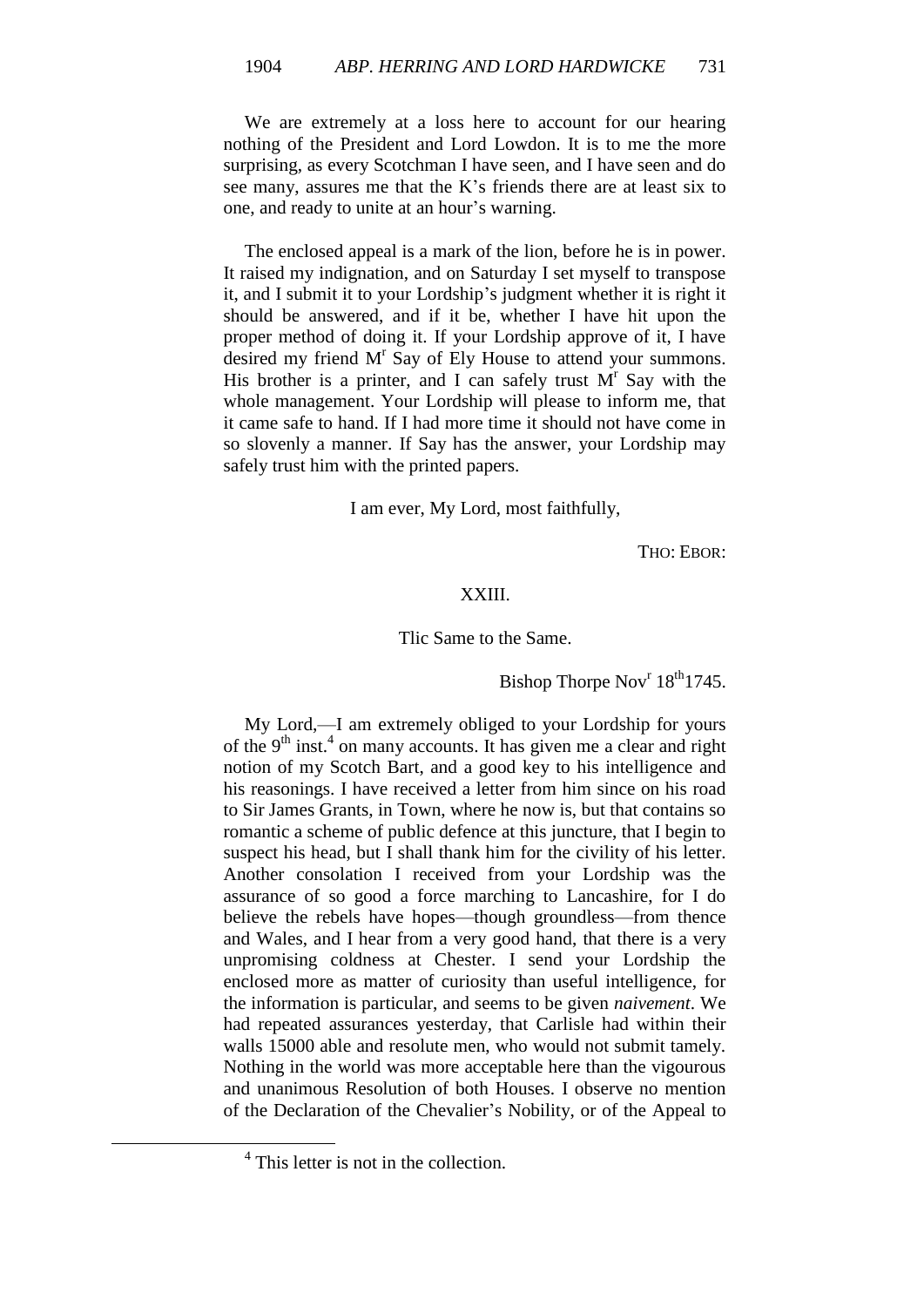We are extremely at a loss here to account for our hearing nothing of the President and Lord Lowdon. It is to me the more surprising, as every Scotchman I have seen, and I have seen and do see many, assures me that the K's friends there are at least six to one, and ready to unite at an hour's warning.

The enclosed appeal is a mark of the lion, before he is in power. It raised my indignation, and on Saturday I set myself to transpose it, and I submit it to your Lordship's judgment whether it is right it should be answered, and if it be, whether I have hit upon the proper method of doing it. If your Lordship approve of it, I have desired my friend M^r Say of Ely House to attend your summons. His brother is a printer, and I can safely trust M^r Say with the whole management. Your Lordship will please to inform me, that it came safe to hand. If I had more time it should not have come in so slovenly a manner. If Say has the answer, your Lordship may safely trust him with the printed papers.

I am ever, My Lord, most faithfully,

THO: EBOR:

XXIII.

Tlic Same to the Same.

Bishop Thorpe Nov^r 18^th 1745.

My Lord,—I am extremely obliged to your Lordship for yours of the 9^th inst.[4] on many accounts. It has given me a clear and right notion of my Scotch Bart, and a good key to his intelligence and his reasonings. I have received a letter from him since on his road to Sir James Grants, in Town, where he now is, but that contains so romantic a scheme of public defence at this juncture, that I begin to suspect his head, but I shall thank him for the civility of his letter. Another consolation I received from your Lordship was the assurance of so good a force marching to Lancashire, for I do believe the rebels have hopes—though groundless—from thence and Wales, and I hear from a very good hand, that there is a very unpromising coldness at Chester. I send your Lordship the enclosed more as matter of curiosity than useful intelligence, for the information is particular, and seems to be given *naivement*. We had repeated assurances yesterday, that Carlisle had within their walls 15000 able and resolute men, who would not submit tamely. Nothing in the world was more acceptable here than the vigourous and unanimous Resolution of both Houses. I observe no mention of the Declaration of the Chevalier's Nobility, or of the Appeal to

[4] This letter is not in the collection.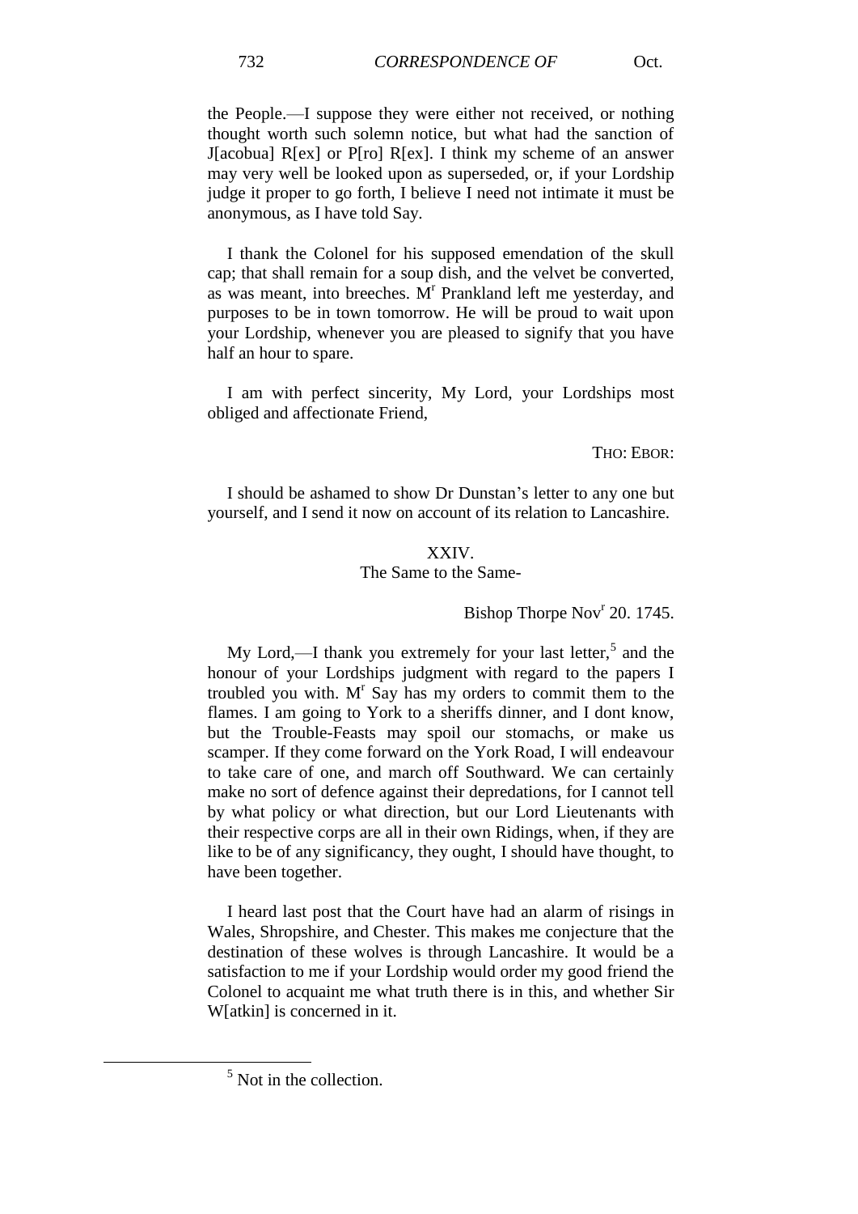the People.—I suppose they were either not received, or nothing thought worth such solemn notice, but what had the sanction of J[acobua] R[ex] or P[ro] R[ex]. I think my scheme of an answer may very well be looked upon as superseded, or, if your Lordship judge it proper to go forth, I believe I need not intimate it must be anonymous, as I have told Say.

I thank the Colonel for his supposed emendation of the skull cap; that shall remain for a soup dish, and the velvet be converted, as was meant, into breeches. M^r Prankland left me yesterday, and purposes to be in town tomorrow. He will be proud to wait upon your Lordship, whenever you are pleased to signify that you have half an hour to spare.

I am with perfect sincerity, My Lord, your Lordships most obliged and affectionate Friend,

THO: EBOR:

I should be ashamed to show Dr Dunstan's letter to any one but yourself, and I send it now on account of its relation to Lancashire.

## XXIV.

The Same to the Same-

Bishop Thorpe Nov^r 20. 1745.

My Lord,—I thank you extremely for your last letter,[5] and the honour of your Lordships judgment with regard to the papers I troubled you with. M^r Say has my orders to commit them to the flames. I am going to York to a sheriffs dinner, and I dont know, but the Trouble-Feasts may spoil our stomachs, or make us scamper. If they come forward on the York Road, I will endeavour to take care of one, and march off Southward. We can certainly make no sort of defence against their depredations, for I cannot tell by what policy or what direction, but our Lord Lieutenants with their respective corps are all in their own Ridings, when, if they are like to be of any significancy, they ought, I should have thought, to have been together.

I heard last post that the Court have had an alarm of risings in Wales, Shropshire, and Chester. This makes me conjecture that the destination of these wolves is through Lancashire. It would be a satisfaction to me if your Lordship would order my good friend the Colonel to acquaint me what truth there is in this, and whether Sir W[atkin] is concerned in it.

[5] Not in the collection.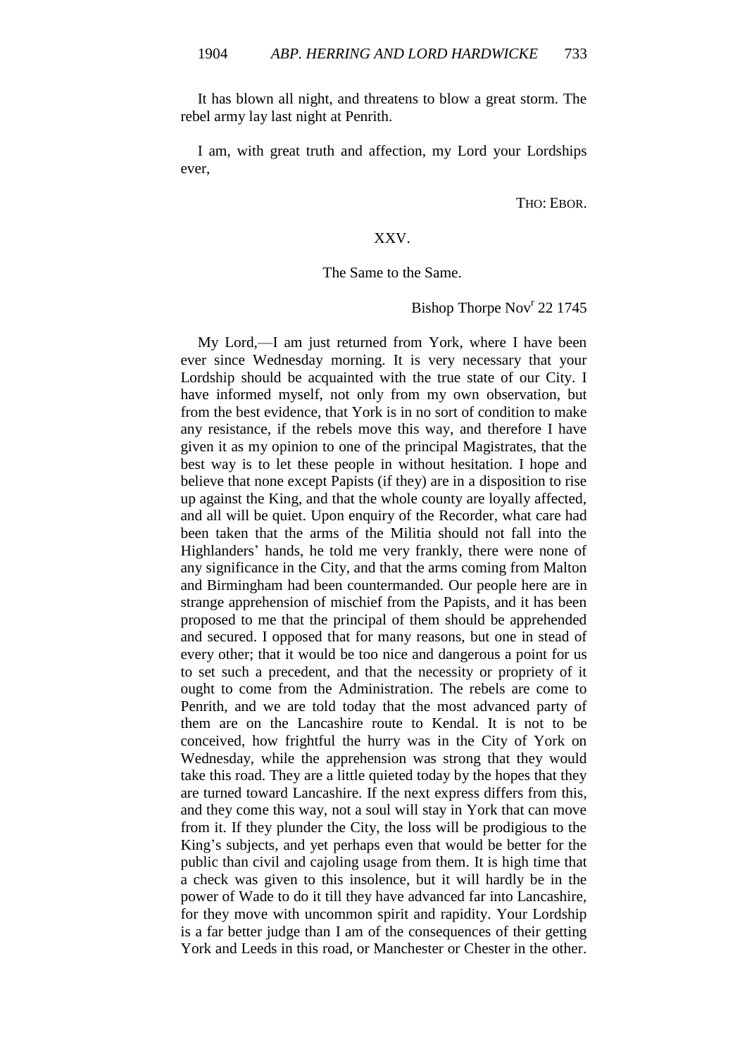It has blown all night, and threatens to blow a great storm. The rebel army lay last night at Penrith.

I am, with great truth and affection, my Lord your Lordships ever,

THO: EBOR.

## XXV.

The Same to the Same.

Bishop Thorpe Nov[r] 22 1745

My Lord,—I am just returned from York, where I have been ever since Wednesday morning. It is very necessary that your Lordship should be acquainted with the true state of our City. I have informed myself, not only from my own observation, but from the best evidence, that York is in no sort of condition to make any resistance, if the rebels move this way, and therefore I have given it as my opinion to one of the principal Magistrates, that the best way is to let these people in without hesitation. I hope and believe that none except Papists (if they) are in a disposition to rise up against the King, and that the whole county are loyally affected, and all will be quiet. Upon enquiry of the Recorder, what care had been taken that the arms of the Militia should not fall into the Highlanders' hands, he told me very frankly, there were none of any significance in the City, and that the arms coming from Malton and Birmingham had been countermanded. Our people here are in strange apprehension of mischief from the Papists, and it has been proposed to me that the principal of them should be apprehended and secured. I opposed that for many reasons, but one in stead of every other; that it would be too nice and dangerous a point for us to set such a precedent, and that the necessity or propriety of it ought to come from the Administration. The rebels are come to Penrith, and we are told today that the most advanced party of them are on the Lancashire route to Kendal. It is not to be conceived, how frightful the hurry was in the City of York on Wednesday, while the apprehension was strong that they would take this road. They are a little quieted today by the hopes that they are turned toward Lancashire. If the next express differs from this, and they come this way, not a soul will stay in York that can move from it. If they plunder the City, the loss will be prodigious to the King's subjects, and yet perhaps even that would be better for the public than civil and cajoling usage from them. It is high time that a check was given to this insolence, but it will hardly be in the power of Wade to do it till they have advanced far into Lancashire, for they move with uncommon spirit and rapidity. Your Lordship is a far better judge than I am of the consequences of their getting York and Leeds in this road, or Manchester or Chester in the other.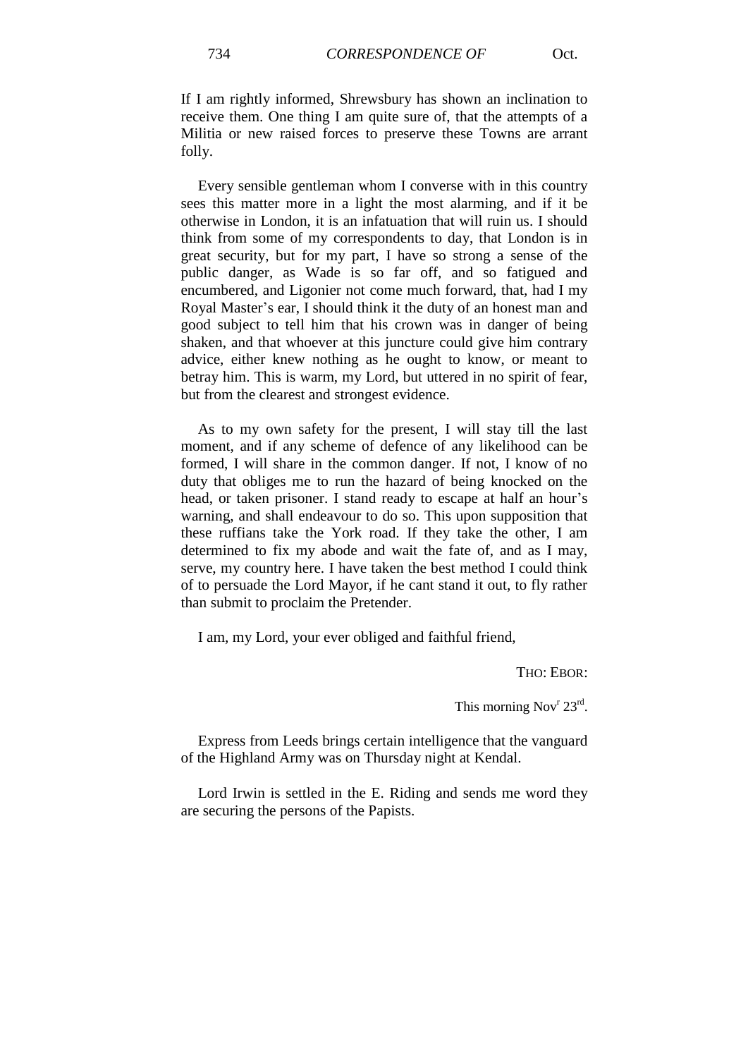If I am rightly informed, Shrewsbury has shown an inclination to receive them. One thing I am quite sure of, that the attempts of a Militia or new raised forces to preserve these Towns are arrant folly.

Every sensible gentleman whom I converse with in this country sees this matter more in a light the most alarming, and if it be otherwise in London, it is an infatuation that will ruin us. I should think from some of my correspondents to day, that London is in great security, but for my part, I have so strong a sense of the public danger, as Wade is so far off, and so fatigued and encumbered, and Ligonier not come much forward, that, had I my Royal Master's ear, I should think it the duty of an honest man and good subject to tell him that his crown was in danger of being shaken, and that whoever at this juncture could give him contrary advice, either knew nothing as he ought to know, or meant to betray him. This is warm, my Lord, but uttered in no spirit of fear, but from the clearest and strongest evidence.

As to my own safety for the present, I will stay till the last moment, and if any scheme of defence of any likelihood can be formed, I will share in the common danger. If not, I know of no duty that obliges me to run the hazard of being knocked on the head, or taken prisoner. I stand ready to escape at half an hour's warning, and shall endeavour to do so. This upon supposition that these ruffians take the York road. If they take the other, I am determined to fix my abode and wait the fate of, and as I may, serve, my country here. I have taken the best method I could think of to persuade the Lord Mayor, if he cant stand it out, to fly rather than submit to proclaim the Pretender.

I am, my Lord, your ever obliged and faithful friend,

THO: EBOR:

This morning Nov[r] 23[rd].

Express from Leeds brings certain intelligence that the vanguard of the Highland Army was on Thursday night at Kendal.

Lord Irwin is settled in the E. Riding and sends me word they are securing the persons of the Papists.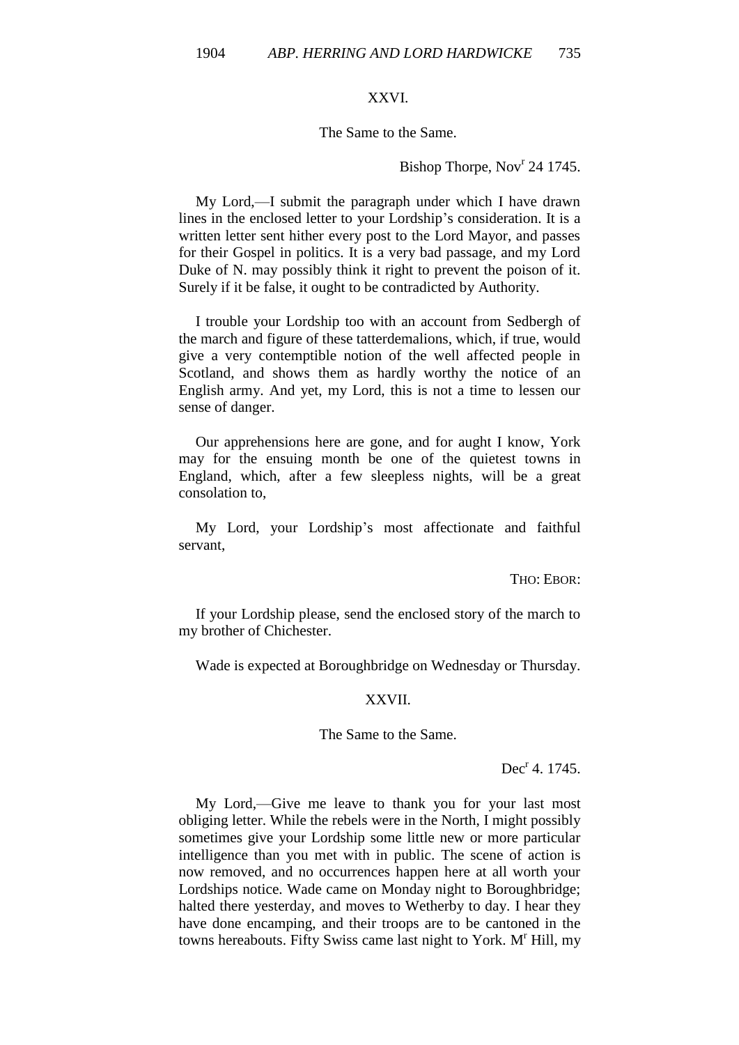XXVI.

The Same to the Same.

Bishop Thorpe, Nov[r] 24 1745.

My Lord,—I submit the paragraph under which I have drawn lines in the enclosed letter to your Lordship's consideration. It is a written letter sent hither every post to the Lord Mayor, and passes for their Gospel in politics. It is a very bad passage, and my Lord Duke of N. may possibly think it right to prevent the poison of it. Surely if it be false, it ought to be contradicted by Authority.

I trouble your Lordship too with an account from Sedbergh of the march and figure of these tatterdemalions, which, if true, would give a very contemptible notion of the well affected people in Scotland, and shows them as hardly worthy the notice of an English army. And yet, my Lord, this is not a time to lessen our sense of danger.

Our apprehensions here are gone, and for aught I know, York may for the ensuing month be one of the quietest towns in England, which, after a few sleepless nights, will be a great consolation to,

My Lord, your Lordship's most affectionate and faithful servant,

THO: EBOR:

If your Lordship please, send the enclosed story of the march to my brother of Chichester.

Wade is expected at Boroughbridge on Wednesday or Thursday.

XXVII.

The Same to the Same.

Dec[r] 4. 1745.

My Lord,—Give me leave to thank you for your last most obliging letter. While the rebels were in the North, I might possibly sometimes give your Lordship some little new or more particular intelligence than you met with in public. The scene of action is now removed, and no occurrences happen here at all worth your Lordships notice. Wade came on Monday night to Boroughbridge; halted there yesterday, and moves to Wetherby to day. I hear they have done encamping, and their troops are to be cantoned in the towns hereabouts. Fifty Swiss came last night to York. M[r] Hill, my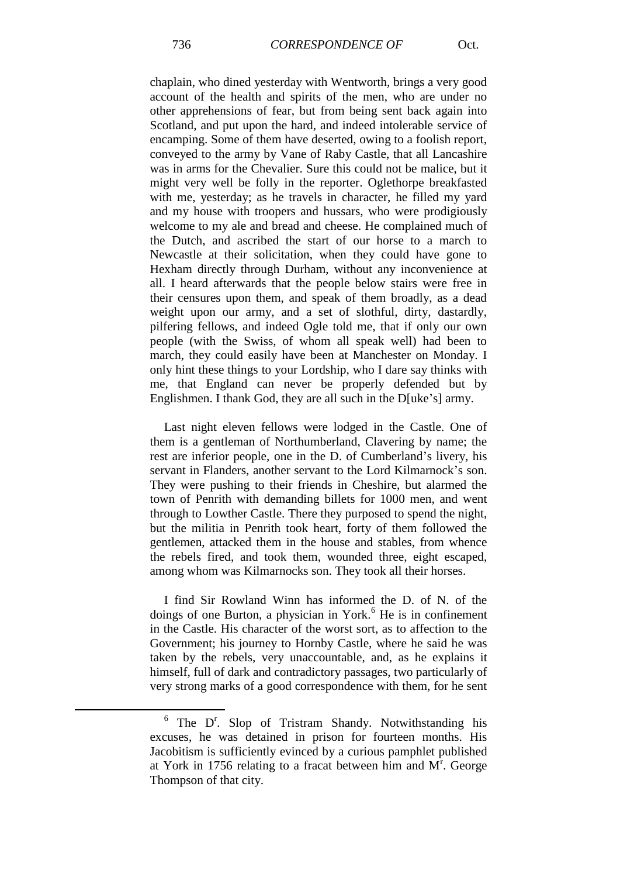chaplain, who dined yesterday with Wentworth, brings a very good account of the health and spirits of the men, who are under no other apprehensions of fear, but from being sent back again into Scotland, and put upon the hard, and indeed intolerable service of encamping. Some of them have deserted, owing to a foolish report, conveyed to the army by Vane of Raby Castle, that all Lancashire was in arms for the Chevalier. Sure this could not be malice, but it might very well be folly in the reporter. Oglethorpe breakfasted with me, yesterday; as he travels in character, he filled my yard and my house with troopers and hussars, who were prodigiously welcome to my ale and bread and cheese. He complained much of the Dutch, and ascribed the start of our horse to a march to Newcastle at their solicitation, when they could have gone to Hexham directly through Durham, without any inconvenience at all. I heard afterwards that the people below stairs were free in their censures upon them, and speak of them broadly, as a dead weight upon our army, and a set of slothful, dirty, dastardly, pilfering fellows, and indeed Ogle told me, that if only our own people (with the Swiss, of whom all speak well) had been to march, they could easily have been at Manchester on Monday. I only hint these things to your Lordship, who I dare say thinks with me, that England can never be properly defended but by Englishmen. I thank God, they are all such in the D[uke's] army.

Last night eleven fellows were lodged in the Castle. One of them is a gentleman of Northumberland, Clavering by name; the rest are inferior people, one in the D. of Cumberland's livery, his servant in Flanders, another servant to the Lord Kilmarnock's son. They were pushing to their friends in Cheshire, but alarmed the town of Penrith with demanding billets for 1000 men, and went through to Lowther Castle. There they purposed to spend the night, but the militia in Penrith took heart, forty of them followed the gentlemen, attacked them in the house and stables, from whence the rebels fired, and took them, wounded three, eight escaped, among whom was Kilmarnocks son. They took all their horses.

I find Sir Rowland Winn has informed the D. of N. of the doings of one Burton, a physician in York.[6] He is in confinement in the Castle. His character of the worst sort, as to affection to the Government; his journey to Hornby Castle, where he said he was taken by the rebels, very unaccountable, and, as he explains it himself, full of dark and contradictory passages, two particularly of very strong marks of a good correspondence with them, for he sent

---

[6] The D^r^. Slop of Tristram Shandy. Notwithstanding his excuses, he was detained in prison for fourteen months. His Jacobitism is sufficiently evinced by a curious pamphlet published at York in 1756 relating to a fracat between him and M^r^. George Thompson of that city.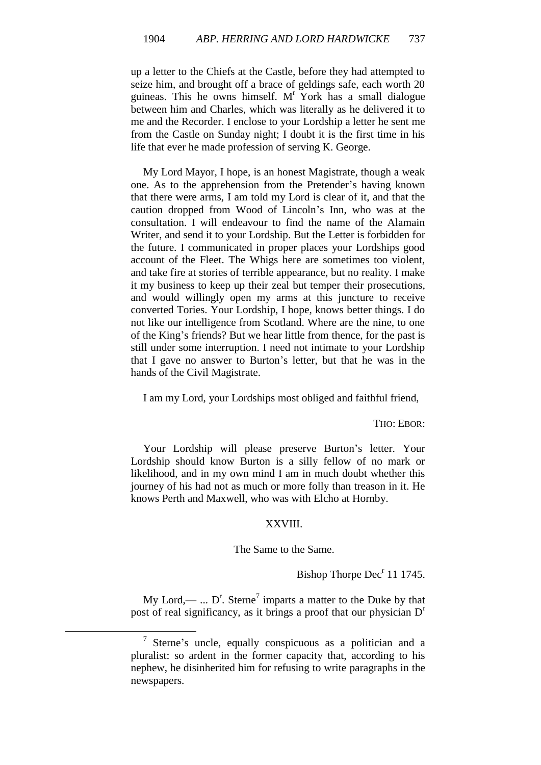up a letter to the Chiefs at the Castle, before they had attempted to seize him, and brought off a brace of geldings safe, each worth 20 guineas. This he owns himself. Mr York has a small dialogue between him and Charles, which was literally as he delivered it to me and the Recorder. I enclose to your Lordship a letter he sent me from the Castle on Sunday night; I doubt it is the first time in his life that ever he made profession of serving K. George.

My Lord Mayor, I hope, is an honest Magistrate, though a weak one. As to the apprehension from the Pretender's having known that there were arms, I am told my Lord is clear of it, and that the caution dropped from Wood of Lincoln's Inn, who was at the consultation. I will endeavour to find the name of the Alamain Writer, and send it to your Lordship. But the Letter is forbidden for the future. I communicated in proper places your Lordships good account of the Fleet. The Whigs here are sometimes too violent, and take fire at stories of terrible appearance, but no reality. I make it my business to keep up their zeal but temper their prosecutions, and would willingly open my arms at this juncture to receive converted Tories. Your Lordship, I hope, knows better things. I do not like our intelligence from Scotland. Where are the nine, to one of the King's friends? But we hear little from thence, for the past is still under some interruption. I need not intimate to your Lordship that I gave no answer to Burton's letter, but that he was in the hands of the Civil Magistrate.

I am my Lord, your Lordships most obliged and faithful friend,

THO: EBOR:

Your Lordship will please preserve Burton's letter. Your Lordship should know Burton is a silly fellow of no mark or likelihood, and in my own mind I am in much doubt whether this journey of his had not as much or more folly than treason in it. He knows Perth and Maxwell, who was with Elcho at Hornby.

## XXVIII.

The Same to the Same.

Bishop Thorpe Decr 11 1745.

My Lord,— ... Dr. Sterne[7] imparts a matter to the Duke by that post of real significancy, as it brings a proof that our physician Dr

[7] Sterne's uncle, equally conspicuous as a politician and a pluralist: so ardent in the former capacity that, according to his nephew, he disinherited him for refusing to write paragraphs in the newspapers.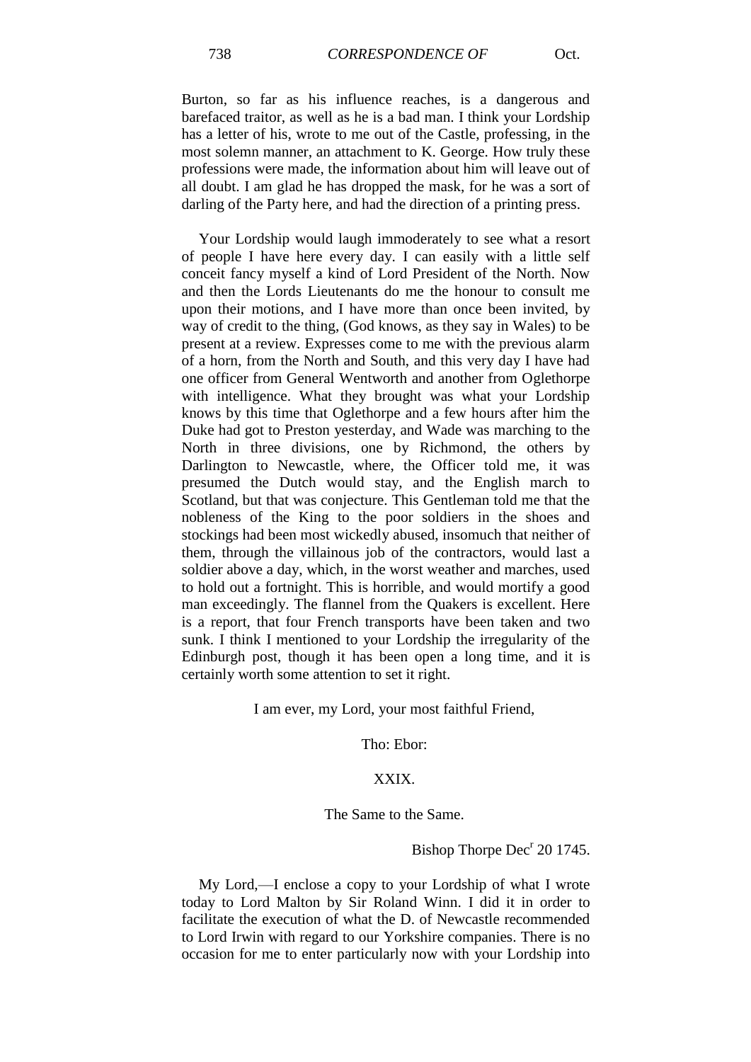Burton, so far as his influence reaches, is a dangerous and barefaced traitor, as well as he is a bad man. I think your Lordship has a letter of his, wrote to me out of the Castle, professing, in the most solemn manner, an attachment to K. George. How truly these professions were made, the information about him will leave out of all doubt. I am glad he has dropped the mask, for he was a sort of darling of the Party here, and had the direction of a printing press.

Your Lordship would laugh immoderately to see what a resort of people I have here every day. I can easily with a little self conceit fancy myself a kind of Lord President of the North. Now and then the Lords Lieutenants do me the honour to consult me upon their motions, and I have more than once been invited, by way of credit to the thing, (God knows, as they say in Wales) to be present at a review. Expresses come to me with the previous alarm of a horn, from the North and South, and this very day I have had one officer from General Wentworth and another from Oglethorpe with intelligence. What they brought was what your Lordship knows by this time that Oglethorpe and a few hours after him the Duke had got to Preston yesterday, and Wade was marching to the North in three divisions, one by Richmond, the others by Darlington to Newcastle, where, the Officer told me, it was presumed the Dutch would stay, and the English march to Scotland, but that was conjecture. This Gentleman told me that the nobleness of the King to the poor soldiers in the shoes and stockings had been most wickedly abused, insomuch that neither of them, through the villainous job of the contractors, would last a soldier above a day, which, in the worst weather and marches, used to hold out a fortnight. This is horrible, and would mortify a good man exceedingly. The flannel from the Quakers is excellent. Here is a report, that four French transports have been taken and two sunk. I think I mentioned to your Lordship the irregularity of the Edinburgh post, though it has been open a long time, and it is certainly worth some attention to set it right.

I am ever, my Lord, your most faithful Friend,

Tho: Ebor:

XXIX.

The Same to the Same.

Bishop Thorpe Dec[r] 20 1745.

My Lord,—I enclose a copy to your Lordship of what I wrote today to Lord Malton by Sir Roland Winn. I did it in order to facilitate the execution of what the D. of Newcastle recommended to Lord Irwin with regard to our Yorkshire companies. There is no occasion for me to enter particularly now with your Lordship into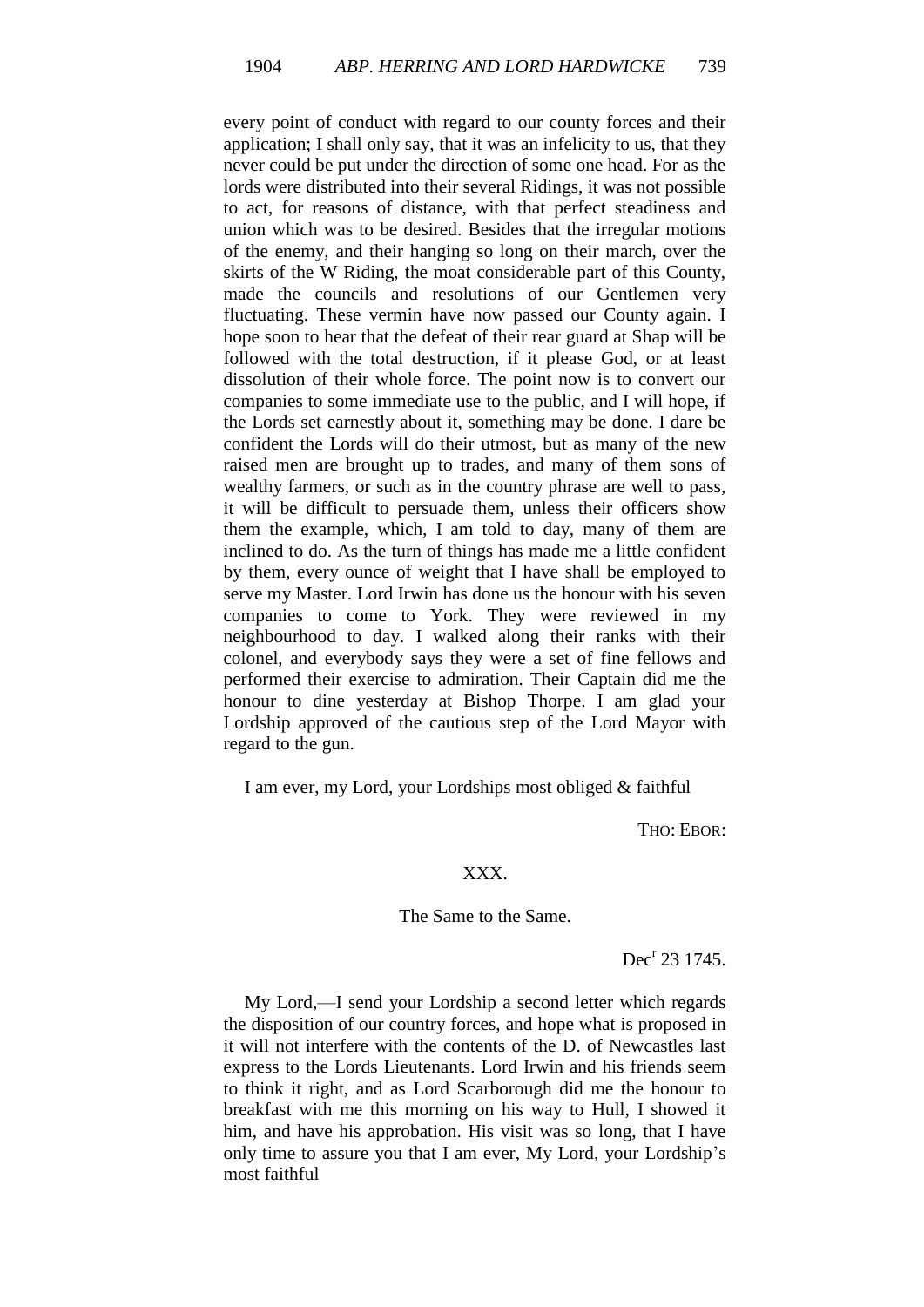every point of conduct with regard to our county forces and their application; I shall only say, that it was an infelicity to us, that they never could be put under the direction of some one head. For as the lords were distributed into their several Ridings, it was not possible to act, for reasons of distance, with that perfect steadiness and union which was to be desired. Besides that the irregular motions of the enemy, and their hanging so long on their march, over the skirts of the W Riding, the moat considerable part of this County, made the councils and resolutions of our Gentlemen very fluctuating. These vermin have now passed our County again. I hope soon to hear that the defeat of their rear guard at Shap will be followed with the total destruction, if it please God, or at least dissolution of their whole force. The point now is to convert our companies to some immediate use to the public, and I will hope, if the Lords set earnestly about it, something may be done. I dare be confident the Lords will do their utmost, but as many of the new raised men are brought up to trades, and many of them sons of wealthy farmers, or such as in the country phrase are well to pass, it will be difficult to persuade them, unless their officers show them the example, which, I am told to day, many of them are inclined to do. As the turn of things has made me a little confident by them, every ounce of weight that I have shall be employed to serve my Master. Lord Irwin has done us the honour with his seven companies to come to York. They were reviewed in my neighbourhood to day. I walked along their ranks with their colonel, and everybody says they were a set of fine fellows and performed their exercise to admiration. Their Captain did me the honour to dine yesterday at Bishop Thorpe. I am glad your Lordship approved of the cautious step of the Lord Mayor with regard to the gun.

I am ever, my Lord, your Lordships most obliged & faithful

THO: EBOR:

## XXX.

The Same to the Same.

Dec[r] 23 1745.

My Lord,—I send your Lordship a second letter which regards the disposition of our country forces, and hope what is proposed in it will not interfere with the contents of the D. of Newcastles last express to the Lords Lieutenants. Lord Irwin and his friends seem to think it right, and as Lord Scarborough did me the honour to breakfast with me this morning on his way to Hull, I showed it him, and have his approbation. His visit was so long, that I have only time to assure you that I am ever, My Lord, your Lordship's most faithful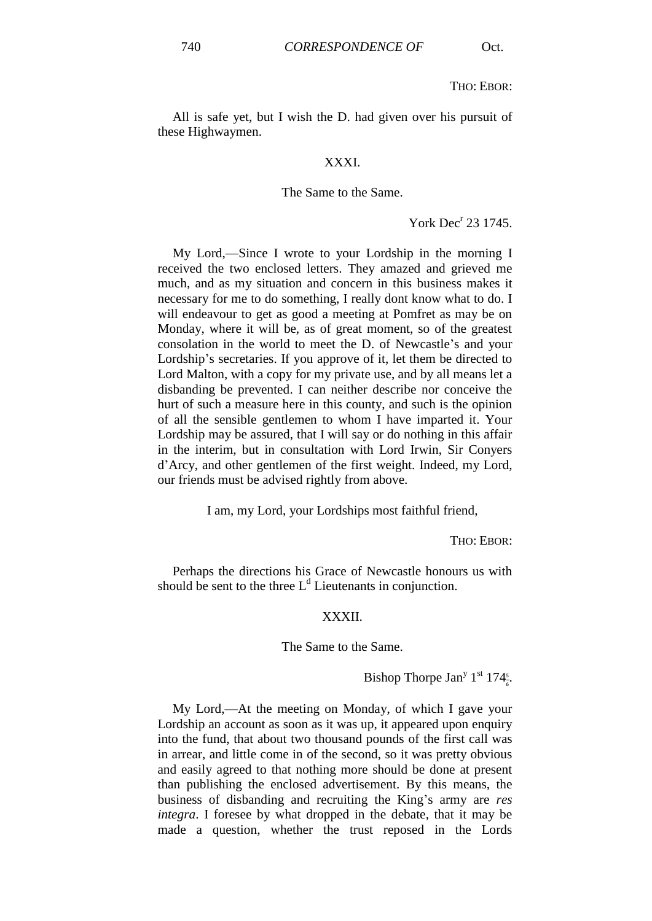THO: EBOR:

All is safe yet, but I wish the D. had given over his pursuit of these Highwaymen.

XXXI.

The Same to the Same.

York Dec[r] 23 1745.

My Lord,—Since I wrote to your Lordship in the morning I received the two enclosed letters. They amazed and grieved me much, and as my situation and concern in this business makes it necessary for me to do something, I really dont know what to do. I will endeavour to get as good a meeting at Pomfret as may be on Monday, where it will be, as of great moment, so of the greatest consolation in the world to meet the D. of Newcastle's and your Lordship's secretaries. If you approve of it, let them be directed to Lord Malton, with a copy for my private use, and by all means let a disbanding be prevented. I can neither describe nor conceive the hurt of such a measure here in this county, and such is the opinion of all the sensible gentlemen to whom I have imparted it. Your Lordship may be assured, that I will say or do nothing in this affair in the interim, but in consultation with Lord Irwin, Sir Conyers d'Arcy, and other gentlemen of the first weight. Indeed, my Lord, our friends must be advised rightly from above.

I am, my Lord, your Lordships most faithful friend,

THO: EBOR:

Perhaps the directions his Grace of Newcastle honours us with should be sent to the three L[d] Lieutenants in conjunction.

XXXII.

The Same to the Same.

Bishop Thorpe Jan[y] 1[st] 174$\frac{5}{6}$.

My Lord,—At the meeting on Monday, of which I gave your Lordship an account as soon as it was up, it appeared upon enquiry into the fund, that about two thousand pounds of the first call was in arrear, and little come in of the second, so it was pretty obvious and easily agreed to that nothing more should be done at present than publishing the enclosed advertisement. By this means, the business of disbanding and recruiting the King's army are *res integra*. I foresee by what dropped in the debate, that it may be made a question, whether the trust reposed in the Lords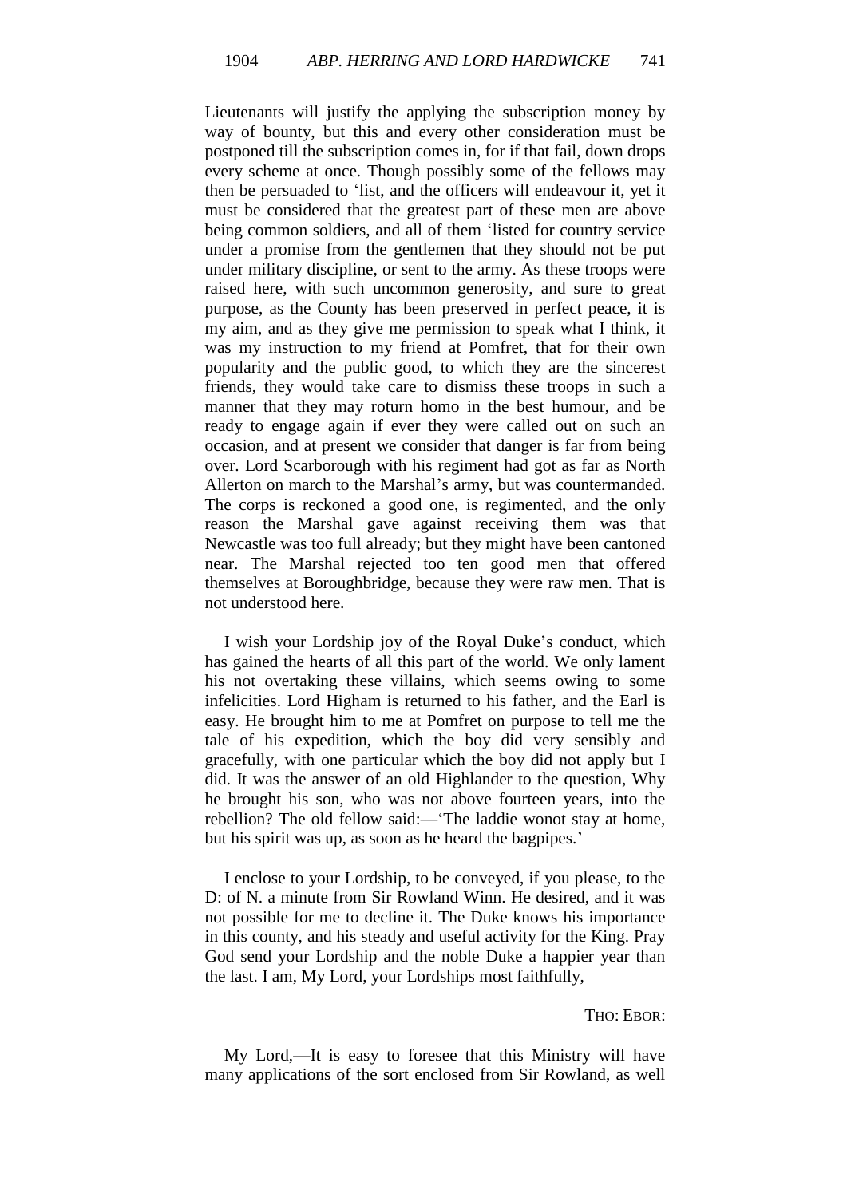Lieutenants will justify the applying the subscription money by way of bounty, but this and every other consideration must be postponed till the subscription comes in, for if that fail, down drops every scheme at once. Though possibly some of the fellows may then be persuaded to 'list, and the officers will endeavour it, yet it must be considered that the greatest part of these men are above being common soldiers, and all of them 'listed for country service under a promise from the gentlemen that they should not be put under military discipline, or sent to the army. As these troops were raised here, with such uncommon generosity, and sure to great purpose, as the County has been preserved in perfect peace, it is my aim, and as they give me permission to speak what I think, it was my instruction to my friend at Pomfret, that for their own popularity and the public good, to which they are the sincerest friends, they would take care to dismiss these troops in such a manner that they may roturn homo in the best humour, and be ready to engage again if ever they were called out on such an occasion, and at present we consider that danger is far from being over. Lord Scarborough with his regiment had got as far as North Allerton on march to the Marshal's army, but was countermanded. The corps is reckoned a good one, is regimented, and the only reason the Marshal gave against receiving them was that Newcastle was too full already; but they might have been cantoned near. The Marshal rejected too ten good men that offered themselves at Boroughbridge, because they were raw men. That is not understood here.

I wish your Lordship joy of the Royal Duke's conduct, which has gained the hearts of all this part of the world. We only lament his not overtaking these villains, which seems owing to some infelicities. Lord Higham is returned to his father, and the Earl is easy. He brought him to me at Pomfret on purpose to tell me the tale of his expedition, which the boy did very sensibly and gracefully, with one particular which the boy did not apply but I did. It was the answer of an old Highlander to the question, Why he brought his son, who was not above fourteen years, into the rebellion? The old fellow said:—'The laddie wonot stay at home, but his spirit was up, as soon as he heard the bagpipes.'

I enclose to your Lordship, to be conveyed, if you please, to the D: of N. a minute from Sir Rowland Winn. He desired, and it was not possible for me to decline it. The Duke knows his importance in this county, and his steady and useful activity for the King. Pray God send your Lordship and the noble Duke a happier year than the last. I am, My Lord, your Lordships most faithfully,

THO: EBOR:

My Lord,—It is easy to foresee that this Ministry will have many applications of the sort enclosed from Sir Rowland, as well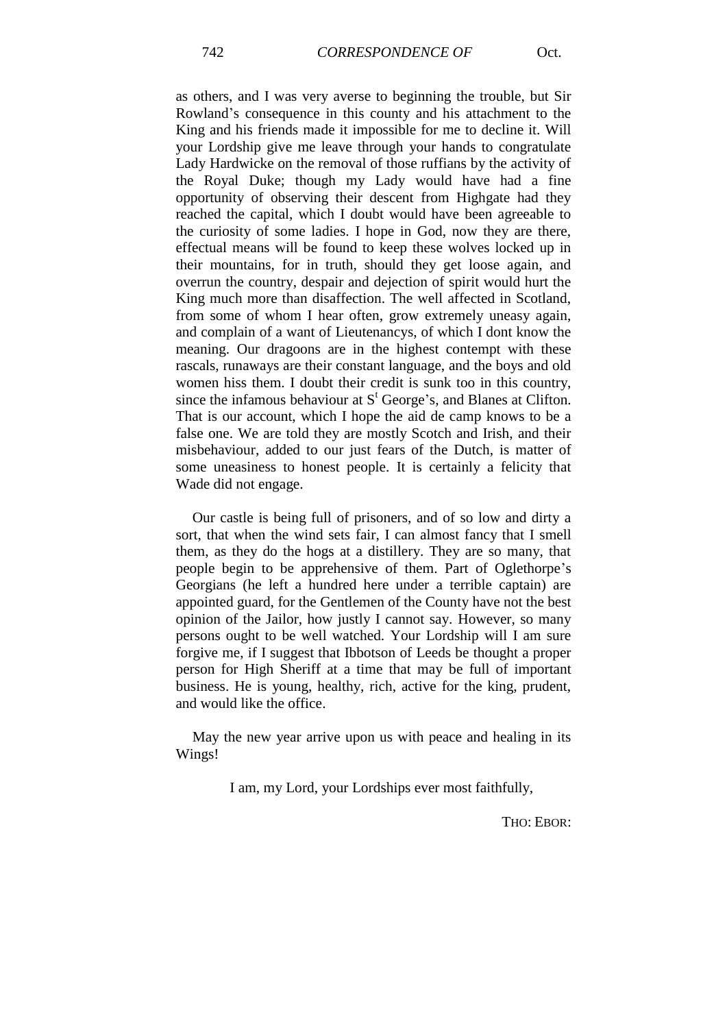as others, and I was very averse to beginning the trouble, but Sir Rowland's consequence in this county and his attachment to the King and his friends made it impossible for me to decline it. Will your Lordship give me leave through your hands to congratulate Lady Hardwicke on the removal of those ruffians by the activity of the Royal Duke; though my Lady would have had a fine opportunity of observing their descent from Highgate had they reached the capital, which I doubt would have been agreeable to the curiosity of some ladies. I hope in God, now they are there, effectual means will be found to keep these wolves locked up in their mountains, for in truth, should they get loose again, and overrun the country, despair and dejection of spirit would hurt the King much more than disaffection. The well affected in Scotland, from some of whom I hear often, grow extremely uneasy again, and complain of a want of Lieutenancys, of which I dont know the meaning. Our dragoons are in the highest contempt with these rascals, runaways are their constant language, and the boys and old women hiss them. I doubt their credit is sunk too in this country, since the infamous behaviour at S[t] George's, and Blanes at Clifton. That is our account, which I hope the aid de camp knows to be a false one. We are told they are mostly Scotch and Irish, and their misbehaviour, added to our just fears of the Dutch, is matter of some uneasiness to honest people. It is certainly a felicity that Wade did not engage.

Our castle is being full of prisoners, and of so low and dirty a sort, that when the wind sets fair, I can almost fancy that I smell them, as they do the hogs at a distillery. They are so many, that people begin to be apprehensive of them. Part of Oglethorpe's Georgians (he left a hundred here under a terrible captain) are appointed guard, for the Gentlemen of the County have not the best opinion of the Jailor, how justly I cannot say. However, so many persons ought to be well watched. Your Lordship will I am sure forgive me, if I suggest that Ibbotson of Leeds be thought a proper person for High Sheriff at a time that may be full of important business. He is young, healthy, rich, active for the king, prudent, and would like the office.

May the new year arrive upon us with peace and healing in its Wings!

I am, my Lord, your Lordships ever most faithfully,

THO: EBOR: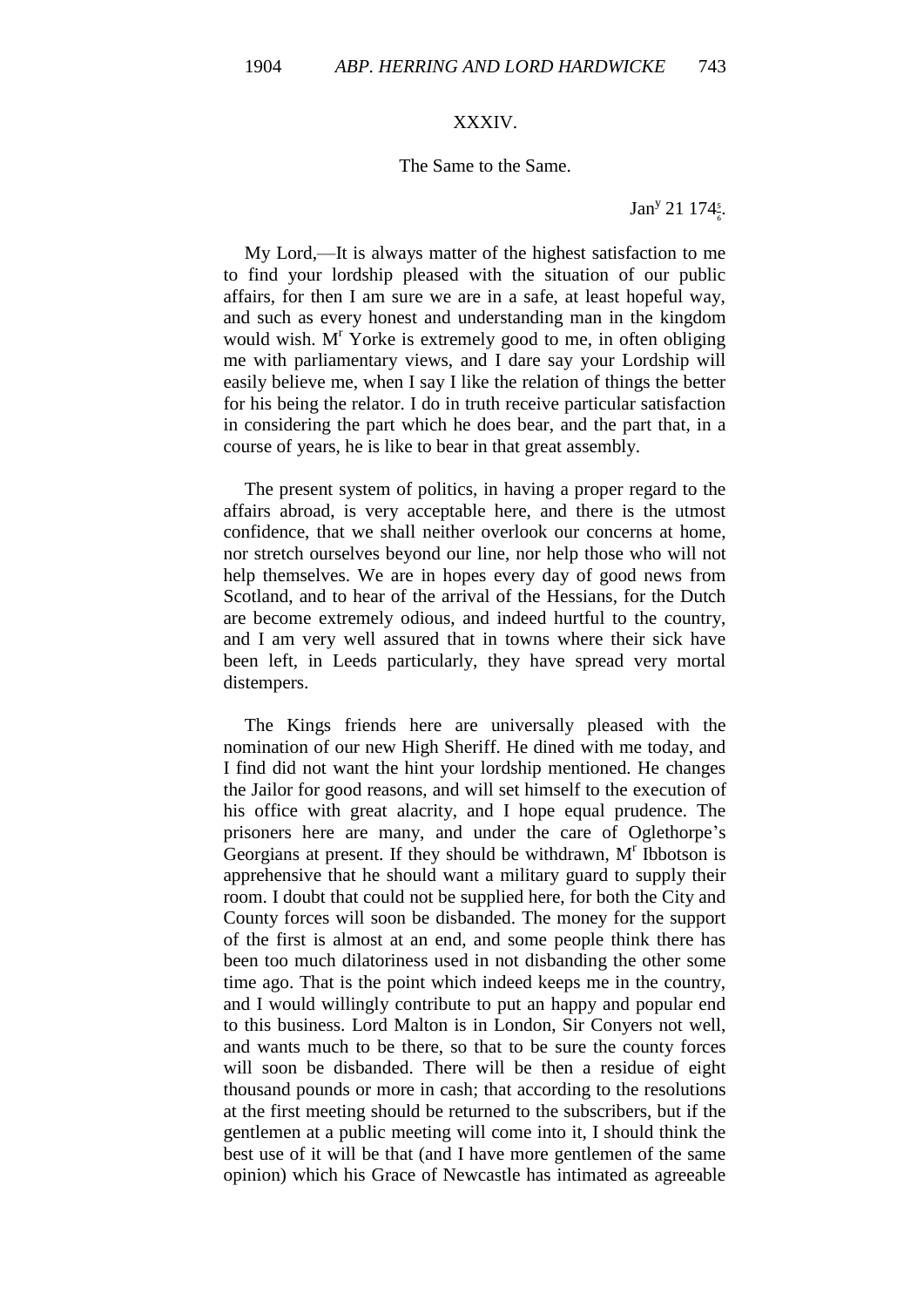XXXIV.

The Same to the Same.

Jan[y] 21 174$\frac{5}{6}$.

My Lord,—It is always matter of the highest satisfaction to me to find your lordship pleased with the situation of our public affairs, for then I am sure we are in a safe, at least hopeful way, and such as every honest and understanding man in the kingdom would wish. M[r] Yorke is extremely good to me, in often obliging me with parliamentary views, and I dare say your Lordship will easily believe me, when I say I like the relation of things the better for his being the relator. I do in truth receive particular satisfaction in considering the part which he does bear, and the part that, in a course of years, he is like to bear in that great assembly.

The present system of politics, in having a proper regard to the affairs abroad, is very acceptable here, and there is the utmost confidence, that we shall neither overlook our concerns at home, nor stretch ourselves beyond our line, nor help those who will not help themselves. We are in hopes every day of good news from Scotland, and to hear of the arrival of the Hessians, for the Dutch are become extremely odious, and indeed hurtful to the country, and I am very well assured that in towns where their sick have been left, in Leeds particularly, they have spread very mortal distempers.

The Kings friends here are universally pleased with the nomination of our new High Sheriff. He dined with me today, and I find did not want the hint your lordship mentioned. He changes the Jailor for good reasons, and will set himself to the execution of his office with great alacrity, and I hope equal prudence. The prisoners here are many, and under the care of Oglethorpe's Georgians at present. If they should be withdrawn, M[r] Ibbotson is apprehensive that he should want a military guard to supply their room. I doubt that could not be supplied here, for both the City and County forces will soon be disbanded. The money for the support of the first is almost at an end, and some people think there has been too much dilatoriness used in not disbanding the other some time ago. That is the point which indeed keeps me in the country, and I would willingly contribute to put an happy and popular end to this business. Lord Malton is in London, Sir Conyers not well, and wants much to be there, so that to be sure the county forces will soon be disbanded. There will be then a residue of eight thousand pounds or more in cash; that according to the resolutions at the first meeting should be returned to the subscribers, but if the gentlemen at a public meeting will come into it, I should think the best use of it will be that (and I have more gentlemen of the same opinion) which his Grace of Newcastle has intimated as agreeable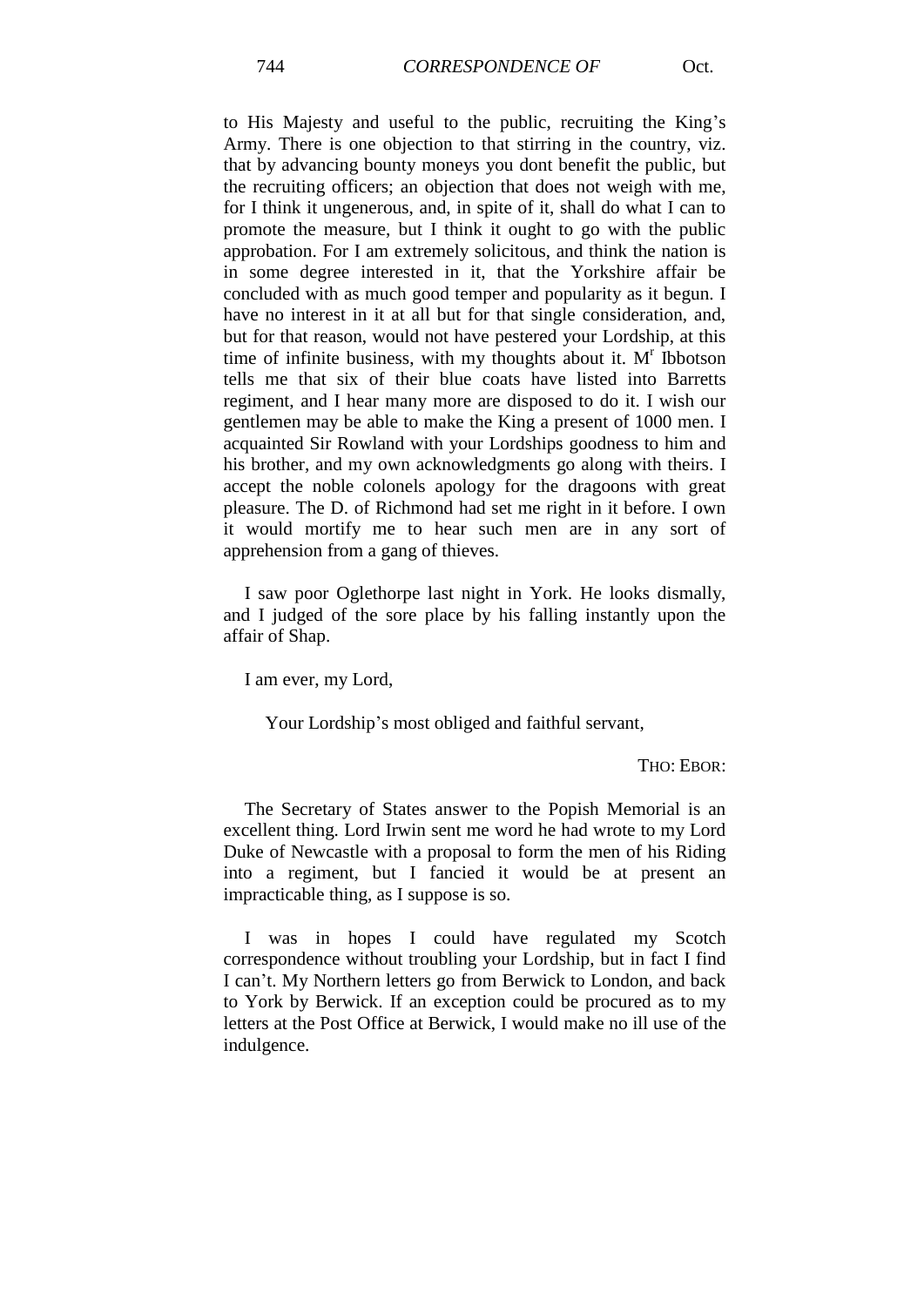to His Majesty and useful to the public, recruiting the King's Army. There is one objection to that stirring in the country, viz. that by advancing bounty moneys you dont benefit the public, but the recruiting officers; an objection that does not weigh with me, for I think it ungenerous, and, in spite of it, shall do what I can to promote the measure, but I think it ought to go with the public approbation. For I am extremely solicitous, and think the nation is in some degree interested in it, that the Yorkshire affair be concluded with as much good temper and popularity as it begun. I have no interest in it at all but for that single consideration, and, but for that reason, would not have pestered your Lordship, at this time of infinite business, with my thoughts about it. M^r^ Ibbotson tells me that six of their blue coats have listed into Barretts regiment, and I hear many more are disposed to do it. I wish our gentlemen may be able to make the King a present of 1000 men. I acquainted Sir Rowland with your Lordships goodness to him and his brother, and my own acknowledgments go along with theirs. I accept the noble colonels apology for the dragoons with great pleasure. The D. of Richmond had set me right in it before. I own it would mortify me to hear such men are in any sort of apprehension from a gang of thieves.

I saw poor Oglethorpe last night in York. He looks dismally, and I judged of the sore place by his falling instantly upon the affair of Shap.

I am ever, my Lord,

Your Lordship's most obliged and faithful servant,

THO: EBOR:

The Secretary of States answer to the Popish Memorial is an excellent thing. Lord Irwin sent me word he had wrote to my Lord Duke of Newcastle with a proposal to form the men of his Riding into a regiment, but I fancied it would be at present an impracticable thing, as I suppose is so.

I was in hopes I could have regulated my Scotch correspondence without troubling your Lordship, but in fact I find I can't. My Northern letters go from Berwick to London, and back to York by Berwick. If an exception could be procured as to my letters at the Post Office at Berwick, I would make no ill use of the indulgence.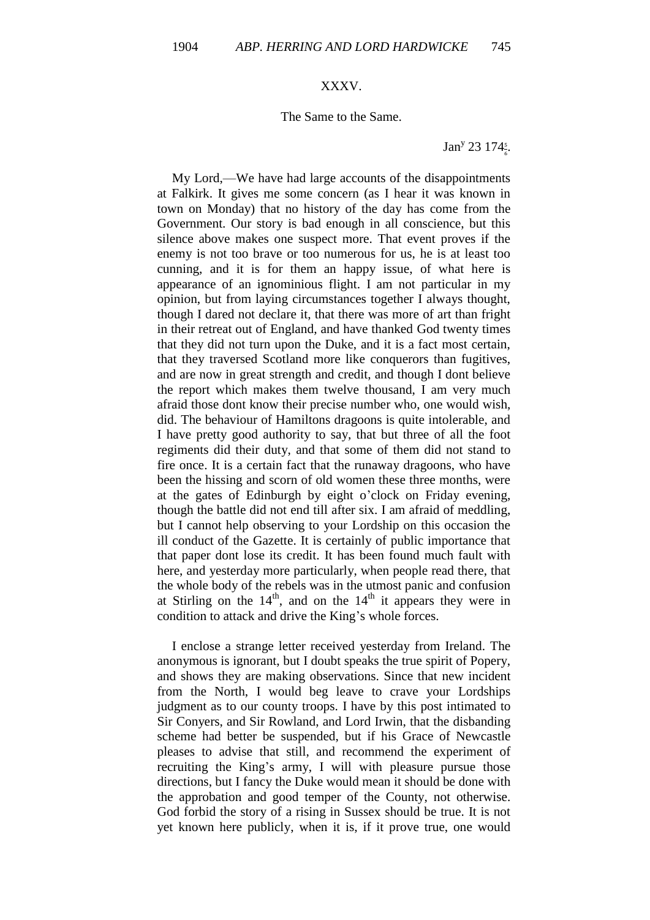XXXV.

The Same to the Same.

Jan[y] 23 174$\frac{5}{6}$.

My Lord,—We have had large accounts of the disappointments at Falkirk. It gives me some concern (as I hear it was known in town on Monday) that no history of the day has come from the Government. Our story is bad enough in all conscience, but this silence above makes one suspect more. That event proves if the enemy is not too brave or too numerous for us, he is at least too cunning, and it is for them an happy issue, of what here is appearance of an ignominious flight. I am not particular in my opinion, but from laying circumstances together I always thought, though I dared not declare it, that there was more of art than fright in their retreat out of England, and have thanked God twenty times that they did not turn upon the Duke, and it is a fact most certain, that they traversed Scotland more like conquerors than fugitives, and are now in great strength and credit, and though I dont believe the report which makes them twelve thousand, I am very much afraid those dont know their precise number who, one would wish, did. The behaviour of Hamiltons dragoons is quite intolerable, and I have pretty good authority to say, that but three of all the foot regiments did their duty, and that some of them did not stand to fire once. It is a certain fact that the runaway dragoons, who have been the hissing and scorn of old women these three months, were at the gates of Edinburgh by eight o'clock on Friday evening, though the battle did not end till after six. I am afraid of meddling, but I cannot help observing to your Lordship on this occasion the ill conduct of the Gazette. It is certainly of public importance that that paper dont lose its credit. It has been found much fault with here, and yesterday more particularly, when people read there, that the whole body of the rebels was in the utmost panic and confusion at Stirling on the 14[th], and on the 14[th] it appears they were in condition to attack and drive the King's whole forces.

I enclose a strange letter received yesterday from Ireland. The anonymous is ignorant, but I doubt speaks the true spirit of Popery, and shows they are making observations. Since that new incident from the North, I would beg leave to crave your Lordships judgment as to our county troops. I have by this post intimated to Sir Conyers, and Sir Rowland, and Lord Irwin, that the disbanding scheme had better be suspended, but if his Grace of Newcastle pleases to advise that still, and recommend the experiment of recruiting the King's army, I will with pleasure pursue those directions, but I fancy the Duke would mean it should be done with the approbation and good temper of the County, not otherwise. God forbid the story of a rising in Sussex should be true. It is not yet known here publicly, when it is, if it prove true, one would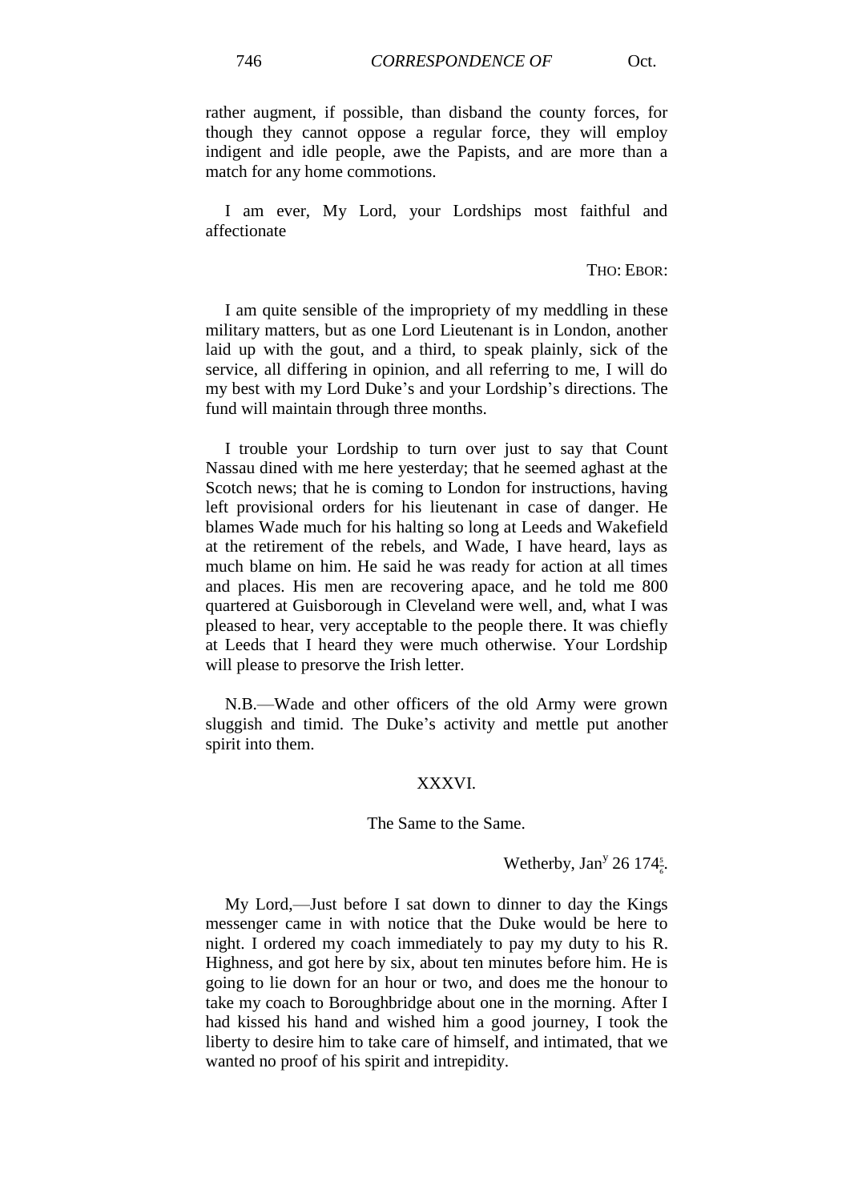rather augment, if possible, than disband the county forces, for though they cannot oppose a regular force, they will employ indigent and idle people, awe the Papists, and are more than a match for any home commotions.

I am ever, My Lord, your Lordships most faithful and affectionate

THO: EBOR:

I am quite sensible of the impropriety of my meddling in these military matters, but as one Lord Lieutenant is in London, another laid up with the gout, and a third, to speak plainly, sick of the service, all differing in opinion, and all referring to me, I will do my best with my Lord Duke's and your Lordship's directions. The fund will maintain through three months.

I trouble your Lordship to turn over just to say that Count Nassau dined with me here yesterday; that he seemed aghast at the Scotch news; that he is coming to London for instructions, having left provisional orders for his lieutenant in case of danger. He blames Wade much for his halting so long at Leeds and Wakefield at the retirement of the rebels, and Wade, I have heard, lays as much blame on him. He said he was ready for action at all times and places. His men are recovering apace, and he told me 800 quartered at Guisborough in Cleveland were well, and, what I was pleased to hear, very acceptable to the people there. It was chiefly at Leeds that I heard they were much otherwise. Your Lordship will please to presorve the Irish letter.

N.B.—Wade and other officers of the old Army were grown sluggish and timid. The Duke's activity and mettle put another spirit into them.

## XXXVI.

The Same to the Same.

Wetherby, Jan[y] 26 174$\frac{5}{6}$.

My Lord,—Just before I sat down to dinner to day the Kings messenger came in with notice that the Duke would be here to night. I ordered my coach immediately to pay my duty to his R. Highness, and got here by six, about ten minutes before him. He is going to lie down for an hour or two, and does me the honour to take my coach to Boroughbridge about one in the morning. After I had kissed his hand and wished him a good journey, I took the liberty to desire him to take care of himself, and intimated, that we wanted no proof of his spirit and intrepidity.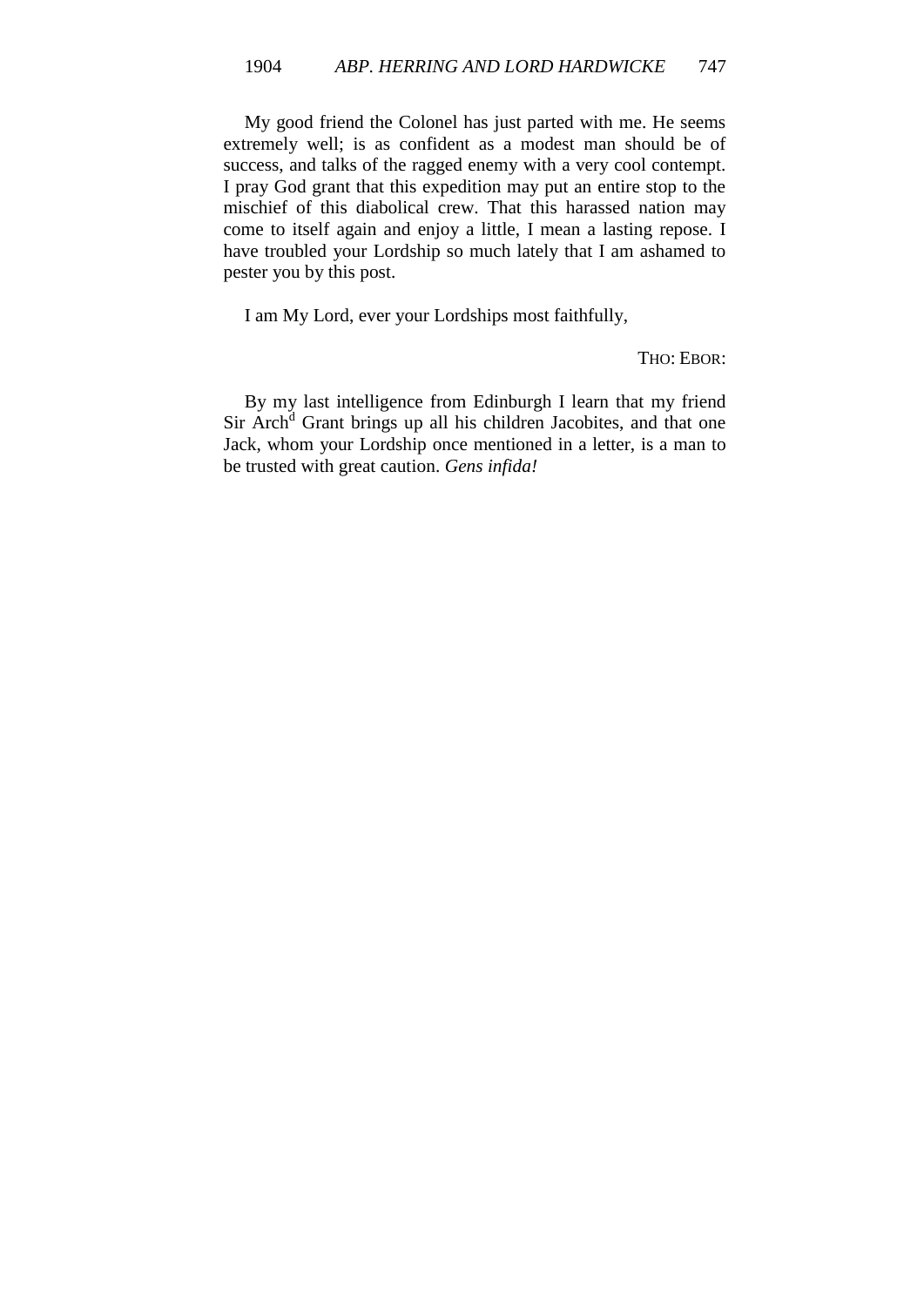My good friend the Colonel has just parted with me. He seems extremely well; is as confident as a modest man should be of success, and talks of the ragged enemy with a very cool contempt. I pray God grant that this expedition may put an entire stop to the mischief of this diabolical crew. That this harassed nation may come to itself again and enjoy a little, I mean a lasting repose. I have troubled your Lordship so much lately that I am ashamed to pester you by this post.

I am My Lord, ever your Lordships most faithfully,

THO: EBOR:

By my last intelligence from Edinburgh I learn that my friend Sir Arch[d] Grant brings up all his children Jacobites, and that one Jack, whom your Lordship once mentioned in a letter, is a man to be trusted with great caution. *Gens infida!*